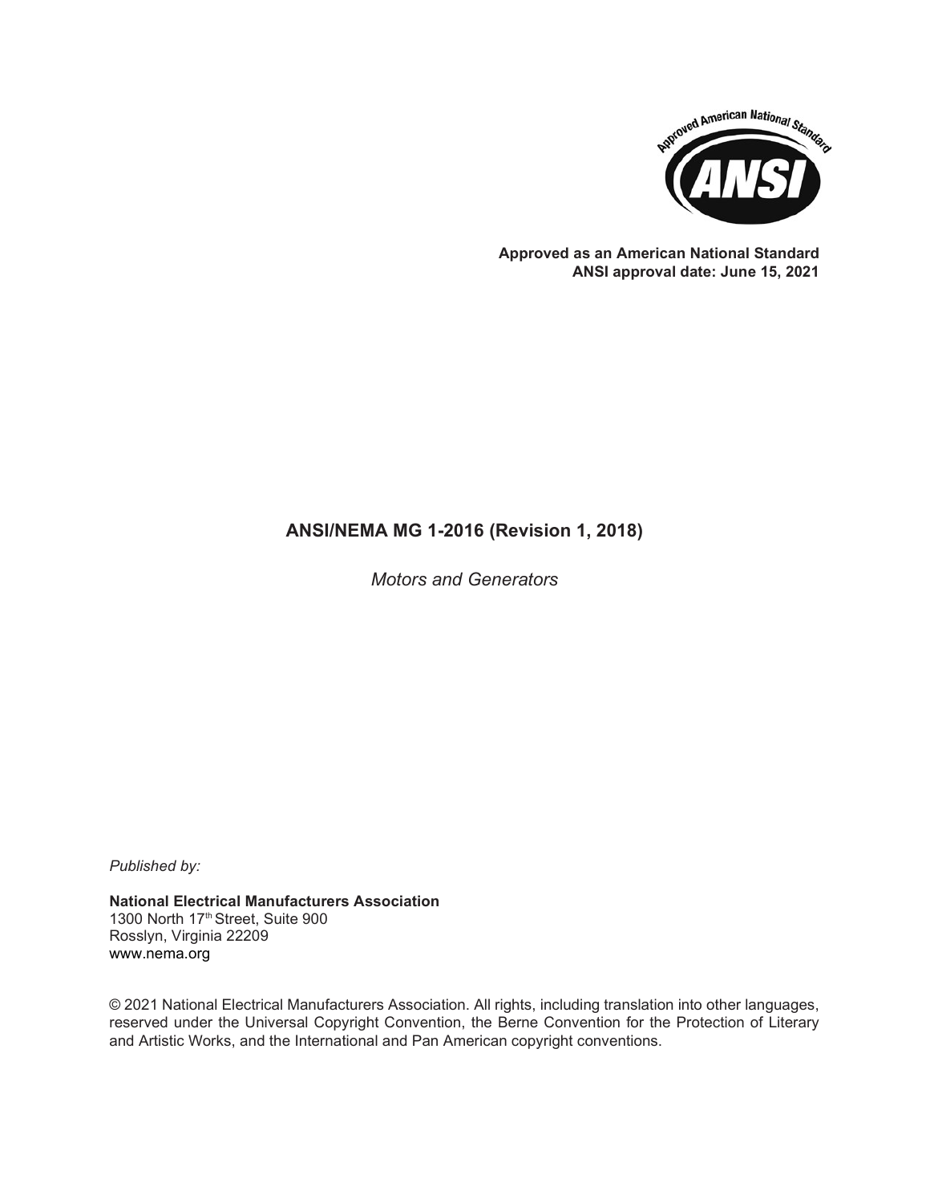Approved American National Standard

ANSI

**Approved as an American National Standard**
**ANSI approval date: June 15, 2021**

# ANSI/NEMA MG 1-2016 (Revision 1, 2018)

*Motors and Generators*

*Published by:*

**National Electrical Manufacturers Association**
1300 North 17th Street, Suite 900
Rosslyn, Virginia 22209
www.nema.org

© 2021 National Electrical Manufacturers Association. All rights, including translation into other languages, reserved under the Universal Copyright Convention, the Berne Convention for the Protection of Literary and Artistic Works, and the International and Pan American copyright conventions.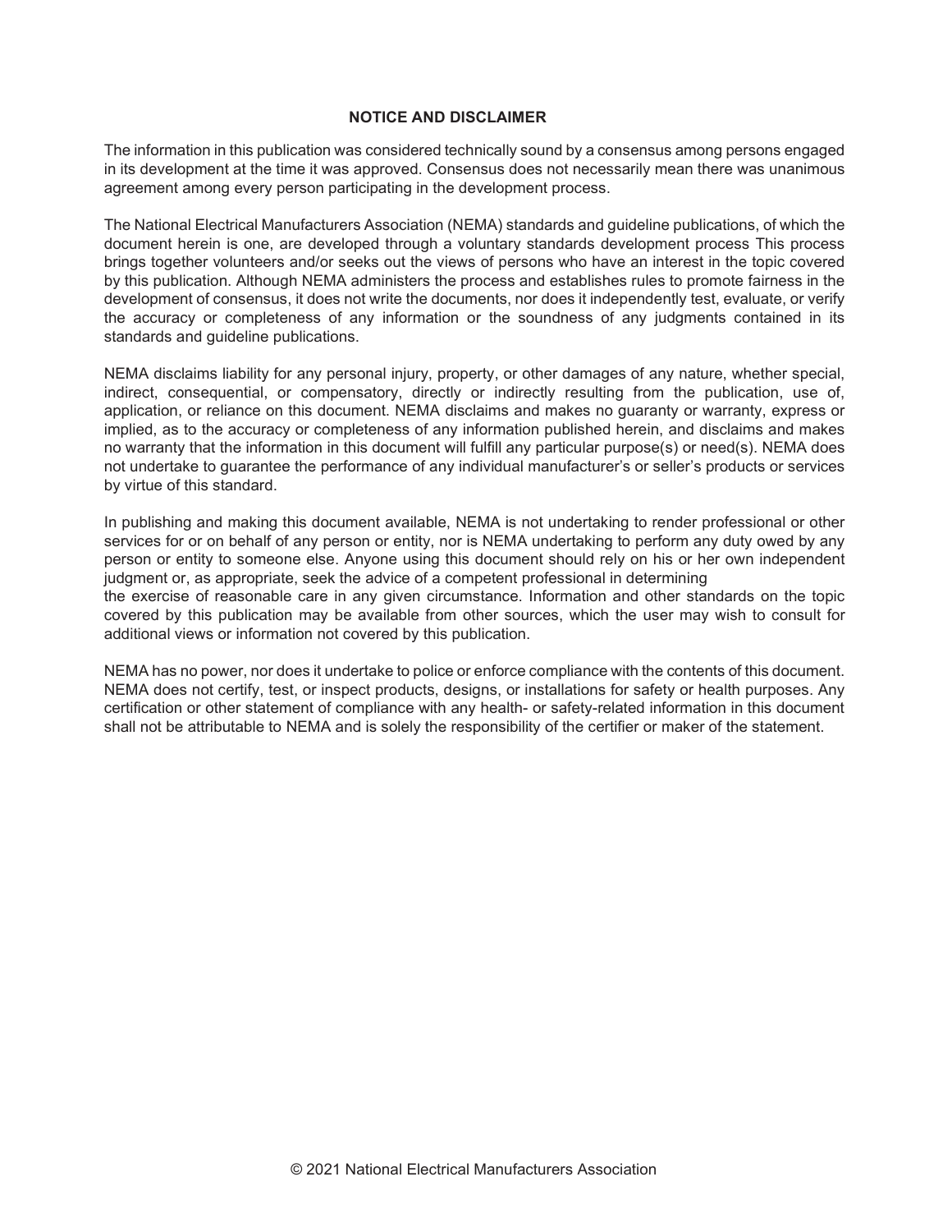## NOTICE AND DISCLAIMER

The information in this publication was considered technically sound by a consensus among persons engaged in its development at the time it was approved. Consensus does not necessarily mean there was unanimous agreement among every person participating in the development process.

The National Electrical Manufacturers Association (NEMA) standards and guideline publications, of which the document herein is one, are developed through a voluntary standards development process This process brings together volunteers and/or seeks out the views of persons who have an interest in the topic covered by this publication. Although NEMA administers the process and establishes rules to promote fairness in the development of consensus, it does not write the documents, nor does it independently test, evaluate, or verify the accuracy or completeness of any information or the soundness of any judgments contained in its standards and guideline publications.

NEMA disclaims liability for any personal injury, property, or other damages of any nature, whether special, indirect, consequential, or compensatory, directly or indirectly resulting from the publication, use of, application, or reliance on this document. NEMA disclaims and makes no guaranty or warranty, express or implied, as to the accuracy or completeness of any information published herein, and disclaims and makes no warranty that the information in this document will fulfill any particular purpose(s) or need(s). NEMA does not undertake to guarantee the performance of any individual manufacturer's or seller's products or services by virtue of this standard.

In publishing and making this document available, NEMA is not undertaking to render professional or other services for or on behalf of any person or entity, nor is NEMA undertaking to perform any duty owed by any person or entity to someone else. Anyone using this document should rely on his or her own independent judgment or, as appropriate, seek the advice of a competent professional in determining the exercise of reasonable care in any given circumstance. Information and other standards on the topic covered by this publication may be available from other sources, which the user may wish to consult for additional views or information not covered by this publication.

NEMA has no power, nor does it undertake to police or enforce compliance with the contents of this document. NEMA does not certify, test, or inspect products, designs, or installations for safety or health purposes. Any certification or other statement of compliance with any health- or safety-related information in this document shall not be attributable to NEMA and is solely the responsibility of the certifier or maker of the statement.

© 2021 National Electrical Manufacturers Association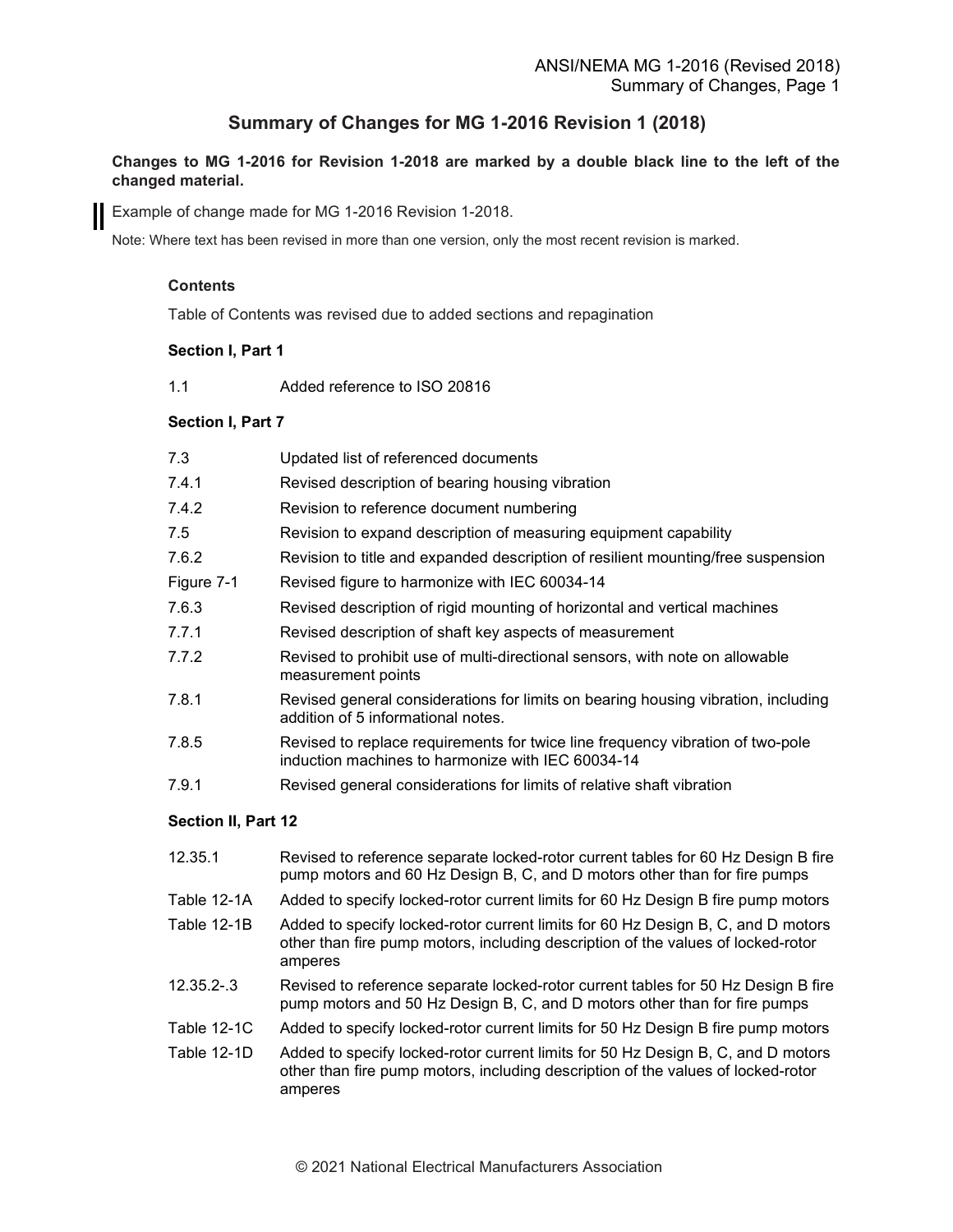# Summary of Changes for MG 1-2016 Revision 1 (2018)

**Changes to MG 1-2016 for Revision 1-2018 are marked by a double black line to the left of the changed material.**

Example of change made for MG 1-2016 Revision 1-2018.

Note: Where text has been revised in more than one version, only the most recent revision is marked.

**Contents**

Table of Contents was revised due to added sections and repagination

**Section I, Part 1**

| | |
|---|---|
| 1.1 | Added reference to ISO 20816 |

**Section I, Part 7**

| | |
|---|---|
| 7.3 | Updated list of referenced documents |
| 7.4.1 | Revised description of bearing housing vibration |
| 7.4.2 | Revision to reference document numbering |
| 7.5 | Revision to expand description of measuring equipment capability |
| 7.6.2 | Revision to title and expanded description of resilient mounting/free suspension |
| Figure 7-1 | Revised figure to harmonize with IEC 60034-14 |
| 7.6.3 | Revised description of rigid mounting of horizontal and vertical machines |
| 7.7.1 | Revised description of shaft key aspects of measurement |
| 7.7.2 | Revised to prohibit use of multi-directional sensors, with note on allowable measurement points |
| 7.8.1 | Revised general considerations for limits on bearing housing vibration, including addition of 5 informational notes. |
| 7.8.5 | Revised to replace requirements for twice line frequency vibration of two-pole induction machines to harmonize with IEC 60034-14 |
| 7.9.1 | Revised general considerations for limits of relative shaft vibration |

**Section II, Part 12**

| | |
|---|---|
| 12.35.1 | Revised to reference separate locked-rotor current tables for 60 Hz Design B fire pump motors and 60 Hz Design B, C, and D motors other than for fire pumps |
| Table 12-1A | Added to specify locked-rotor current limits for 60 Hz Design B fire pump motors |
| Table 12-1B | Added to specify locked-rotor current limits for 60 Hz Design B, C, and D motors other than fire pump motors, including description of the values of locked-rotor amperes |
| 12.35.2-.3 | Revised to reference separate locked-rotor current tables for 50 Hz Design B fire pump motors and 50 Hz Design B, C, and D motors other than for fire pumps |
| Table 12-1C | Added to specify locked-rotor current limits for 50 Hz Design B fire pump motors |
| Table 12-1D | Added to specify locked-rotor current limits for 50 Hz Design B, C, and D motors other than fire pump motors, including description of the values of locked-rotor amperes |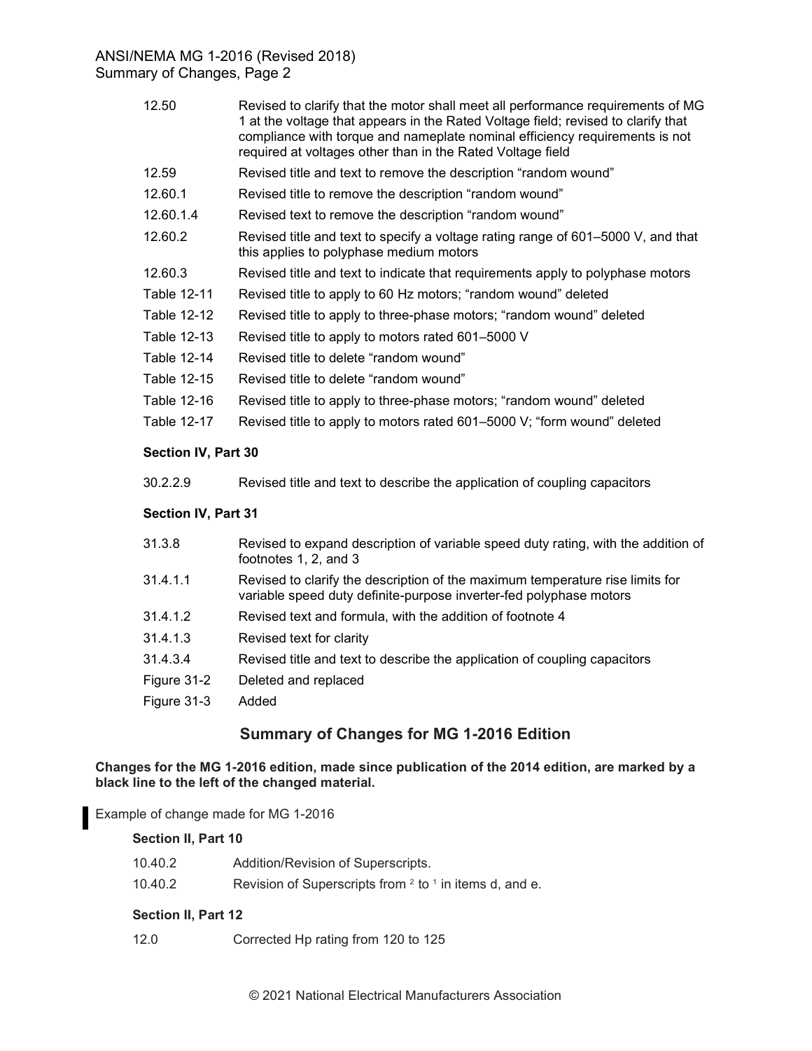| | |
|---|---|
| 12.50 | Revised to clarify that the motor shall meet all performance requirements of MG 1 at the voltage that appears in the Rated Voltage field; revised to clarify that compliance with torque and nameplate nominal efficiency requirements is not required at voltages other than in the Rated Voltage field |
| 12.59 | Revised title and text to remove the description "random wound" |
| 12.60.1 | Revised title to remove the description "random wound" |
| 12.60.1.4 | Revised text to remove the description "random wound" |
| 12.60.2 | Revised title and text to specify a voltage rating range of 601–5000 V, and that this applies to polyphase medium motors |
| 12.60.3 | Revised title and text to indicate that requirements apply to polyphase motors |
| Table 12-11 | Revised title to apply to 60 Hz motors; "random wound" deleted |
| Table 12-12 | Revised title to apply to three-phase motors; "random wound" deleted |
| Table 12-13 | Revised title to apply to motors rated 601–5000 V |
| Table 12-14 | Revised title to delete "random wound" |
| Table 12-15 | Revised title to delete "random wound" |
| Table 12-16 | Revised title to apply to three-phase motors; "random wound" deleted |
| Table 12-17 | Revised title to apply to motors rated 601–5000 V; "form wound" deleted |

**Section IV, Part 30**

| | |
|---|---|
| 30.2.2.9 | Revised title and text to describe the application of coupling capacitors |

**Section IV, Part 31**

| | |
|---|---|
| 31.3.8 | Revised to expand description of variable speed duty rating, with the addition of footnotes 1, 2, and 3 |
| 31.4.1.1 | Revised to clarify the description of the maximum temperature rise limits for variable speed duty definite-purpose inverter-fed polyphase motors |
| 31.4.1.2 | Revised text and formula, with the addition of footnote 4 |
| 31.4.1.3 | Revised text for clarity |
| 31.4.3.4 | Revised title and text to describe the application of coupling capacitors |
| Figure 31-2 | Deleted and replaced |
| Figure 31-3 | Added |

## Summary of Changes for MG 1-2016 Edition

**Changes for the MG 1-2016 edition, made since publication of the 2014 edition, are marked by a black line to the left of the changed material.**

Example of change made for MG 1-2016

**Section II, Part 10**

| | |
|---|---|
| 10.40.2 | Addition/Revision of Superscripts. |
| 10.40.2 | Revision of Superscripts from [2] to [1] in items d, and e. |

**Section II, Part 12**

| | |
|---|---|
| 12.0 | Corrected Hp rating from 120 to 125 |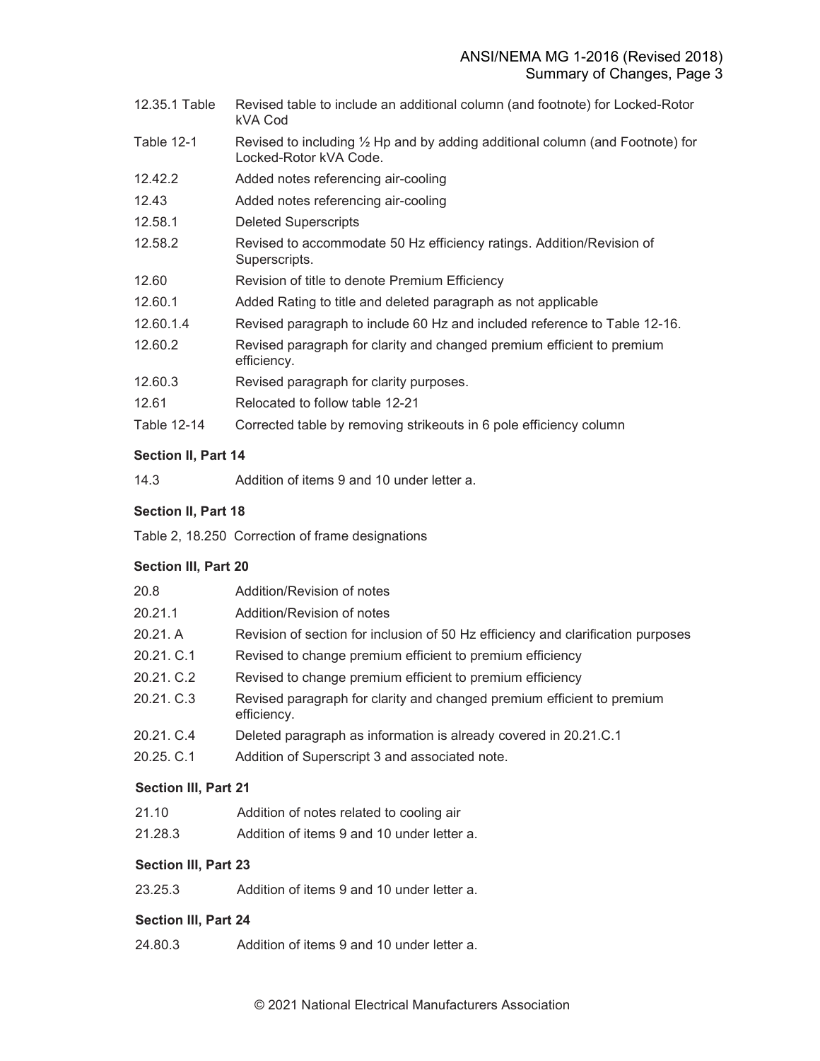| | |
|---|---|
| 12.35.1 Table | Revised table to include an additional column (and footnote) for Locked-Rotor kVA Cod |
| Table 12-1 | Revised to including ½ Hp and by adding additional column (and Footnote) for Locked-Rotor kVA Code. |
| 12.42.2 | Added notes referencing air-cooling |
| 12.43 | Added notes referencing air-cooling |
| 12.58.1 | Deleted Superscripts |
| 12.58.2 | Revised to accommodate 50 Hz efficiency ratings. Addition/Revision of Superscripts. |
| 12.60 | Revision of title to denote Premium Efficiency |
| 12.60.1 | Added Rating to title and deleted paragraph as not applicable |
| 12.60.1.4 | Revised paragraph to include 60 Hz and included reference to Table 12-16. |
| 12.60.2 | Revised paragraph for clarity and changed premium efficient to premium efficiency. |
| 12.60.3 | Revised paragraph for clarity purposes. |
| 12.61 | Relocated to follow table 12-21 |
| Table 12-14 | Corrected table by removing strikeouts in 6 pole efficiency column |

**Section II, Part 14**

| | |
|---|---|
| 14.3 | Addition of items 9 and 10 under letter a. |

**Section II, Part 18**

Table 2, 18.250 Correction of frame designations

**Section III, Part 20**

| | |
|---|---|
| 20.8 | Addition/Revision of notes |
| 20.21.1 | Addition/Revision of notes |
| 20.21. A | Revision of section for inclusion of 50 Hz efficiency and clarification purposes |
| 20.21. C.1 | Revised to change premium efficient to premium efficiency |
| 20.21. C.2 | Revised to change premium efficient to premium efficiency |
| 20.21. C.3 | Revised paragraph for clarity and changed premium efficient to premium efficiency. |
| 20.21. C.4 | Deleted paragraph as information is already covered in 20.21.C.1 |
| 20.25. C.1 | Addition of Superscript 3 and associated note. |

**Section III, Part 21**

| | |
|---|---|
| 21.10 | Addition of notes related to cooling air |
| 21.28.3 | Addition of items 9 and 10 under letter a. |

**Section III, Part 23**

| | |
|---|---|
| 23.25.3 | Addition of items 9 and 10 under letter a. |

**Section III, Part 24**

| | |
|---|---|
| 24.80.3 | Addition of items 9 and 10 under letter a. |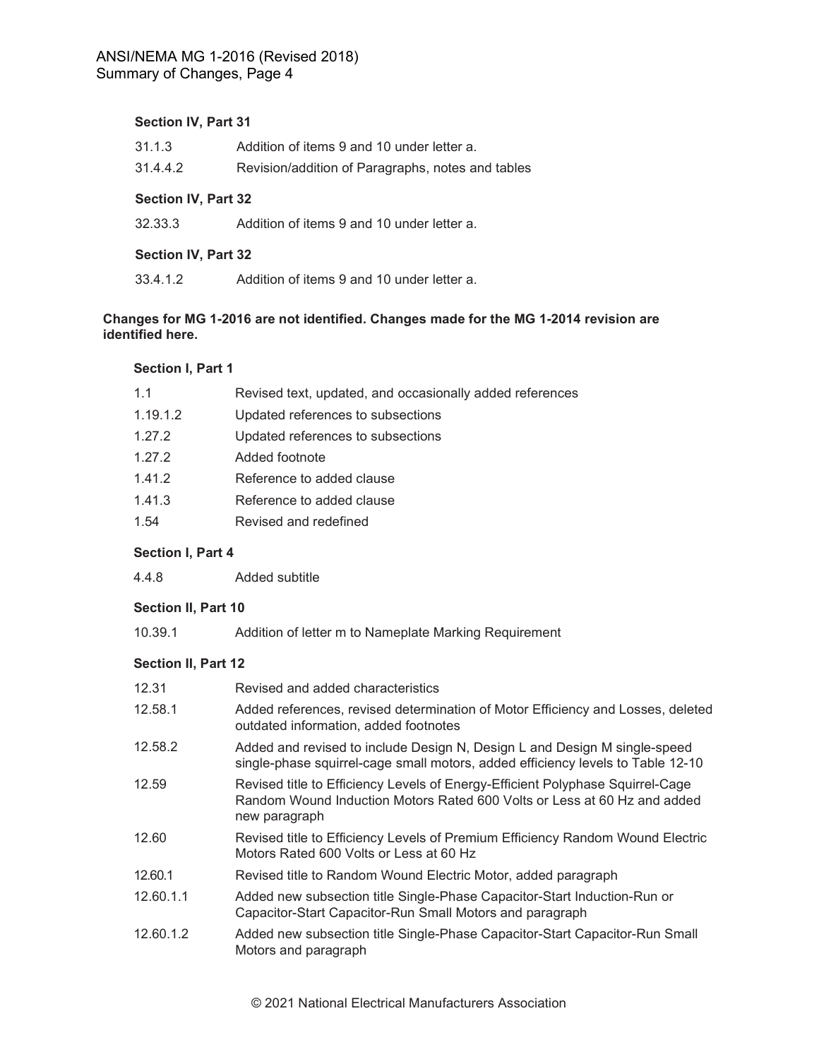**Section IV, Part 31**

| | |
|---|---|
| 31.1.3 | Addition of items 9 and 10 under letter a. |
| 31.4.4.2 | Revision/addition of Paragraphs, notes and tables |

**Section IV, Part 32**

| | |
|---|---|
| 32.33.3 | Addition of items 9 and 10 under letter a. |

**Section IV, Part 32**

| | |
|---|---|
| 33.4.1.2 | Addition of items 9 and 10 under letter a. |

**Changes for MG 1-2016 are not identified. Changes made for the MG 1-2014 revision are identified here.**

**Section I, Part 1**

| | |
|---|---|
| 1.1 | Revised text, updated, and occasionally added references |
| 1.19.1.2 | Updated references to subsections |
| 1.27.2 | Updated references to subsections |
| 1.27.2 | Added footnote |
| 1.41.2 | Reference to added clause |
| 1.41.3 | Reference to added clause |
| 1.54 | Revised and redefined |

**Section I, Part 4**

| | |
|---|---|
| 4.4.8 | Added subtitle |

**Section II, Part 10**

| | |
|---|---|
| 10.39.1 | Addition of letter m to Nameplate Marking Requirement |

**Section II, Part 12**

| | |
|---|---|
| 12.31 | Revised and added characteristics |
| 12.58.1 | Added references, revised determination of Motor Efficiency and Losses, deleted outdated information, added footnotes |
| 12.58.2 | Added and revised to include Design N, Design L and Design M single-speed single-phase squirrel-cage small motors, added efficiency levels to Table 12-10 |
| 12.59 | Revised title to Efficiency Levels of Energy-Efficient Polyphase Squirrel-Cage Random Wound Induction Motors Rated 600 Volts or Less at 60 Hz and added new paragraph |
| 12.60 | Revised title to Efficiency Levels of Premium Efficiency Random Wound Electric Motors Rated 600 Volts or Less at 60 Hz |
| 12.60.1 | Revised title to Random Wound Electric Motor, added paragraph |
| 12.60.1.1 | Added new subsection title Single-Phase Capacitor-Start Induction-Run or Capacitor-Start Capacitor-Run Small Motors and paragraph |
| 12.60.1.2 | Added new subsection title Single-Phase Capacitor-Start Capacitor-Run Small Motors and paragraph |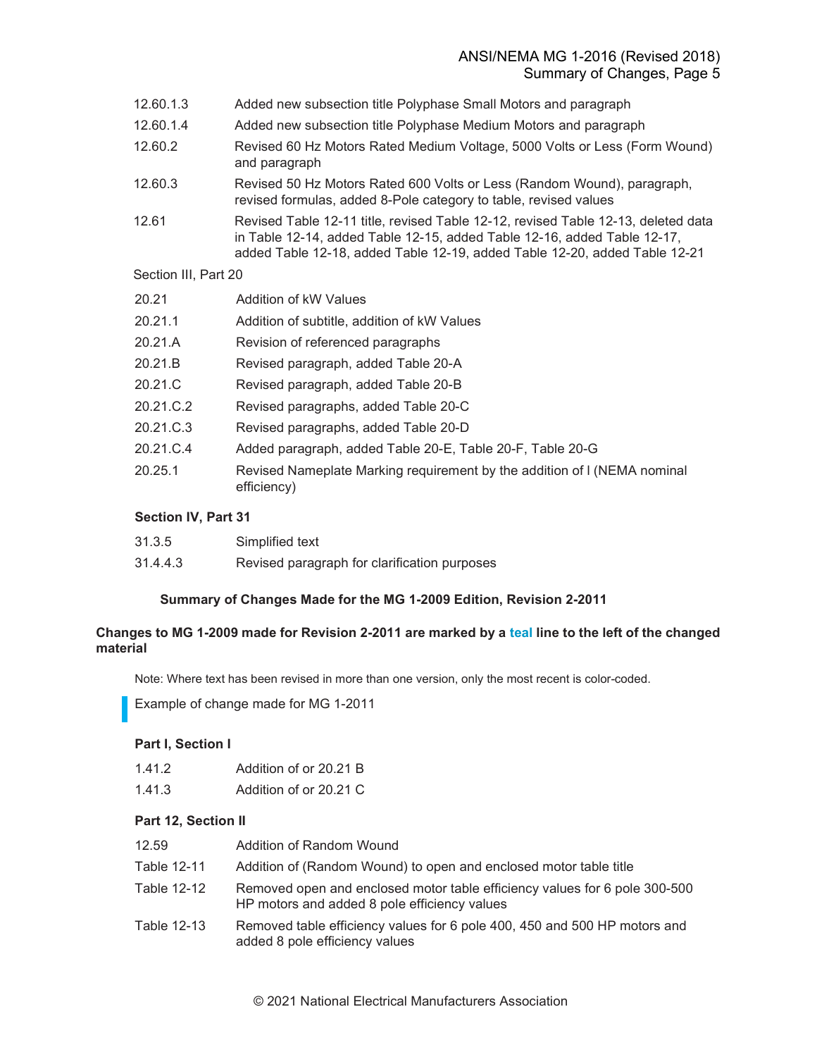| | |
|---|---|
| 12.60.1.3 | Added new subsection title Polyphase Small Motors and paragraph |
| 12.60.1.4 | Added new subsection title Polyphase Medium Motors and paragraph |
| 12.60.2 | Revised 60 Hz Motors Rated Medium Voltage, 5000 Volts or Less (Form Wound) and paragraph |
| 12.60.3 | Revised 50 Hz Motors Rated 600 Volts or Less (Random Wound), paragraph, revised formulas, added 8-Pole category to table, revised values |
| 12.61 | Revised Table 12-11 title, revised Table 12-12, revised Table 12-13, deleted data in Table 12-14, added Table 12-15, added Table 12-16, added Table 12-17, added Table 12-18, added Table 12-19, added Table 12-20, added Table 12-21 |

Section III, Part 20

| | |
|---|---|
| 20.21 | Addition of kW Values |
| 20.21.1 | Addition of subtitle, addition of kW Values |
| 20.21.A | Revision of referenced paragraphs |
| 20.21.B | Revised paragraph, added Table 20-A |
| 20.21.C | Revised paragraph, added Table 20-B |
| 20.21.C.2 | Revised paragraphs, added Table 20-C |
| 20.21.C.3 | Revised paragraphs, added Table 20-D |
| 20.21.C.4 | Added paragraph, added Table 20-E, Table 20-F, Table 20-G |
| 20.25.1 | Revised Nameplate Marking requirement by the addition of l (NEMA nominal efficiency) |

**Section IV, Part 31**

| | |
|---|---|
| 31.3.5 | Simplified text |
| 31.4.4.3 | Revised paragraph for clarification purposes |

**Summary of Changes Made for the MG 1-2009 Edition, Revision 2-2011**

**Changes to MG 1-2009 made for Revision 2-2011 are marked by a teal line to the left of the changed material**

Note: Where text has been revised in more than one version, only the most recent is color-coded.

Example of change made for MG 1-2011

**Part I, Section I**

| | |
|---|---|
| 1.41.2 | Addition of or 20.21 B |
| 1.41.3 | Addition of or 20.21 C |

**Part 12, Section II**

| | |
|---|---|
| 12.59 | Addition of Random Wound |
| Table 12-11 | Addition of (Random Wound) to open and enclosed motor table title |
| Table 12-12 | Removed open and enclosed motor table efficiency values for 6 pole 300-500 HP motors and added 8 pole efficiency values |
| Table 12-13 | Removed table efficiency values for 6 pole 400, 450 and 500 HP motors and added 8 pole efficiency values |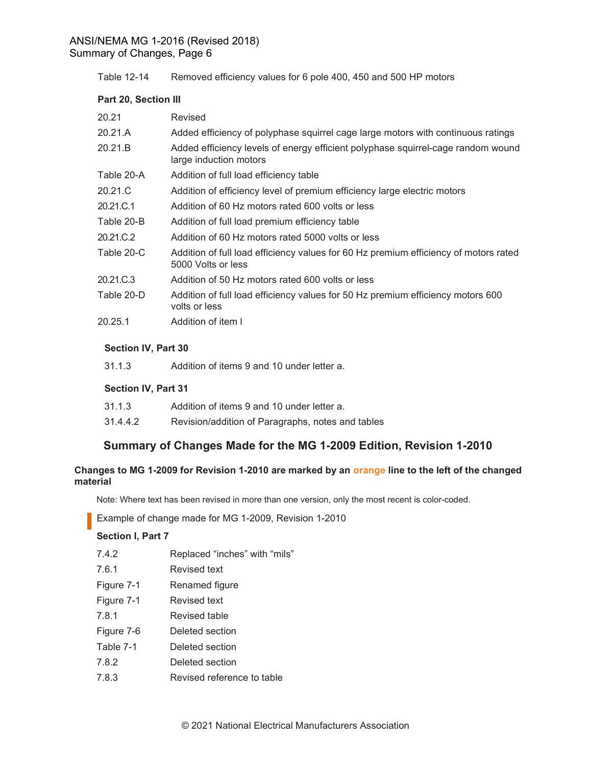| | |
|---|---|
| Table 12-14 | Removed efficiency values for 6 pole 400, 450 and 500 HP motors |

**Part 20, Section III**

| | |
|---|---|
| 20.21 | Revised |
| 20.21.A | Added efficiency of polyphase squirrel cage large motors with continuous ratings |
| 20.21.B | Added efficiency levels of energy efficient polyphase squirrel-cage random wound large induction motors |
| Table 20-A | Addition of full load efficiency table |
| 20.21.C | Addition of efficiency level of premium efficiency large electric motors |
| 20.21.C.1 | Addition of 60 Hz motors rated 600 volts or less |
| Table 20-B | Addition of full load premium efficiency table |
| 20.21.C.2 | Addition of 60 Hz motors rated 5000 volts or less |
| Table 20-C | Addition of full load efficiency values for 60 Hz premium efficiency of motors rated 5000 Volts or less |
| 20.21.C.3 | Addition of 50 Hz motors rated 600 volts or less |
| Table 20-D | Addition of full load efficiency values for 50 Hz premium efficiency motors 600 volts or less |
| 20.25.1 | Addition of item l |

**Section IV, Part 30**

| | |
|---|---|
| 31.1.3 | Addition of items 9 and 10 under letter a. |

**Section IV, Part 31**

| | |
|---|---|
| 31.1.3 | Addition of items 9 and 10 under letter a. |
| 31.4.4.2 | Revision/addition of Paragraphs, notes and tables |

## Summary of Changes Made for the MG 1-2009 Edition, Revision 1-2010

**Changes to MG 1-2009 for Revision 1-2010 are marked by an orange line to the left of the changed material**

Note: Where text has been revised in more than one version, only the most recent is color-coded.

Example of change made for MG 1-2009, Revision 1-2010

**Section I, Part 7**

| | |
|---|---|
| 7.4.2 | Replaced “inches” with “mils” |
| 7.6.1 | Revised text |
| Figure 7-1 | Renamed figure |
| Figure 7-1 | Revised text |
| 7.8.1 | Revised table |
| Figure 7-6 | Deleted section |
| Table 7-1 | Deleted section |
| 7.8.2 | Deleted section |
| 7.8.3 | Revised reference to table |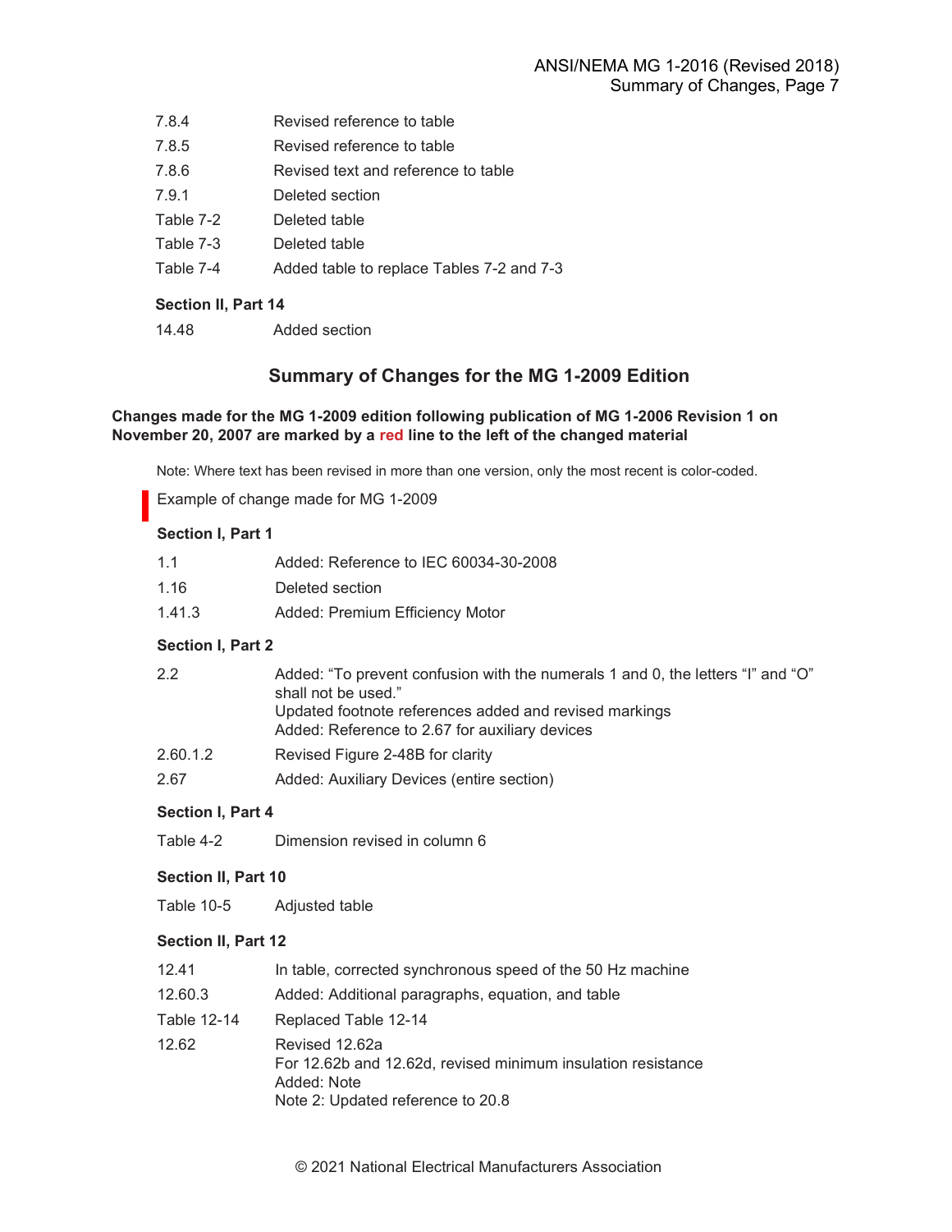| | |
|---|---|
| 7.8.4 | Revised reference to table |
| 7.8.5 | Revised reference to table |
| 7.8.6 | Revised text and reference to table |
| 7.9.1 | Deleted section |
| Table 7-2 | Deleted table |
| Table 7-3 | Deleted table |
| Table 7-4 | Added table to replace Tables 7-2 and 7-3 |

**Section II, Part 14**

| | |
|---|---|
| 14.48 | Added section |

## Summary of Changes for the MG 1-2009 Edition

**Changes made for the MG 1-2009 edition following publication of MG 1-2006 Revision 1 on November 20, 2007 are marked by a red line to the left of the changed material**

Note: Where text has been revised in more than one version, only the most recent is color-coded.

Example of change made for MG 1-2009

**Section I, Part 1**

| | |
|---|---|
| 1.1 | Added: Reference to IEC 60034-30-2008 |
| 1.16 | Deleted section |
| 1.41.3 | Added: Premium Efficiency Motor |

**Section I, Part 2**

| | |
|---|---|
| 2.2 | Added: "To prevent confusion with the numerals 1 and 0, the letters "I" and "O" shall not be used." Updated footnote references added and revised markings Added: Reference to 2.67 for auxiliary devices |
| 2.60.1.2 | Revised Figure 2-48B for clarity |
| 2.67 | Added: Auxiliary Devices (entire section) |

**Section I, Part 4**

| | |
|---|---|
| Table 4-2 | Dimension revised in column 6 |

**Section II, Part 10**

| | |
|---|---|
| Table 10-5 | Adjusted table |

**Section II, Part 12**

| | |
|---|---|
| 12.41 | In table, corrected synchronous speed of the 50 Hz machine |
| 12.60.3 | Added: Additional paragraphs, equation, and table |
| Table 12-14 | Replaced Table 12-14 |
| 12.62 | Revised 12.62a For 12.62b and 12.62d, revised minimum insulation resistance Added: Note Note 2: Updated reference to 20.8 |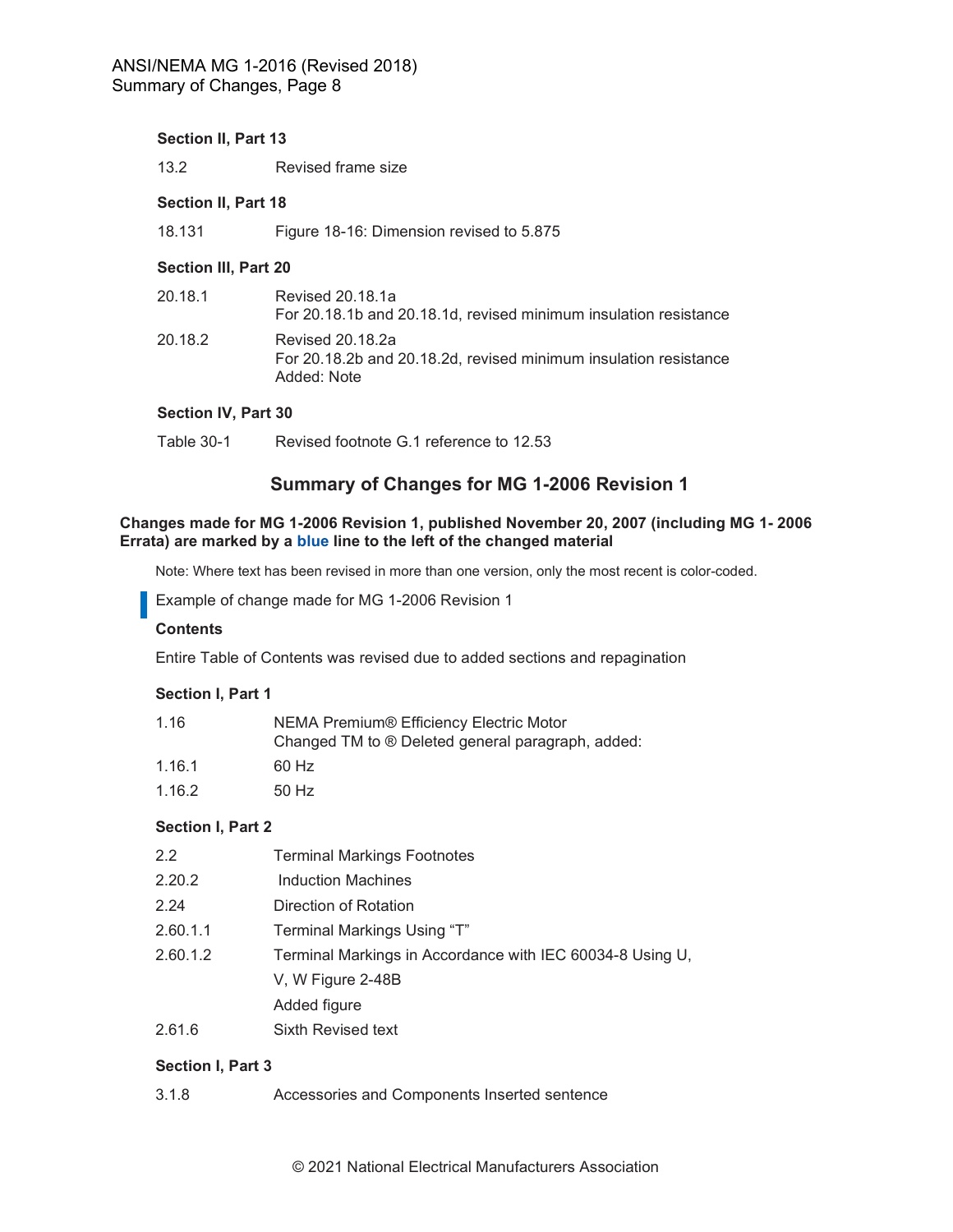**Section II, Part 13**

| | |
|---|---|
| 13.2 | Revised frame size |

**Section II, Part 18**

| | |
|---|---|
| 18.131 | Figure 18-16: Dimension revised to 5.875 |

**Section III, Part 20**

| | |
|---|---|
| 20.18.1 | Revised 20.18.1a<br>For 20.18.1b and 20.18.1d, revised minimum insulation resistance |
| 20.18.2 | Revised 20.18.2a<br>For 20.18.2b and 20.18.2d, revised minimum insulation resistance<br>Added: Note |

**Section IV, Part 30**

| | |
|---|---|
| Table 30-1 | Revised footnote G.1 reference to 12.53 |

## Summary of Changes for MG 1-2006 Revision 1

**Changes made for MG 1-2006 Revision 1, published November 20, 2007 (including MG 1- 2006 Errata) are marked by a blue line to the left of the changed material**

Note: Where text has been revised in more than one version, only the most recent is color-coded.

Example of change made for MG 1-2006 Revision 1

**Contents**

Entire Table of Contents was revised due to added sections and repagination

**Section I, Part 1**

| | |
|---|---|
| 1.16 | NEMA Premium® Efficiency Electric Motor<br>Changed TM to ® Deleted general paragraph, added: |
| 1.16.1 | 60 Hz |
| 1.16.2 | 50 Hz |

**Section I, Part 2**

| | |
|---|---|
| 2.2 | Terminal Markings Footnotes |
| 2.20.2 | Induction Machines |
| 2.24 | Direction of Rotation |
| 2.60.1.1 | Terminal Markings Using "T" |
| 2.60.1.2 | Terminal Markings in Accordance with IEC 60034-8 Using U, V, W Figure 2-48B<br>Added figure |
| 2.61.6 | Sixth Revised text |

**Section I, Part 3**

| | |
|---|---|
| 3.1.8 | Accessories and Components Inserted sentence |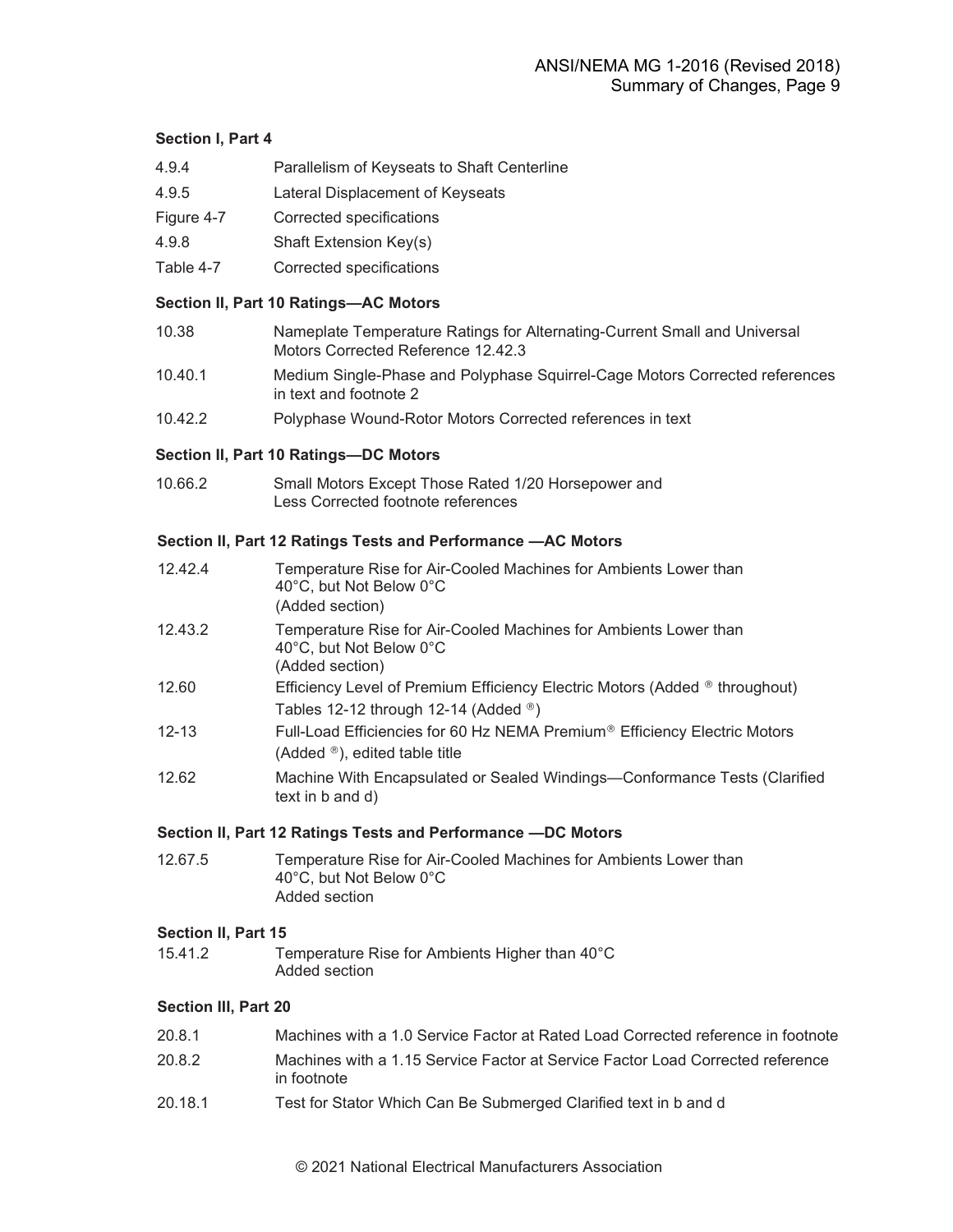**Section I, Part 4**

| | |
|---|---|
| 4.9.4 | Parallelism of Keyseats to Shaft Centerline |
| 4.9.5 | Lateral Displacement of Keyseats |
| Figure 4-7 | Corrected specifications |
| 4.9.8 | Shaft Extension Key(s) |
| Table 4-7 | Corrected specifications |

**Section II, Part 10 Ratings—AC Motors**

| | |
|---|---|
| 10.38 | Nameplate Temperature Ratings for Alternating-Current Small and Universal Motors Corrected Reference 12.42.3 |
| 10.40.1 | Medium Single-Phase and Polyphase Squirrel-Cage Motors Corrected references in text and footnote 2 |
| 10.42.2 | Polyphase Wound-Rotor Motors Corrected references in text |

**Section II, Part 10 Ratings—DC Motors**

| | |
|---|---|
| 10.66.2 | Small Motors Except Those Rated 1/20 Horsepower and Less Corrected footnote references |

**Section II, Part 12 Ratings Tests and Performance —AC Motors**

| | |
|---|---|
| 12.42.4 | Temperature Rise for Air-Cooled Machines for Ambients Lower than 40°C, but Not Below 0°C (Added section) |
| 12.43.2 | Temperature Rise for Air-Cooled Machines for Ambients Lower than 40°C, but Not Below 0°C (Added section) |
| 12.60 | Efficiency Level of Premium Efficiency Electric Motors (Added ® throughout) Tables 12-12 through 12-14 (Added ®) |
| 12-13 | Full-Load Efficiencies for 60 Hz NEMA Premium® Efficiency Electric Motors (Added ®), edited table title |
| 12.62 | Machine With Encapsulated or Sealed Windings—Conformance Tests (Clarified text in b and d) |

**Section II, Part 12 Ratings Tests and Performance —DC Motors**

| | |
|---|---|
| 12.67.5 | Temperature Rise for Air-Cooled Machines for Ambients Lower than 40°C, but Not Below 0°C Added section |

**Section II, Part 15**

| | |
|---|---|
| 15.41.2 | Temperature Rise for Ambients Higher than 40°C Added section |

**Section III, Part 20**

| | |
|---|---|
| 20.8.1 | Machines with a 1.0 Service Factor at Rated Load Corrected reference in footnote |
| 20.8.2 | Machines with a 1.15 Service Factor at Service Factor Load Corrected reference in footnote |
| 20.18.1 | Test for Stator Which Can Be Submerged Clarified text in b and d |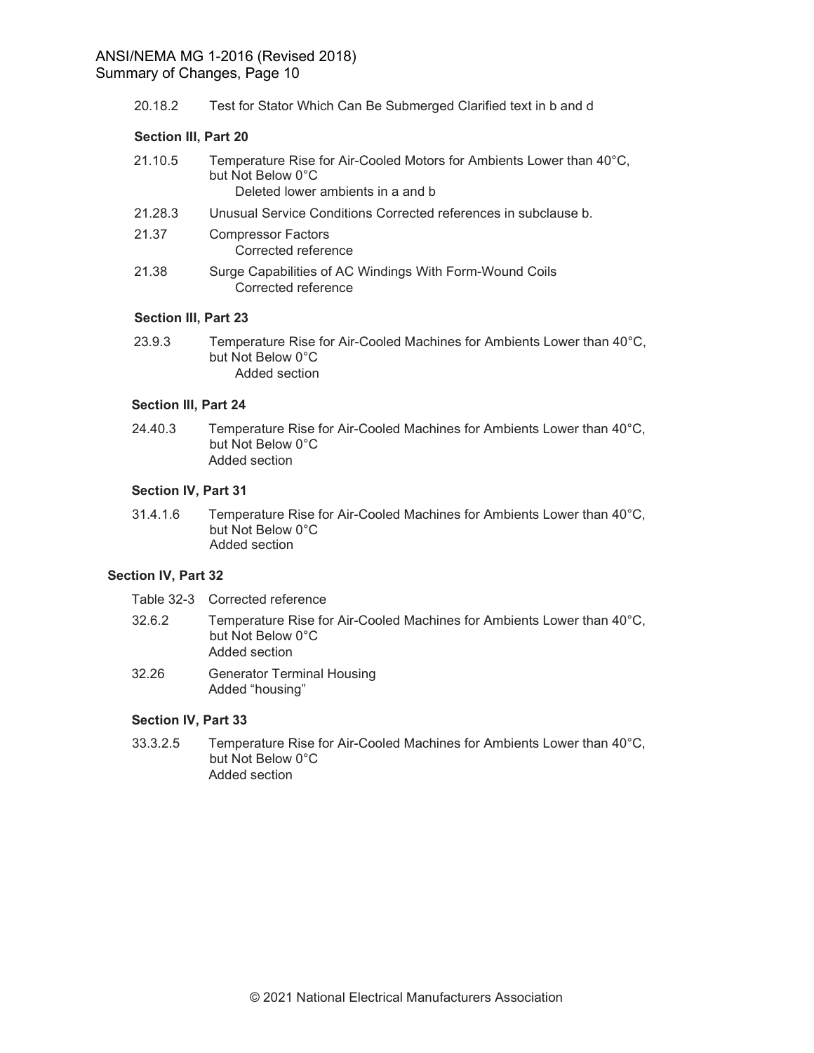20.18.2 Test for Stator Which Can Be Submerged Clarified text in b and d

**Section III, Part 20**

21.10.5 Temperature Rise for Air-Cooled Motors for Ambients Lower than 40°C, but Not Below 0°C
Deleted lower ambients in a and b

21.28.3 Unusual Service Conditions Corrected references in subclause b.

21.37 Compressor Factors
Corrected reference

21.38 Surge Capabilities of AC Windings With Form-Wound Coils
Corrected reference

**Section III, Part 23**

23.9.3 Temperature Rise for Air-Cooled Machines for Ambients Lower than 40°C, but Not Below 0°C
Added section

**Section III, Part 24**

24.40.3 Temperature Rise for Air-Cooled Machines for Ambients Lower than 40°C, but Not Below 0°C
Added section

**Section IV, Part 31**

31.4.1.6 Temperature Rise for Air-Cooled Machines for Ambients Lower than 40°C, but Not Below 0°C
Added section

**Section IV, Part 32**

Table 32-3 Corrected reference

32.6.2 Temperature Rise for Air-Cooled Machines for Ambients Lower than 40°C, but Not Below 0°C
Added section

32.26 Generator Terminal Housing
Added "housing"

**Section IV, Part 33**

33.3.2.5 Temperature Rise for Air-Cooled Machines for Ambients Lower than 40°C, but Not Below 0°C
Added section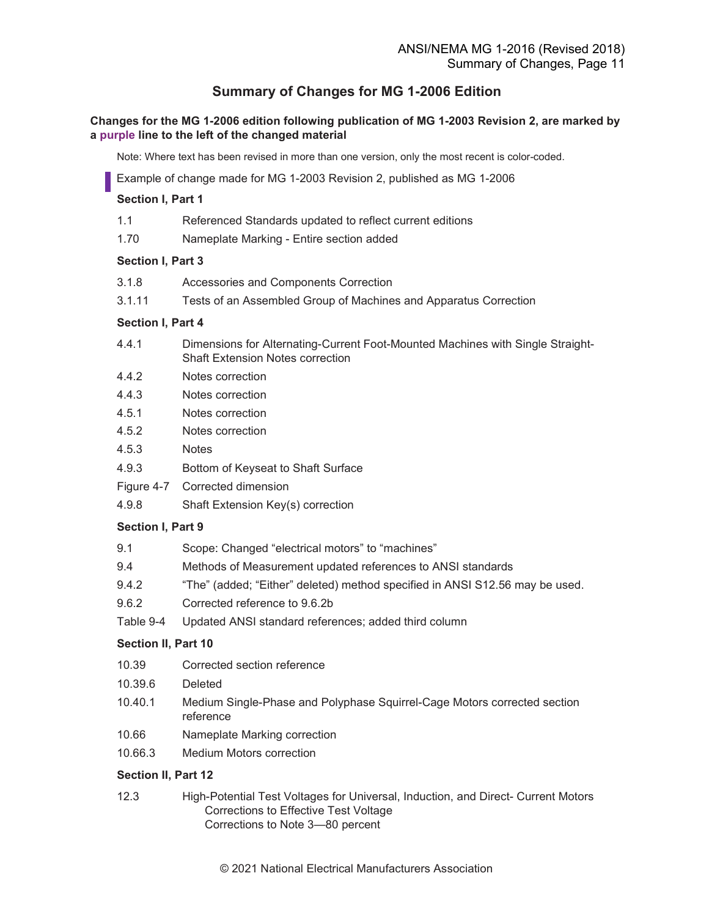## Summary of Changes for MG 1-2006 Edition

**Changes for the MG 1-2006 edition following publication of MG 1-2003 Revision 2, are marked by a purple line to the left of the changed material**

Note: Where text has been revised in more than one version, only the most recent is color-coded.

Example of change made for MG 1-2003 Revision 2, published as MG 1-2006

**Section I, Part 1**

| | |
|---|---|
| 1.1 | Referenced Standards updated to reflect current editions |
| 1.70 | Nameplate Marking - Entire section added |

**Section I, Part 3**

| | |
|---|---|
| 3.1.8 | Accessories and Components Correction |
| 3.1.11 | Tests of an Assembled Group of Machines and Apparatus Correction |

**Section I, Part 4**

| | |
|---|---|
| 4.4.1 | Dimensions for Alternating-Current Foot-Mounted Machines with Single Straight-Shaft Extension Notes correction |
| 4.4.2 | Notes correction |
| 4.4.3 | Notes correction |
| 4.5.1 | Notes correction |
| 4.5.2 | Notes correction |
| 4.5.3 | Notes |
| 4.9.3 | Bottom of Keyseat to Shaft Surface |
| Figure 4-7 | Corrected dimension |
| 4.9.8 | Shaft Extension Key(s) correction |

**Section I, Part 9**

| | |
|---|---|
| 9.1 | Scope: Changed “electrical motors” to “machines” |
| 9.4 | Methods of Measurement updated references to ANSI standards |
| 9.4.2 | “The” (added; “Either” deleted) method specified in ANSI S12.56 may be used. |
| 9.6.2 | Corrected reference to 9.6.2b |
| Table 9-4 | Updated ANSI standard references; added third column |

**Section II, Part 10**

| | |
|---|---|
| 10.39 | Corrected section reference |
| 10.39.6 | Deleted |
| 10.40.1 | Medium Single-Phase and Polyphase Squirrel-Cage Motors corrected section reference |
| 10.66 | Nameplate Marking correction |
| 10.66.3 | Medium Motors correction |

**Section II, Part 12**

12.3 High-Potential Test Voltages for Universal, Induction, and Direct- Current Motors
- Corrections to Effective Test Voltage
- Corrections to Note 3—80 percent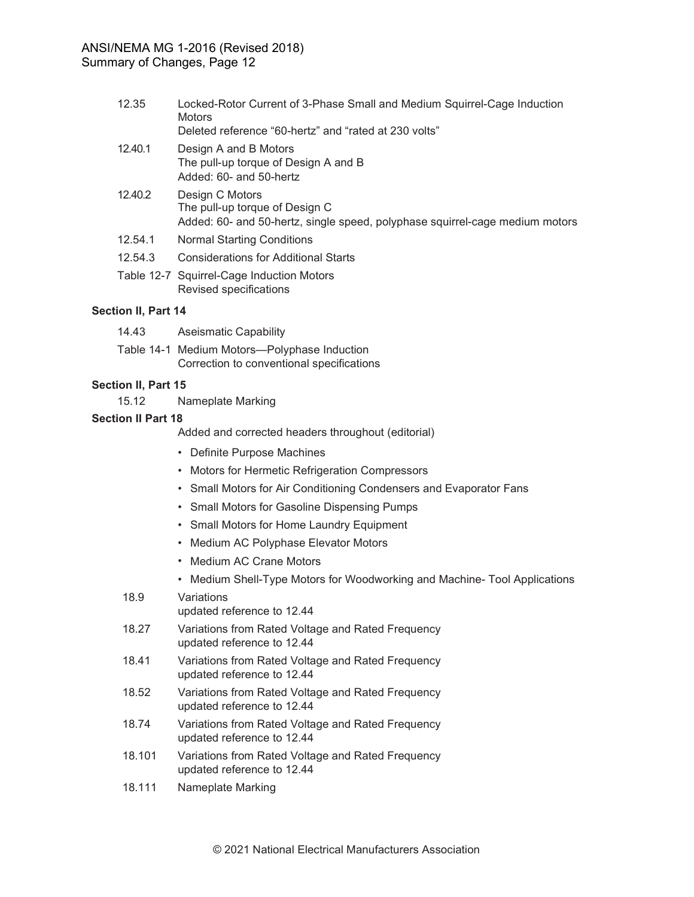| | |
|---|---|
| 12.35 | Locked-Rotor Current of 3-Phase Small and Medium Squirrel-Cage Induction Motors<br>Deleted reference "60-hertz" and "rated at 230 volts" |
| 12.40.1 | Design A and B Motors<br>The pull-up torque of Design A and B<br>Added: 60- and 50-hertz |
| 12.40.2 | Design C Motors<br>The pull-up torque of Design C<br>Added: 60- and 50-hertz, single speed, polyphase squirrel-cage medium motors |
| 12.54.1 | Normal Starting Conditions |
| 12.54.3 | Considerations for Additional Starts |
| Table 12-7 | Squirrel-Cage Induction Motors<br>Revised specifications |

**Section II, Part 14**

| | |
|---|---|
| 14.43 | Aseismatic Capability |
| Table 14-1 | Medium Motors—Polyphase Induction<br>Correction to conventional specifications |

**Section II, Part 15**

| | |
|---|---|
| 15.12 | Nameplate Marking |

**Section II Part 18**

Added and corrected headers throughout (editorial)

- Definite Purpose Machines
- Motors for Hermetic Refrigeration Compressors
- Small Motors for Air Conditioning Condensers and Evaporator Fans
- Small Motors for Gasoline Dispensing Pumps
- Small Motors for Home Laundry Equipment
- Medium AC Polyphase Elevator Motors
- Medium AC Crane Motors
- Medium Shell-Type Motors for Woodworking and Machine- Tool Applications

| | |
|---|---|
| 18.9 | Variations<br>updated reference to 12.44 |
| 18.27 | Variations from Rated Voltage and Rated Frequency<br>updated reference to 12.44 |
| 18.41 | Variations from Rated Voltage and Rated Frequency<br>updated reference to 12.44 |
| 18.52 | Variations from Rated Voltage and Rated Frequency<br>updated reference to 12.44 |
| 18.74 | Variations from Rated Voltage and Rated Frequency<br>updated reference to 12.44 |
| 18.101 | Variations from Rated Voltage and Rated Frequency<br>updated reference to 12.44 |
| 18.111 | Nameplate Marking |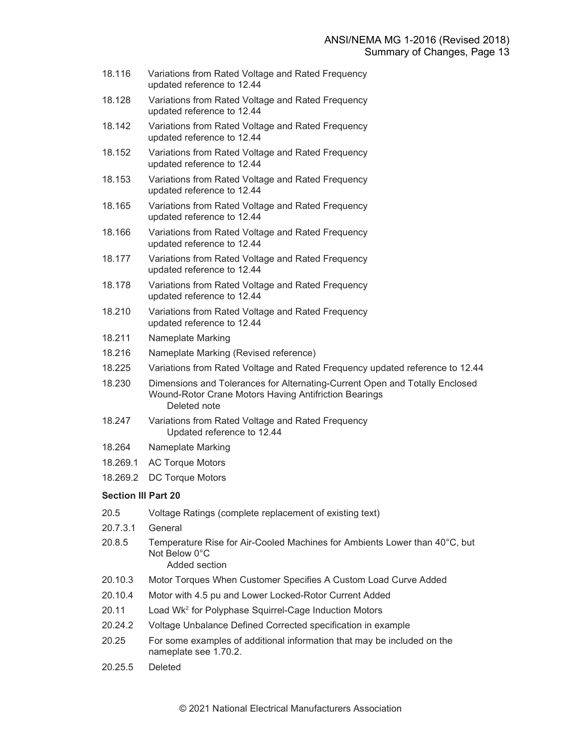18.116 Variations from Rated Voltage and Rated Frequency
updated reference to 12.44

18.128 Variations from Rated Voltage and Rated Frequency
updated reference to 12.44

18.142 Variations from Rated Voltage and Rated Frequency
updated reference to 12.44

18.152 Variations from Rated Voltage and Rated Frequency
updated reference to 12.44

18.153 Variations from Rated Voltage and Rated Frequency
updated reference to 12.44

18.165 Variations from Rated Voltage and Rated Frequency
updated reference to 12.44

18.166 Variations from Rated Voltage and Rated Frequency
updated reference to 12.44

18.177 Variations from Rated Voltage and Rated Frequency
updated reference to 12.44

18.178 Variations from Rated Voltage and Rated Frequency
updated reference to 12.44

18.210 Variations from Rated Voltage and Rated Frequency
updated reference to 12.44

18.211 Nameplate Marking

18.216 Nameplate Marking (Revised reference)

18.225 Variations from Rated Voltage and Rated Frequency updated reference to 12.44

18.230 Dimensions and Tolerances for Alternating-Current Open and Totally Enclosed Wound-Rotor Crane Motors Having Antifriction Bearings
Deleted note

18.247 Variations from Rated Voltage and Rated Frequency
Updated reference to 12.44

18.264 Nameplate Marking

18.269.1 AC Torque Motors

18.269.2 DC Torque Motors

**Section III Part 20**

20.5 Voltage Ratings (complete replacement of existing text)

20.7.3.1 General

20.8.5 Temperature Rise for Air-Cooled Machines for Ambients Lower than 40°C, but Not Below 0°C
Added section

20.10.3 Motor Torques When Customer Specifies A Custom Load Curve Added

20.10.4 Motor with 4.5 pu and Lower Locked-Rotor Current Added

20.11 Load $Wk^2$ for Polyphase Squirrel-Cage Induction Motors

20.24.2 Voltage Unbalance Defined Corrected specification in example

20.25 For some examples of additional information that may be included on the nameplate see 1.70.2.

20.25.5 Deleted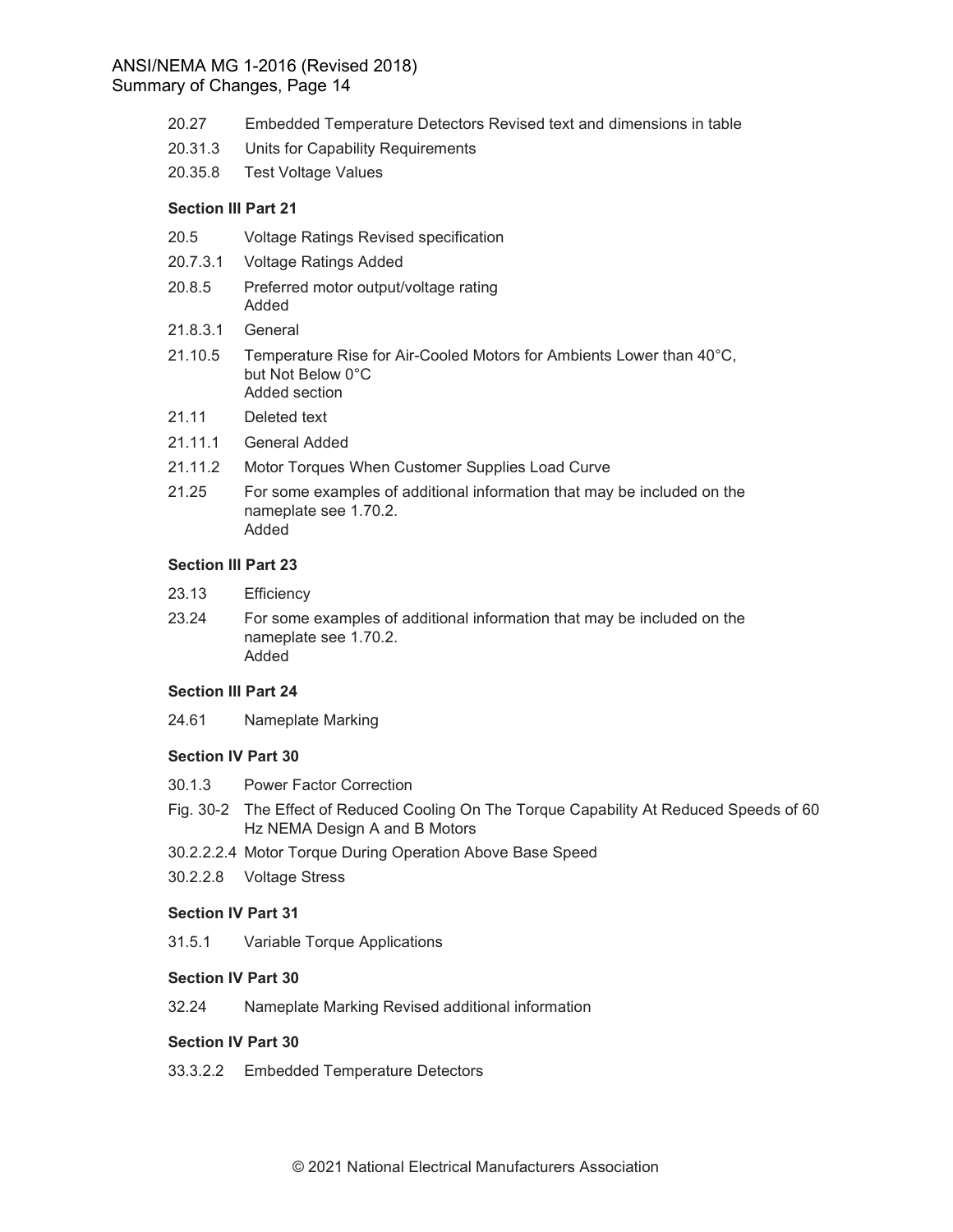20.27 Embedded Temperature Detectors Revised text and dimensions in table

20.31.3 Units for Capability Requirements

20.35.8 Test Voltage Values

**Section III Part 21**

20.5 Voltage Ratings Revised specification

20.7.3.1 Voltage Ratings Added

20.8.5 Preferred motor output/voltage rating
Added

21.8.3.1 General

21.10.5 Temperature Rise for Air-Cooled Motors for Ambients Lower than 40°C, but Not Below 0°C
Added section

21.11 Deleted text

21.11.1 General Added

21.11.2 Motor Torques When Customer Supplies Load Curve

21.25 For some examples of additional information that may be included on the nameplate see 1.70.2.
Added

**Section III Part 23**

23.13 Efficiency

23.24 For some examples of additional information that may be included on the nameplate see 1.70.2.
Added

**Section III Part 24**

24.61 Nameplate Marking

**Section IV Part 30**

30.1.3 Power Factor Correction

Fig. 30-2 The Effect of Reduced Cooling On The Torque Capability At Reduced Speeds of 60 Hz NEMA Design A and B Motors

30.2.2.2.4 Motor Torque During Operation Above Base Speed

30.2.2.8 Voltage Stress

**Section IV Part 31**

31.5.1 Variable Torque Applications

**Section IV Part 30**

32.24 Nameplate Marking Revised additional information

**Section IV Part 30**

33.3.2.2 Embedded Temperature Detectors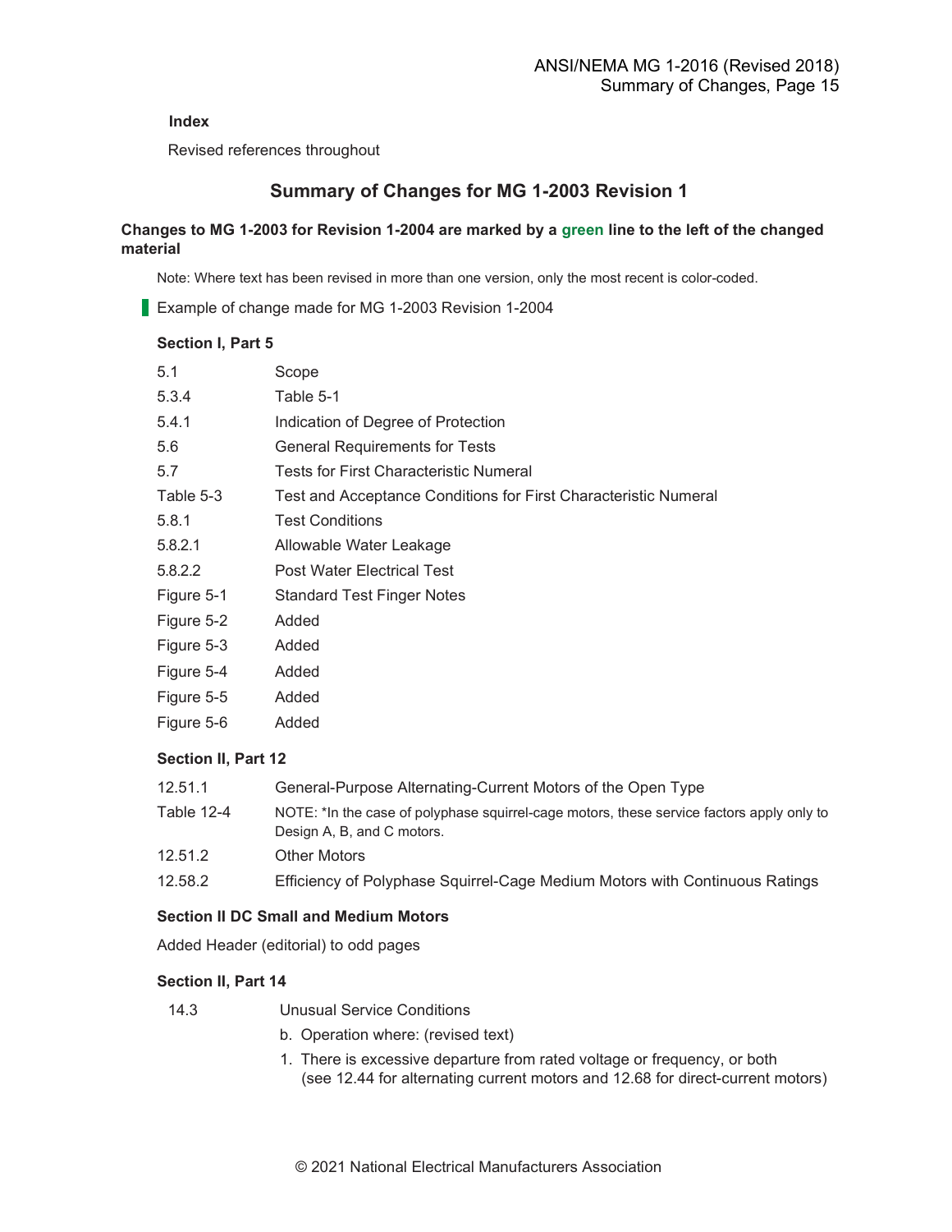**Index**

Revised references throughout

## Summary of Changes for MG 1-2003 Revision 1

**Changes to MG 1-2003 for Revision 1-2004 are marked by a green line to the left of the changed material**

Note: Where text has been revised in more than one version, only the most recent is color-coded.

Example of change made for MG 1-2003 Revision 1-2004

**Section I, Part 5**

| | |
|---|---|
| 5.1 | Scope |
| 5.3.4 | Table 5-1 |
| 5.4.1 | Indication of Degree of Protection |
| 5.6 | General Requirements for Tests |
| 5.7 | Tests for First Characteristic Numeral |
| Table 5-3 | Test and Acceptance Conditions for First Characteristic Numeral |
| 5.8.1 | Test Conditions |
| 5.8.2.1 | Allowable Water Leakage |
| 5.8.2.2 | Post Water Electrical Test |
| Figure 5-1 | Standard Test Finger Notes |
| Figure 5-2 | Added |
| Figure 5-3 | Added |
| Figure 5-4 | Added |
| Figure 5-5 | Added |
| Figure 5-6 | Added |

**Section II, Part 12**

| | |
|---|---|
| 12.51.1 | General-Purpose Alternating-Current Motors of the Open Type |
| Table 12-4 | NOTE: *In the case of polyphase squirrel-cage motors, these service factors apply only to Design A, B, and C motors. |
| 12.51.2 | Other Motors |
| 12.58.2 | Efficiency of Polyphase Squirrel-Cage Medium Motors with Continuous Ratings |

**Section II DC Small and Medium Motors**

Added Header (editorial) to odd pages

**Section II, Part 14**

14.3 Unusual Service Conditions

b. Operation where: (revised text)

1. There is excessive departure from rated voltage or frequency, or both (see 12.44 for alternating current motors and 12.68 for direct-current motors)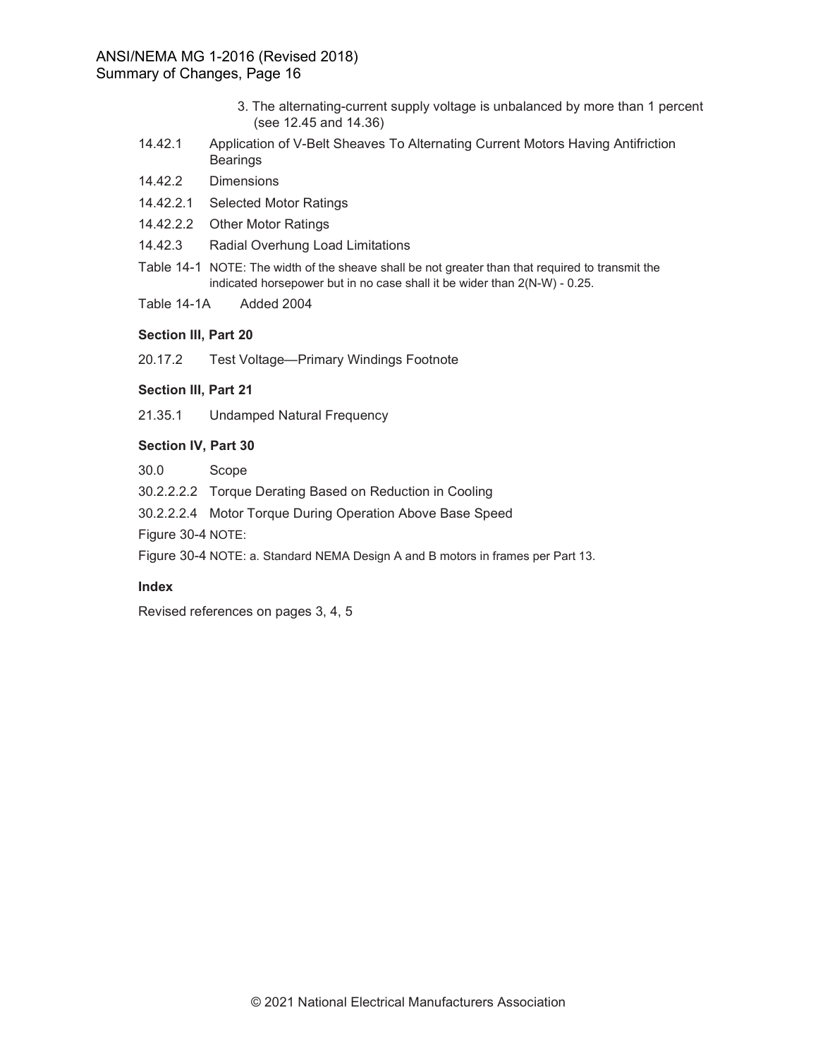3. The alternating-current supply voltage is unbalanced by more than 1 percent (see 12.45 and 14.36)

14.42.1 Application of V-Belt Sheaves To Alternating Current Motors Having Antifriction Bearings

14.42.2 Dimensions

14.42.2.1 Selected Motor Ratings

14.42.2.2 Other Motor Ratings

14.42.3 Radial Overhung Load Limitations

Table 14-1 NOTE: The width of the sheave shall be not greater than that required to transmit the indicated horsepower but in no case shall it be wider than 2(N-W) - 0.25.

Table 14-1A Added 2004

**Section III, Part 20**

20.17.2 Test Voltage—Primary Windings Footnote

**Section III, Part 21**

21.35.1 Undamped Natural Frequency

**Section IV, Part 30**

30.0 Scope

30.2.2.2.2 Torque Derating Based on Reduction in Cooling

30.2.2.2.4 Motor Torque During Operation Above Base Speed

Figure 30-4 NOTE:

Figure 30-4 NOTE: a. Standard NEMA Design A and B motors in frames per Part 13.

**Index**

Revised references on pages 3, 4, 5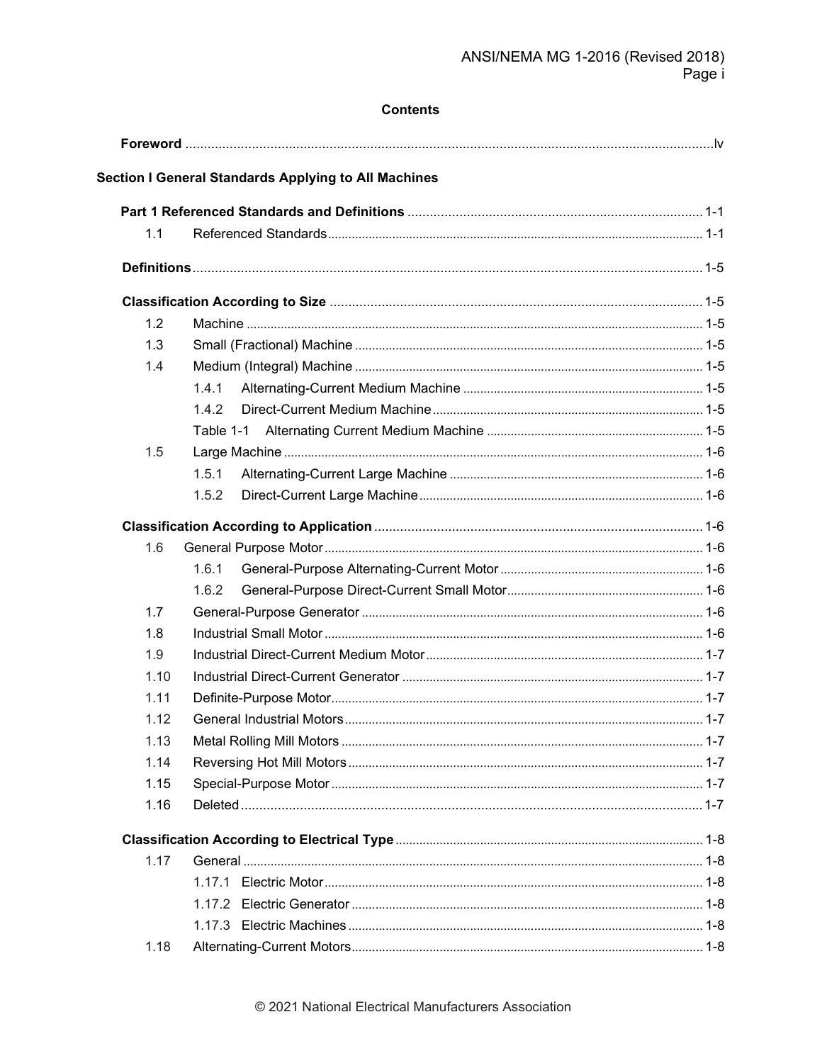# Contents

**Foreword** ........ lv

## Section I General Standards Applying to All Machines

**Part 1 Referenced Standards and Definitions** ........ 1-1

1.1 Referenced Standards ........ 1-1

**Definitions** ........ 1-5

**Classification According to Size** ........ 1-5

1.2 Machine ........ 1-5

1.3 Small (Fractional) Machine ........ 1-5

1.4 Medium (Integral) Machine ........ 1-5

- 1.4.1 Alternating-Current Medium Machine ........ 1-5
- 1.4.2 Direct-Current Medium Machine ........ 1-5
- Table 1-1 Alternating Current Medium Machine ........ 1-5

1.5 Large Machine ........ 1-6

- 1.5.1 Alternating-Current Large Machine ........ 1-6
- 1.5.2 Direct-Current Large Machine ........ 1-6

**Classification According to Application** ........ 1-6

1.6 General Purpose Motor ........ 1-6

- 1.6.1 General-Purpose Alternating-Current Motor ........ 1-6
- 1.6.2 General-Purpose Direct-Current Small Motor ........ 1-6

1.7 General-Purpose Generator ........ 1-6

1.8 Industrial Small Motor ........ 1-6

1.9 Industrial Direct-Current Medium Motor ........ 1-7

1.10 Industrial Direct-Current Generator ........ 1-7

1.11 Definite-Purpose Motor ........ 1-7

1.12 General Industrial Motors ........ 1-7

1.13 Metal Rolling Mill Motors ........ 1-7

1.14 Reversing Hot Mill Motors ........ 1-7

1.15 Special-Purpose Motor ........ 1-7

1.16 Deleted ........ 1-7

**Classification According to Electrical Type** ........ 1-8

1.17 General ........ 1-8

- 1.17.1 Electric Motor ........ 1-8
- 1.17.2 Electric Generator ........ 1-8
- 1.17.3 Electric Machines ........ 1-8

1.18 Alternating-Current Motors ........ 1-8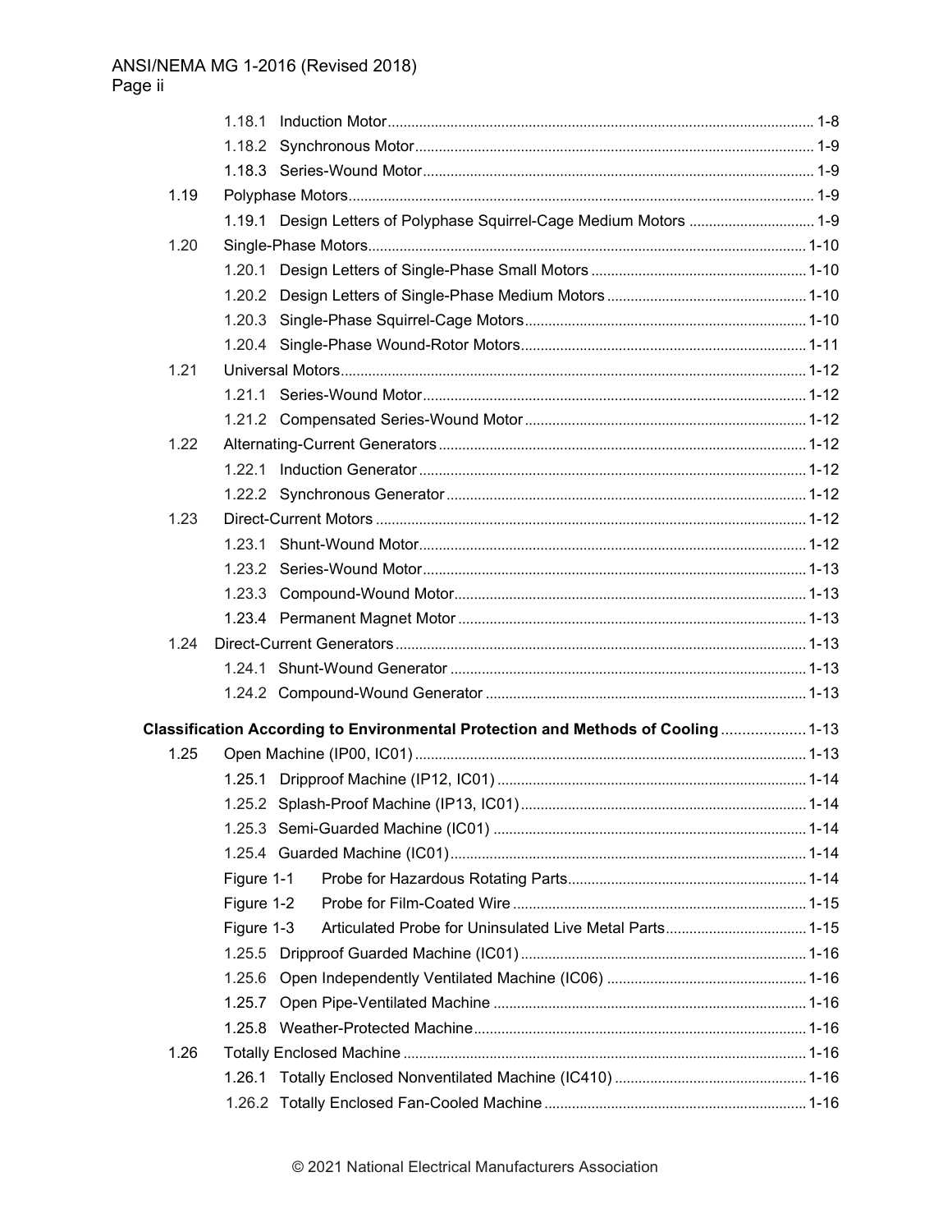| | | |
|---|---|---|
| 1.18.1 | Induction Motor | 1-8 |
| 1.18.2 | Synchronous Motor | 1-9 |
| 1.18.3 | Series-Wound Motor | 1-9 |
| 1.19 | Polyphase Motors | 1-9 |
| 1.19.1 | Design Letters of Polyphase Squirrel-Cage Medium Motors | 1-9 |
| 1.20 | Single-Phase Motors | 1-10 |
| 1.20.1 | Design Letters of Single-Phase Small Motors | 1-10 |
| 1.20.2 | Design Letters of Single-Phase Medium Motors | 1-10 |
| 1.20.3 | Single-Phase Squirrel-Cage Motors | 1-10 |
| 1.20.4 | Single-Phase Wound-Rotor Motors | 1-11 |
| 1.21 | Universal Motors | 1-12 |
| 1.21.1 | Series-Wound Motor | 1-12 |
| 1.21.2 | Compensated Series-Wound Motor | 1-12 |
| 1.22 | Alternating-Current Generators | 1-12 |
| 1.22.1 | Induction Generator | 1-12 |
| 1.22.2 | Synchronous Generator | 1-12 |
| 1.23 | Direct-Current Motors | 1-12 |
| 1.23.1 | Shunt-Wound Motor | 1-12 |
| 1.23.2 | Series-Wound Motor | 1-13 |
| 1.23.3 | Compound-Wound Motor | 1-13 |
| 1.23.4 | Permanent Magnet Motor | 1-13 |
| 1.24 | Direct-Current Generators | 1-13 |
| 1.24.1 | Shunt-Wound Generator | 1-13 |
| 1.24.2 | Compound-Wound Generator | 1-13 |
| **Classification According to Environmental Protection and Methods of Cooling** | | **1-13** |
| 1.25 | Open Machine (IP00, IC01) | 1-13 |
| 1.25.1 | Dripproof Machine (IP12, IC01) | 1-14 |
| 1.25.2 | Splash-Proof Machine (IP13, IC01) | 1-14 |
| 1.25.3 | Semi-Guarded Machine (IC01) | 1-14 |
| 1.25.4 | Guarded Machine (IC01) | 1-14 |
| Figure 1-1 | Probe for Hazardous Rotating Parts | 1-14 |
| Figure 1-2 | Probe for Film-Coated Wire | 1-15 |
| Figure 1-3 | Articulated Probe for Uninsulated Live Metal Parts | 1-15 |
| 1.25.5 | Dripproof Guarded Machine (IC01) | 1-16 |
| 1.25.6 | Open Independently Ventilated Machine (IC06) | 1-16 |
| 1.25.7 | Open Pipe-Ventilated Machine | 1-16 |
| 1.25.8 | Weather-Protected Machine | 1-16 |
| 1.26 | Totally Enclosed Machine | 1-16 |
| 1.26.1 | Totally Enclosed Nonventilated Machine (IC410) | 1-16 |
| 1.26.2 | Totally Enclosed Fan-Cooled Machine | 1-16 |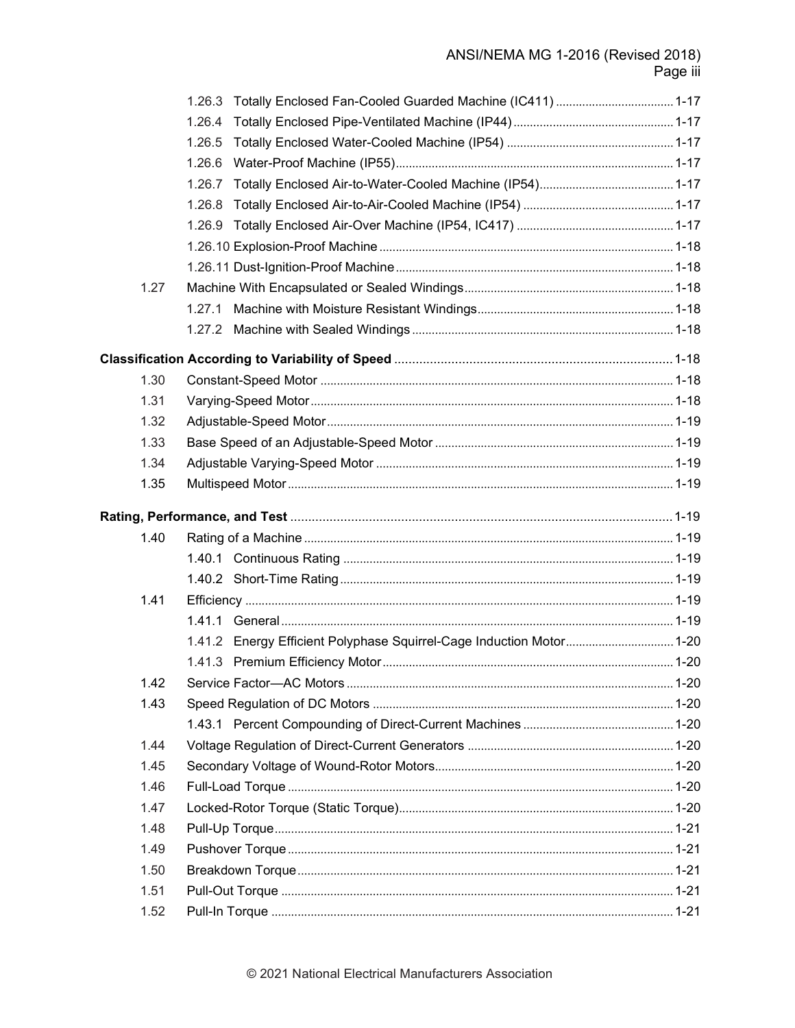1.26.3 Totally Enclosed Fan-Cooled Guarded Machine (IC411) .................................... 1-17
1.26.4 Totally Enclosed Pipe-Ventilated Machine (IP44) ................................................ 1-17
1.26.5 Totally Enclosed Water-Cooled Machine (IP54) .................................................. 1-17
1.26.6 Water-Proof Machine (IP55) .................................................................................. 1-17
1.26.7 Totally Enclosed Air-to-Water-Cooled Machine (IP54) ......................................... 1-17
1.26.8 Totally Enclosed Air-to-Air-Cooled Machine (IP54) ............................................. 1-17
1.26.9 Totally Enclosed Air-Over Machine (IP54, IC417) ............................................... 1-17
1.26.10 Explosion-Proof Machine ...................................................................................... 1-18
1.26.11 Dust-Ignition-Proof Machine .................................................................................. 1-18

1.27 Machine With Encapsulated or Sealed Windings ............................................................... 1-18
1.27.1 Machine with Moisture Resistant Windings ........................................................... 1-18
1.27.2 Machine with Sealed Windings ............................................................................... 1-18

**Classification According to Variability of Speed** ............................................................................ 1-18

1.30 Constant-Speed Motor ........................................................................................................... 1-18
1.31 Varying-Speed Motor ............................................................................................................. 1-18
1.32 Adjustable-Speed Motor ........................................................................................................ 1-19
1.33 Base Speed of an Adjustable-Speed Motor ........................................................................ 1-19
1.34 Adjustable Varying-Speed Motor .......................................................................................... 1-19
1.35 Multispeed Motor .................................................................................................................... 1-19

**Rating, Performance, and Test** ......................................................................................................... 1-19

1.40 Rating of a Machine ............................................................................................................... 1-19
1.40.1 Continuous Rating .................................................................................................... 1-19
1.40.2 Short-Time Rating ..................................................................................................... 1-19

1.41 Efficiency ................................................................................................................................. 1-19
1.41.1 General ....................................................................................................................... 1-19
1.41.2 Energy Efficient Polyphase Squirrel-Cage Induction Motor ................................. 1-20
1.41.3 Premium Efficiency Motor ........................................................................................ 1-20

1.42 Service Factor—AC Motors .................................................................................................. 1-20
1.43 Speed Regulation of DC Motors ........................................................................................... 1-20
1.43.1 Percent Compounding of Direct-Current Machines .............................................. 1-20

1.44 Voltage Regulation of Direct-Current Generators .............................................................. 1-20
1.45 Secondary Voltage of Wound-Rotor Motors ........................................................................ 1-20
1.46 Full-Load Torque .................................................................................................................... 1-20
1.47 Locked-Rotor Torque (Static Torque) ................................................................................... 1-20
1.48 Pull-Up Torque ........................................................................................................................ 1-21
1.49 Pushover Torque .................................................................................................................... 1-21
1.50 Breakdown Torque ................................................................................................................. 1-21
1.51 Pull-Out Torque ...................................................................................................................... 1-21
1.52 Pull-In Torque ......................................................................................................................... 1-21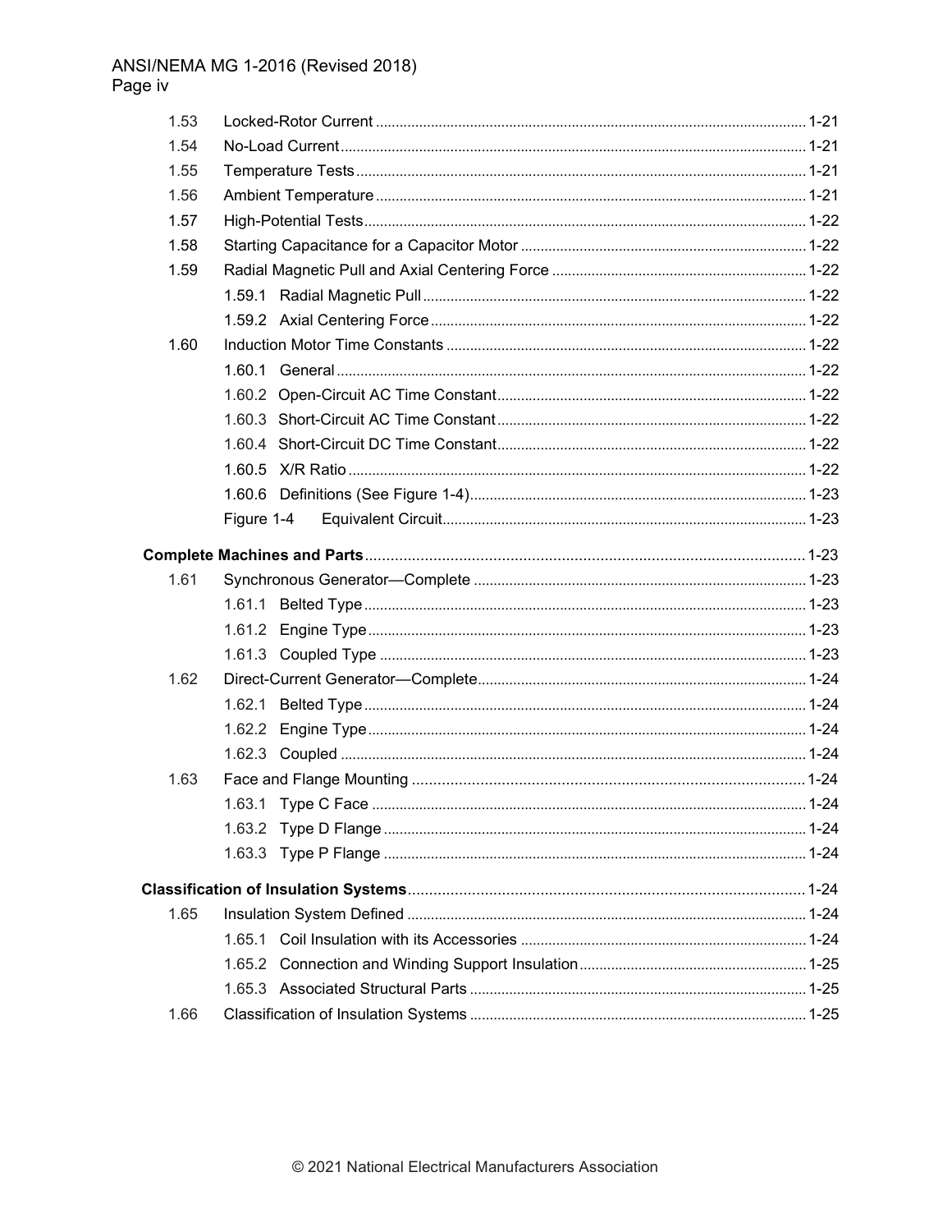| | | |
|---|---|---|
| 1.53 | Locked-Rotor Current | 1-21 |
| 1.54 | No-Load Current | 1-21 |
| 1.55 | Temperature Tests | 1-21 |
| 1.56 | Ambient Temperature | 1-21 |
| 1.57 | High-Potential Tests | 1-22 |
| 1.58 | Starting Capacitance for a Capacitor Motor | 1-22 |
| 1.59 | Radial Magnetic Pull and Axial Centering Force | 1-22 |
| | 1.59.1 Radial Magnetic Pull | 1-22 |
| | 1.59.2 Axial Centering Force | 1-22 |
| 1.60 | Induction Motor Time Constants | 1-22 |
| | 1.60.1 General | 1-22 |
| | 1.60.2 Open-Circuit AC Time Constant | 1-22 |
| | 1.60.3 Short-Circuit AC Time Constant | 1-22 |
| | 1.60.4 Short-Circuit DC Time Constant | 1-22 |
| | 1.60.5 X/R Ratio | 1-22 |
| | 1.60.6 Definitions (See Figure 1-4) | 1-23 |
| | Figure 1-4 Equivalent Circuit | 1-23 |
| **Complete Machines and Parts** | | 1-23 |
| 1.61 | Synchronous Generator—Complete | 1-23 |
| | 1.61.1 Belted Type | 1-23 |
| | 1.61.2 Engine Type | 1-23 |
| | 1.61.3 Coupled Type | 1-23 |
| 1.62 | Direct-Current Generator—Complete | 1-24 |
| | 1.62.1 Belted Type | 1-24 |
| | 1.62.2 Engine Type | 1-24 |
| | 1.62.3 Coupled | 1-24 |
| 1.63 | Face and Flange Mounting | 1-24 |
| | 1.63.1 Type C Face | 1-24 |
| | 1.63.2 Type D Flange | 1-24 |
| | 1.63.3 Type P Flange | 1-24 |
| **Classification of Insulation Systems** | | 1-24 |
| 1.65 | Insulation System Defined | 1-24 |
| | 1.65.1 Coil Insulation with its Accessories | 1-24 |
| | 1.65.2 Connection and Winding Support Insulation | 1-25 |
| | 1.65.3 Associated Structural Parts | 1-25 |
| 1.66 | Classification of Insulation Systems | 1-25 |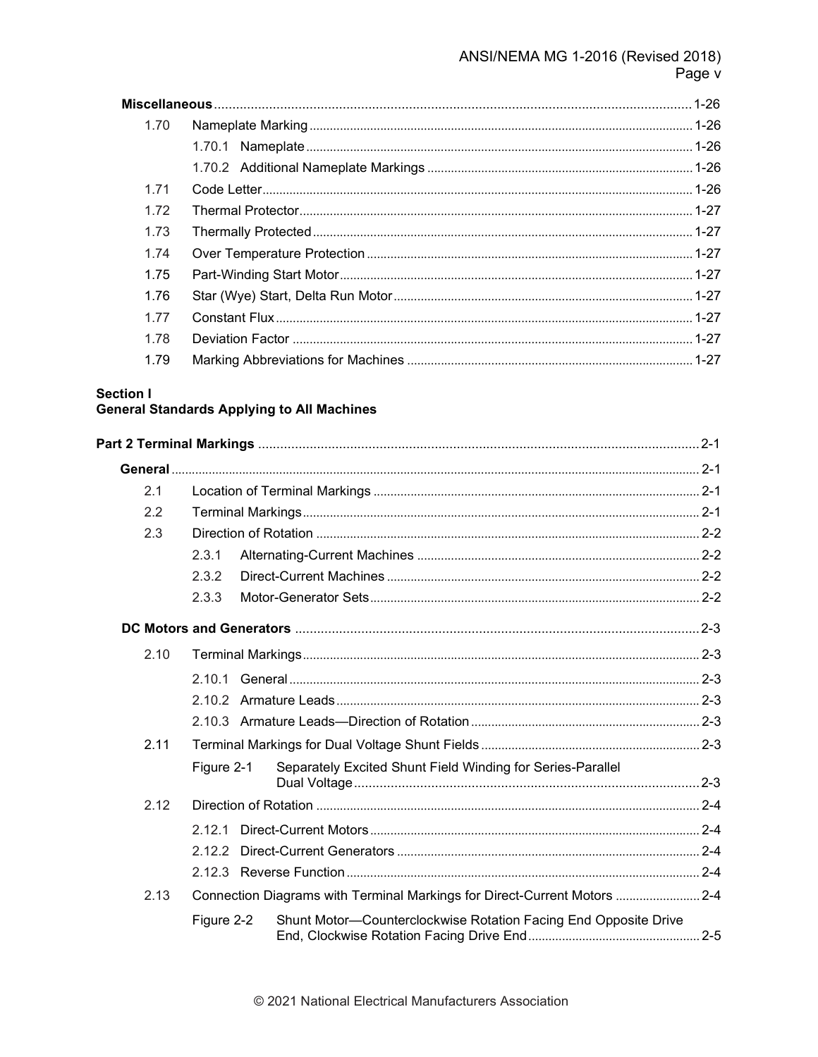| | | |
|---|---|---|
| **Miscellaneous** | | 1-26 |
| 1.70 | Nameplate Marking | 1-26 |
| | 1.70.1 Nameplate | 1-26 |
| | 1.70.2 Additional Nameplate Markings | 1-26 |
| 1.71 | Code Letter | 1-26 |
| 1.72 | Thermal Protector | 1-27 |
| 1.73 | Thermally Protected | 1-27 |
| 1.74 | Over Temperature Protection | 1-27 |
| 1.75 | Part-Winding Start Motor | 1-27 |
| 1.76 | Star (Wye) Start, Delta Run Motor | 1-27 |
| 1.77 | Constant Flux | 1-27 |
| 1.78 | Deviation Factor | 1-27 |
| 1.79 | Marking Abbreviations for Machines | 1-27 |

**Section I**
**General Standards Applying to All Machines**

| | | |
|---|---|---|
| **Part 2 Terminal Markings** | | 2-1 |
| **General** | | 2-1 |
| 2.1 | Location of Terminal Markings | 2-1 |
| 2.2 | Terminal Markings | 2-1 |
| 2.3 | Direction of Rotation | 2-2 |
| | 2.3.1 Alternating-Current Machines | 2-2 |
| | 2.3.2 Direct-Current Machines | 2-2 |
| | 2.3.3 Motor-Generator Sets | 2-2 |
| **DC Motors and Generators** | | 2-3 |
| 2.10 | Terminal Markings | 2-3 |
| | 2.10.1 General | 2-3 |
| | 2.10.2 Armature Leads | 2-3 |
| | 2.10.3 Armature Leads—Direction of Rotation | 2-3 |
| 2.11 | Terminal Markings for Dual Voltage Shunt Fields | 2-3 |
| | Figure 2-1 Separately Excited Shunt Field Winding for Series-Parallel Dual Voltage | 2-3 |
| 2.12 | Direction of Rotation | 2-4 |
| | 2.12.1 Direct-Current Motors | 2-4 |
| | 2.12.2 Direct-Current Generators | 2-4 |
| | 2.12.3 Reverse Function | 2-4 |
| 2.13 | Connection Diagrams with Terminal Markings for Direct-Current Motors | 2-4 |
| | Figure 2-2 Shunt Motor—Counterclockwise Rotation Facing End Opposite Drive End, Clockwise Rotation Facing Drive End | 2-5 |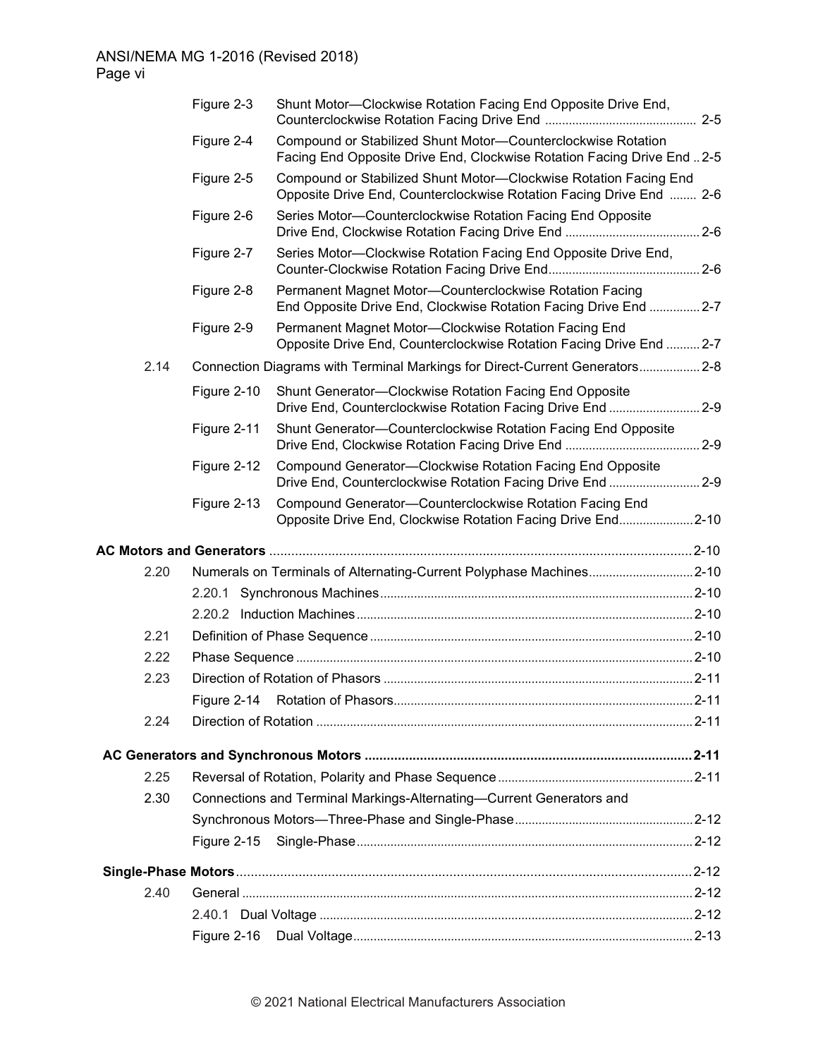| | | | |
|---|---|---|---|
| | Figure 2-3 | Shunt Motor—Clockwise Rotation Facing End Opposite Drive End, Counterclockwise Rotation Facing Drive End | 2-5 |
| | Figure 2-4 | Compound or Stabilized Shunt Motor—Counterclockwise Rotation Facing End Opposite Drive End, Clockwise Rotation Facing Drive End | 2-5 |
| | Figure 2-5 | Compound or Stabilized Shunt Motor—Clockwise Rotation Facing End Opposite Drive End, Counterclockwise Rotation Facing Drive End | 2-6 |
| | Figure 2-6 | Series Motor—Counterclockwise Rotation Facing End Opposite Drive End, Clockwise Rotation Facing Drive End | 2-6 |
| | Figure 2-7 | Series Motor—Clockwise Rotation Facing End Opposite Drive End, Counter-Clockwise Rotation Facing Drive End | 2-6 |
| | Figure 2-8 | Permanent Magnet Motor—Counterclockwise Rotation Facing End Opposite Drive End, Clockwise Rotation Facing Drive End | 2-7 |
| | Figure 2-9 | Permanent Magnet Motor—Clockwise Rotation Facing End Opposite Drive End, Counterclockwise Rotation Facing Drive End | 2-7 |
| 2.14 | Connection Diagrams with Terminal Markings for Direct-Current Generators | | 2-8 |
| | Figure 2-10 | Shunt Generator—Clockwise Rotation Facing End Opposite Drive End, Counterclockwise Rotation Facing Drive End | 2-9 |
| | Figure 2-11 | Shunt Generator—Counterclockwise Rotation Facing End Opposite Drive End, Clockwise Rotation Facing Drive End | 2-9 |
| | Figure 2-12 | Compound Generator—Clockwise Rotation Facing End Opposite Drive End, Counterclockwise Rotation Facing Drive End | 2-9 |
| | Figure 2-13 | Compound Generator—Counterclockwise Rotation Facing End Opposite Drive End, Clockwise Rotation Facing Drive End | 2-10 |
| **AC Motors and Generators** | | | 2-10 |
| 2.20 | Numerals on Terminals of Alternating-Current Polyphase Machines | | 2-10 |
| | 2.20.1 | Synchronous Machines | 2-10 |
| | 2.20.2 | Induction Machines | 2-10 |
| 2.21 | Definition of Phase Sequence | | 2-10 |
| 2.22 | Phase Sequence | | 2-10 |
| 2.23 | Direction of Rotation of Phasors | | 2-11 |
| | Figure 2-14 | Rotation of Phasors | 2-11 |
| 2.24 | Direction of Rotation | | 2-11 |
| **AC Generators and Synchronous Motors** | | | **2-11** |
| 2.25 | Reversal of Rotation, Polarity and Phase Sequence | | 2-11 |
| 2.30 | Connections and Terminal Markings-Alternating—Current Generators and Synchronous Motors—Three-Phase and Single-Phase | | 2-12 |
| | Figure 2-15 | Single-Phase | 2-12 |
| **Single-Phase Motors** | | | 2-12 |
| 2.40 | General | | 2-12 |
| | 2.40.1 | Dual Voltage | 2-12 |
| | Figure 2-16 | Dual Voltage | 2-13 |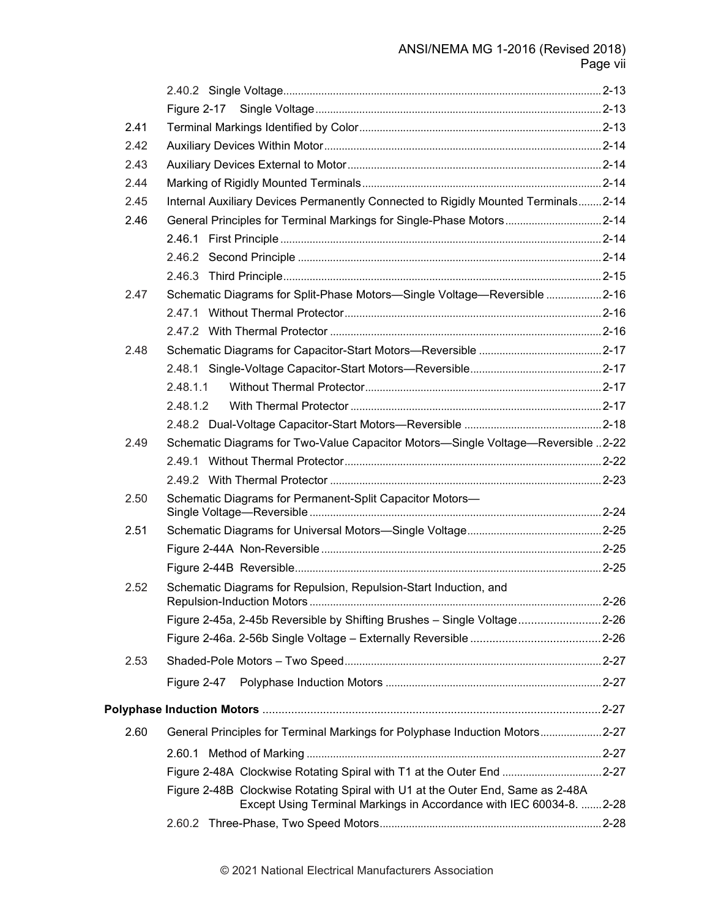| | | |
|---|---|---|
| | 2.40.2 Single Voltage | 2-13 |
| | Figure 2-17 Single Voltage | 2-13 |
| 2.41 | Terminal Markings Identified by Color | 2-13 |
| 2.42 | Auxiliary Devices Within Motor | 2-14 |
| 2.43 | Auxiliary Devices External to Motor | 2-14 |
| 2.44 | Marking of Rigidly Mounted Terminals | 2-14 |
| 2.45 | Internal Auxiliary Devices Permanently Connected to Rigidly Mounted Terminals | 2-14 |
| 2.46 | General Principles for Terminal Markings for Single-Phase Motors | 2-14 |
| | 2.46.1 First Principle | 2-14 |
| | 2.46.2 Second Principle | 2-14 |
| | 2.46.3 Third Principle | 2-15 |
| 2.47 | Schematic Diagrams for Split-Phase Motors—Single Voltage—Reversible | 2-16 |
| | 2.47.1 Without Thermal Protector | 2-16 |
| | 2.47.2 With Thermal Protector | 2-16 |
| 2.48 | Schematic Diagrams for Capacitor-Start Motors—Reversible | 2-17 |
| | 2.48.1 Single-Voltage Capacitor-Start Motors—Reversible | 2-17 |
| | 2.48.1.1 Without Thermal Protector | 2-17 |
| | 2.48.1.2 With Thermal Protector | 2-17 |
| | 2.48.2 Dual-Voltage Capacitor-Start Motors—Reversible | 2-18 |
| 2.49 | Schematic Diagrams for Two-Value Capacitor Motors—Single Voltage—Reversible | 2-22 |
| | 2.49.1 Without Thermal Protector | 2-22 |
| | 2.49.2 With Thermal Protector | 2-23 |
| 2.50 | Schematic Diagrams for Permanent-Split Capacitor Motors—Single Voltage—Reversible | 2-24 |
| 2.51 | Schematic Diagrams for Universal Motors—Single Voltage | 2-25 |
| | Figure 2-44A Non-Reversible | 2-25 |
| | Figure 2-44B Reversible | 2-25 |
| 2.52 | Schematic Diagrams for Repulsion, Repulsion-Start Induction, and Repulsion-Induction Motors | 2-26 |
| | Figure 2-45a, 2-45b Reversible by Shifting Brushes – Single Voltage | 2-26 |
| | Figure 2-46a. 2-56b Single Voltage – Externally Reversible | 2-26 |
| 2.53 | Shaded-Pole Motors – Two Speed | 2-27 |
| | Figure 2-47 Polyphase Induction Motors | 2-27 |
| **Polyphase Induction Motors** | | 2-27 |
| 2.60 | General Principles for Terminal Markings for Polyphase Induction Motors | 2-27 |
| | 2.60.1 Method of Marking | 2-27 |
| | Figure 2-48A Clockwise Rotating Spiral with T1 at the Outer End | 2-27 |
| | Figure 2-48B Clockwise Rotating Spiral with U1 at the Outer End, Same as 2-48A Except Using Terminal Markings in Accordance with IEC 60034-8. | 2-28 |
| | 2.60.2 Three-Phase, Two Speed Motors | 2-28 |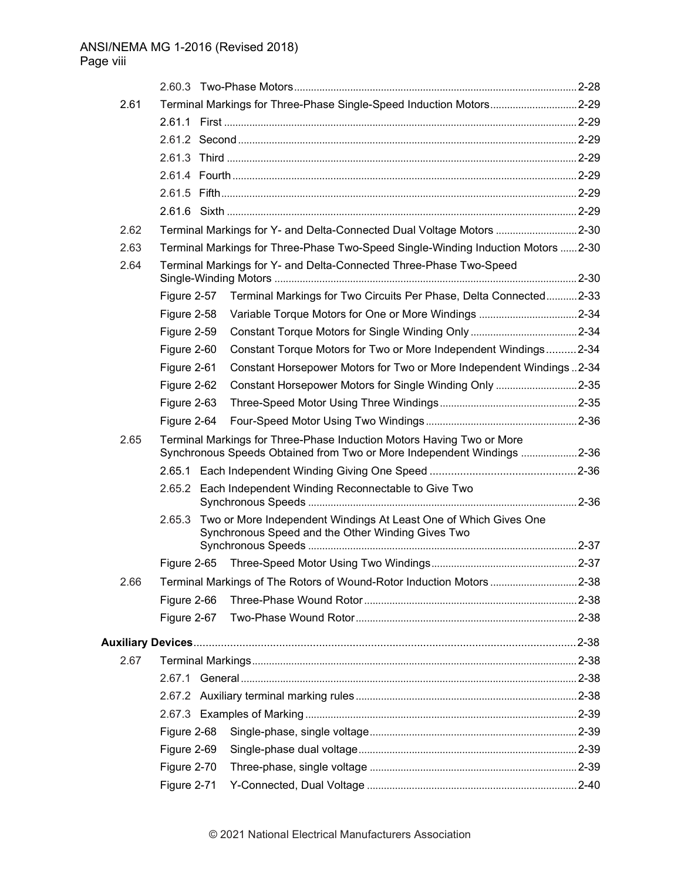| | | | |
|---|---|---|---|
| | 2.60.3 | Two-Phase Motors | 2-28 |
| 2.61 | Terminal Markings for Three-Phase Single-Speed Induction Motors | | 2-29 |
| | 2.61.1 | First | 2-29 |
| | 2.61.2 | Second | 2-29 |
| | 2.61.3 | Third | 2-29 |
| | 2.61.4 | Fourth | 2-29 |
| | 2.61.5 | Fifth | 2-29 |
| | 2.61.6 | Sixth | 2-29 |
| 2.62 | Terminal Markings for Y- and Delta-Connected Dual Voltage Motors | | 2-30 |
| 2.63 | Terminal Markings for Three-Phase Two-Speed Single-Winding Induction Motors | | 2-30 |
| 2.64 | Terminal Markings for Y- and Delta-Connected Three-Phase Two-Speed Single-Winding Motors | | 2-30 |
| | Figure 2-57 | Terminal Markings for Two Circuits Per Phase, Delta Connected | 2-33 |
| | Figure 2-58 | Variable Torque Motors for One or More Windings | 2-34 |
| | Figure 2-59 | Constant Torque Motors for Single Winding Only | 2-34 |
| | Figure 2-60 | Constant Torque Motors for Two or More Independent Windings | 2-34 |
| | Figure 2-61 | Constant Horsepower Motors for Two or More Independent Windings | 2-34 |
| | Figure 2-62 | Constant Horsepower Motors for Single Winding Only | 2-35 |
| | Figure 2-63 | Three-Speed Motor Using Three Windings | 2-35 |
| | Figure 2-64 | Four-Speed Motor Using Two Windings | 2-36 |
| 2.65 | Terminal Markings for Three-Phase Induction Motors Having Two or More Synchronous Speeds Obtained from Two or More Independent Windings | | 2-36 |
| | 2.65.1 | Each Independent Winding Giving One Speed | 2-36 |
| | 2.65.2 | Each Independent Winding Reconnectable to Give Two Synchronous Speeds | 2-36 |
| | 2.65.3 | Two or More Independent Windings At Least One of Which Gives One Synchronous Speed and the Other Winding Gives Two Synchronous Speeds | 2-37 |
| | Figure 2-65 | Three-Speed Motor Using Two Windings | 2-37 |
| 2.66 | Terminal Markings of The Rotors of Wound-Rotor Induction Motors | | 2-38 |
| | Figure 2-66 | Three-Phase Wound Rotor | 2-38 |
| | Figure 2-67 | Two-Phase Wound Rotor | 2-38 |
| **Auxiliary Devices** | | | 2-38 |
| 2.67 | Terminal Markings | | 2-38 |
| | 2.67.1 | General | 2-38 |
| | 2.67.2 | Auxiliary terminal marking rules | 2-38 |
| | 2.67.3 | Examples of Marking | 2-39 |
| | Figure 2-68 | Single-phase, single voltage | 2-39 |
| | Figure 2-69 | Single-phase dual voltage | 2-39 |
| | Figure 2-70 | Three-phase, single voltage | 2-39 |
| | Figure 2-71 | Y-Connected, Dual Voltage | 2-40 |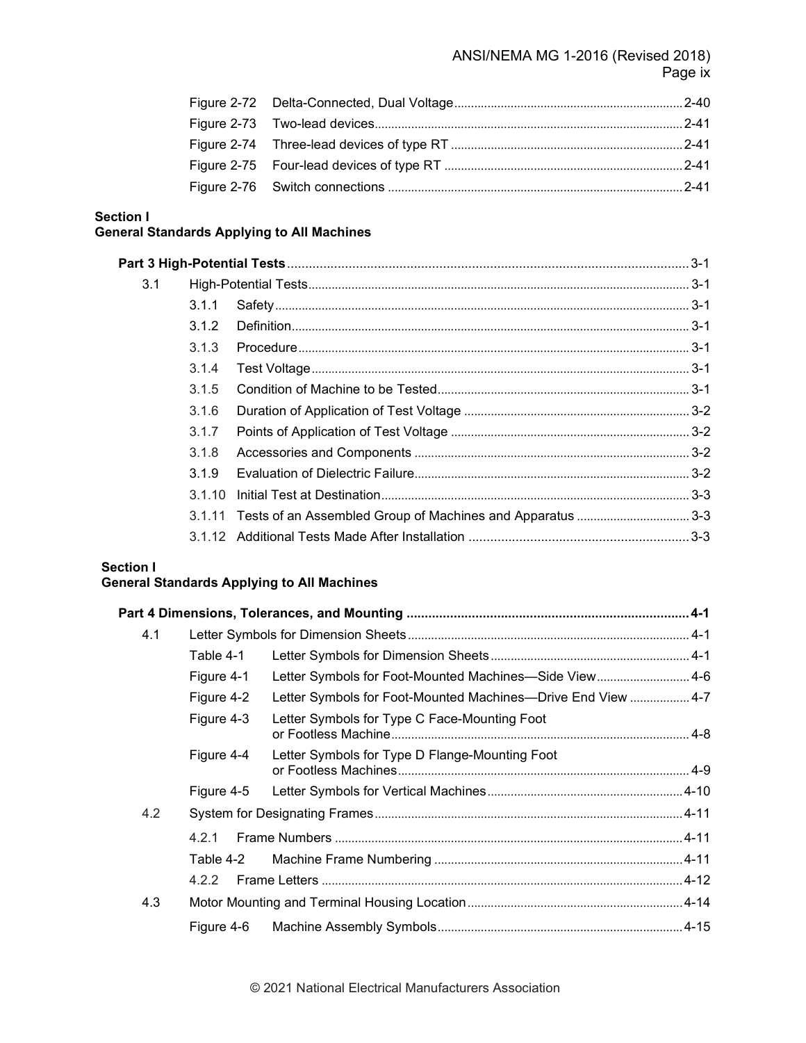| | | |
|---|---|---|
| Figure 2-72 | Delta-Connected, Dual Voltage | 2-40 |
| Figure 2-73 | Two-lead devices | 2-41 |
| Figure 2-74 | Three-lead devices of type RT | 2-41 |
| Figure 2-75 | Four-lead devices of type RT | 2-41 |
| Figure 2-76 | Switch connections | 2-41 |

**Section I**
**General Standards Applying to All Machines**

| | | | |
|---|---|---|---|
| **Part 3 High-Potential Tests** | | | 3-1 |
| 3.1 | High-Potential Tests | | 3-1 |
| | 3.1.1 | Safety | 3-1 |
| | 3.1.2 | Definition | 3-1 |
| | 3.1.3 | Procedure | 3-1 |
| | 3.1.4 | Test Voltage | 3-1 |
| | 3.1.5 | Condition of Machine to be Tested | 3-1 |
| | 3.1.6 | Duration of Application of Test Voltage | 3-2 |
| | 3.1.7 | Points of Application of Test Voltage | 3-2 |
| | 3.1.8 | Accessories and Components | 3-2 |
| | 3.1.9 | Evaluation of Dielectric Failure | 3-2 |
| | 3.1.10 | Initial Test at Destination | 3-3 |
| | 3.1.11 | Tests of an Assembled Group of Machines and Apparatus | 3-3 |
| | 3.1.12 | Additional Tests Made After Installation | 3-3 |

**Section I**
**General Standards Applying to All Machines**

| | | | |
|---|---|---|---|
| **Part 4 Dimensions, Tolerances, and Mounting** | | | **4-1** |
| 4.1 | Letter Symbols for Dimension Sheets | | 4-1 |
| | Table 4-1 | Letter Symbols for Dimension Sheets | 4-1 |
| | Figure 4-1 | Letter Symbols for Foot-Mounted Machines—Side View | 4-6 |
| | Figure 4-2 | Letter Symbols for Foot-Mounted Machines—Drive End View | 4-7 |
| | Figure 4-3 | Letter Symbols for Type C Face-Mounting Foot or Footless Machine | 4-8 |
| | Figure 4-4 | Letter Symbols for Type D Flange-Mounting Foot or Footless Machines | 4-9 |
| | Figure 4-5 | Letter Symbols for Vertical Machines | 4-10 |
| 4.2 | System for Designating Frames | | 4-11 |
| | 4.2.1 | Frame Numbers | 4-11 |
| | Table 4-2 | Machine Frame Numbering | 4-11 |
| | 4.2.2 | Frame Letters | 4-12 |
| 4.3 | Motor Mounting and Terminal Housing Location | | 4-14 |
| | Figure 4-6 | Machine Assembly Symbols | 4-15 |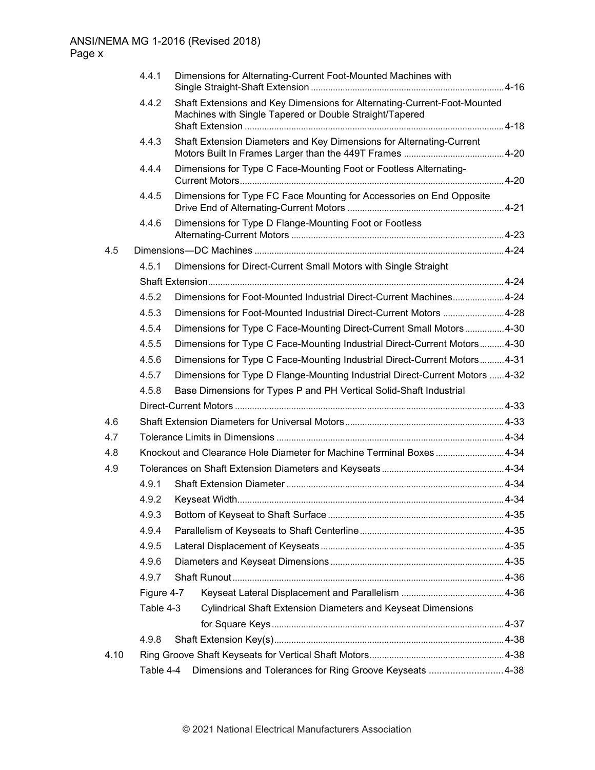4.4.1 Dimensions for Alternating-Current Foot-Mounted Machines with Single Straight-Shaft Extension .......... 4-16

4.4.2 Shaft Extensions and Key Dimensions for Alternating-Current-Foot-Mounted Machines with Single Tapered or Double Straight/Tapered Shaft Extension .......... 4-18

4.4.3 Shaft Extension Diameters and Key Dimensions for Alternating-Current Motors Built In Frames Larger than the 449T Frames .......... 4-20

4.4.4 Dimensions for Type C Face-Mounting Foot or Footless Alternating-Current Motors .......... 4-20

4.4.5 Dimensions for Type FC Face Mounting for Accessories on End Opposite Drive End of Alternating-Current Motors .......... 4-21

4.4.6 Dimensions for Type D Flange-Mounting Foot or Footless Alternating-Current Motors .......... 4-23

4.5 Dimensions—DC Machines .......... 4-24

4.5.1 Dimensions for Direct-Current Small Motors with Single Straight Shaft Extension .......... 4-24

4.5.2 Dimensions for Foot-Mounted Industrial Direct-Current Machines .......... 4-24

4.5.3 Dimensions for Foot-Mounted Industrial Direct-Current Motors .......... 4-28

4.5.4 Dimensions for Type C Face-Mounting Direct-Current Small Motors .......... 4-30

4.5.5 Dimensions for Type C Face-Mounting Industrial Direct-Current Motors .......... 4-30

4.5.6 Dimensions for Type C Face-Mounting Industrial Direct-Current Motors .......... 4-31

4.5.7 Dimensions for Type D Flange-Mounting Industrial Direct-Current Motors .......... 4-32

4.5.8 Base Dimensions for Types P and PH Vertical Solid-Shaft Industrial Direct-Current Motors .......... 4-33

4.6 Shaft Extension Diameters for Universal Motors .......... 4-33

4.7 Tolerance Limits in Dimensions .......... 4-34

4.8 Knockout and Clearance Hole Diameter for Machine Terminal Boxes .......... 4-34

4.9 Tolerances on Shaft Extension Diameters and Keyseats .......... 4-34

4.9.1 Shaft Extension Diameter .......... 4-34

4.9.2 Keyseat Width .......... 4-34

4.9.3 Bottom of Keyseat to Shaft Surface .......... 4-35

4.9.4 Parallelism of Keyseats to Shaft Centerline .......... 4-35

4.9.5 Lateral Displacement of Keyseats .......... 4-35

4.9.6 Diameters and Keyseat Dimensions .......... 4-35

4.9.7 Shaft Runout .......... 4-36

Figure 4-7 Keyseat Lateral Displacement and Parallelism .......... 4-36

Table 4-3 Cylindrical Shaft Extension Diameters and Keyseat Dimensions for Square Keys .......... 4-37

4.9.8 Shaft Extension Key(s) .......... 4-38

4.10 Ring Groove Shaft Keyseats for Vertical Shaft Motors .......... 4-38

Table 4-4 Dimensions and Tolerances for Ring Groove Keyseats .......... 4-38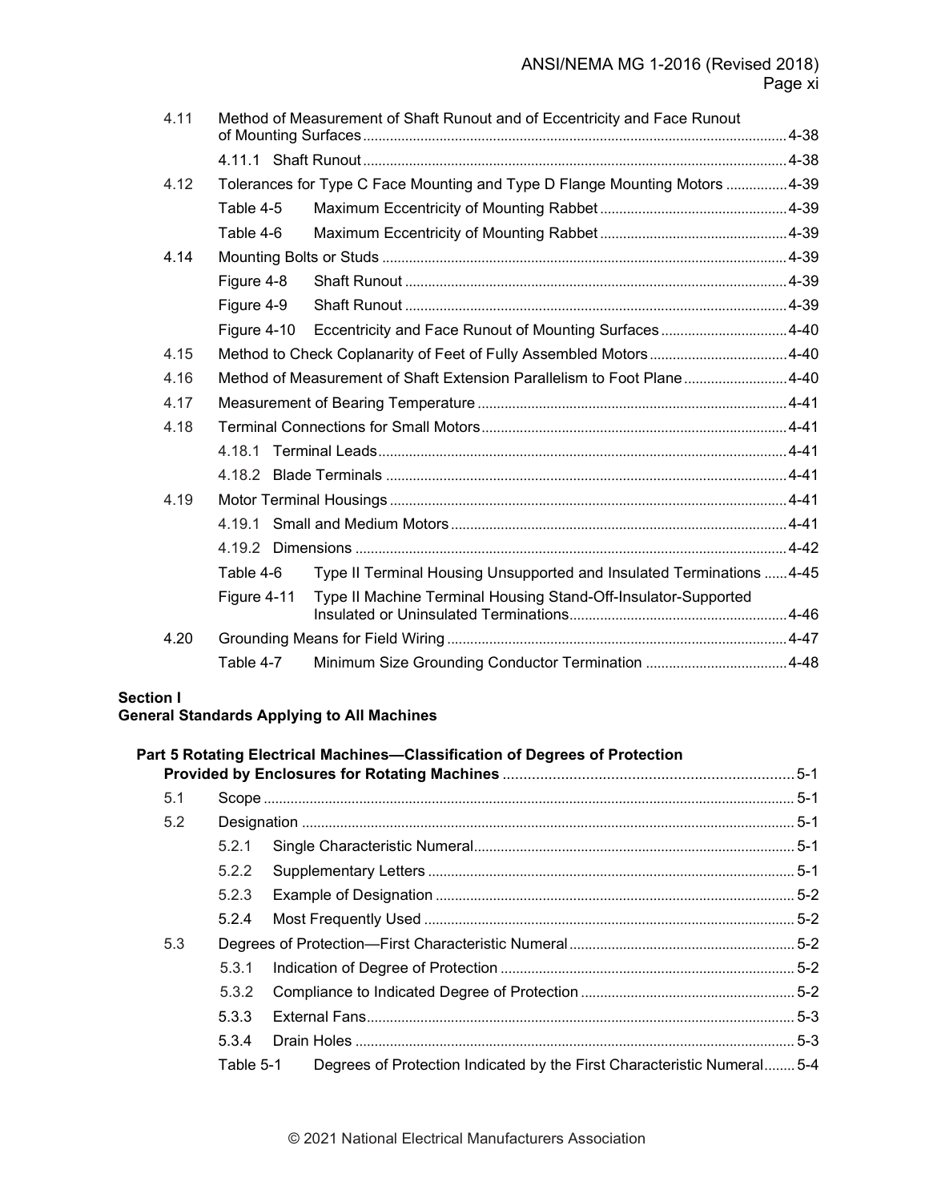| | | | |
|---|---|---|---|
| 4.11 | Method of Measurement of Shaft Runout and of Eccentricity and Face Runout of Mounting Surfaces | | 4-38 |
| | 4.11.1 | Shaft Runout | 4-38 |
| 4.12 | Tolerances for Type C Face Mounting and Type D Flange Mounting Motors | | 4-39 |
| | Table 4-5 | Maximum Eccentricity of Mounting Rabbet | 4-39 |
| | Table 4-6 | Maximum Eccentricity of Mounting Rabbet | 4-39 |
| 4.14 | Mounting Bolts or Studs | | 4-39 |
| | Figure 4-8 | Shaft Runout | 4-39 |
| | Figure 4-9 | Shaft Runout | 4-39 |
| | Figure 4-10 | Eccentricity and Face Runout of Mounting Surfaces | 4-40 |
| 4.15 | Method to Check Coplanarity of Feet of Fully Assembled Motors | | 4-40 |
| 4.16 | Method of Measurement of Shaft Extension Parallelism to Foot Plane | | 4-40 |
| 4.17 | Measurement of Bearing Temperature | | 4-41 |
| 4.18 | Terminal Connections for Small Motors | | 4-41 |
| | 4.18.1 | Terminal Leads | 4-41 |
| | 4.18.2 | Blade Terminals | 4-41 |
| 4.19 | Motor Terminal Housings | | 4-41 |
| | 4.19.1 | Small and Medium Motors | 4-41 |
| | 4.19.2 | Dimensions | 4-42 |
| | Table 4-6 | Type II Terminal Housing Unsupported and Insulated Terminations | 4-45 |
| | Figure 4-11 | Type II Machine Terminal Housing Stand-Off-Insulator-Supported Insulated or Uninsulated Terminations | 4-46 |
| 4.20 | Grounding Means for Field Wiring | | 4-47 |
| | Table 4-7 | Minimum Size Grounding Conductor Termination | 4-48 |

**Section I**
**General Standards Applying to All Machines**

**Part 5 Rotating Electrical Machines—Classification of Degrees of Protection Provided by Enclosures for Rotating Machines** .......... 5-1

| | | | |
|---|---|---|---|
| 5.1 | Scope | | 5-1 |
| 5.2 | Designation | | 5-1 |
| | 5.2.1 | Single Characteristic Numeral | 5-1 |
| | 5.2.2 | Supplementary Letters | 5-1 |
| | 5.2.3 | Example of Designation | 5-2 |
| | 5.2.4 | Most Frequently Used | 5-2 |
| 5.3 | Degrees of Protection—First Characteristic Numeral | | 5-2 |
| | 5.3.1 | Indication of Degree of Protection | 5-2 |
| | 5.3.2 | Compliance to Indicated Degree of Protection | 5-2 |
| | 5.3.3 | External Fans | 5-3 |
| | 5.3.4 | Drain Holes | 5-3 |
| | Table 5-1 | Degrees of Protection Indicated by the First Characteristic Numeral | 5-4 |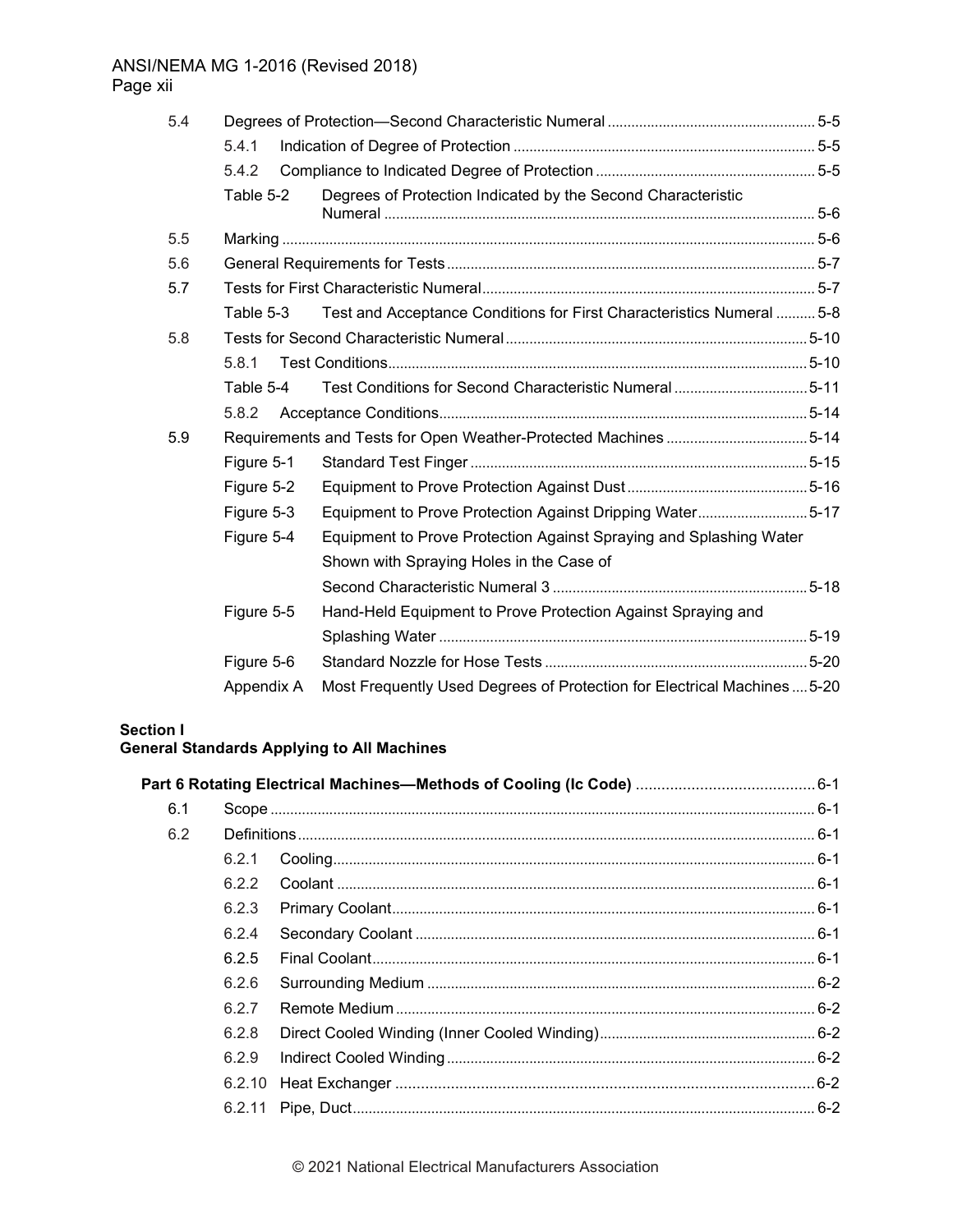| | | | |
|---|---|---|---|
| 5.4 | Degrees of Protection—Second Characteristic Numeral | | 5-5 |
| | 5.4.1 | Indication of Degree of Protection | 5-5 |
| | 5.4.2 | Compliance to Indicated Degree of Protection | 5-5 |
| | Table 5-2 | Degrees of Protection Indicated by the Second Characteristic Numeral | 5-6 |
| 5.5 | Marking | | 5-6 |
| 5.6 | General Requirements for Tests | | 5-7 |
| 5.7 | Tests for First Characteristic Numeral | | 5-7 |
| | Table 5-3 | Test and Acceptance Conditions for First Characteristics Numeral | 5-8 |
| 5.8 | Tests for Second Characteristic Numeral | | 5-10 |
| | 5.8.1 | Test Conditions | 5-10 |
| | Table 5-4 | Test Conditions for Second Characteristic Numeral | 5-11 |
| | 5.8.2 | Acceptance Conditions | 5-14 |
| 5.9 | Requirements and Tests for Open Weather-Protected Machines | | 5-14 |
| | Figure 5-1 | Standard Test Finger | 5-15 |
| | Figure 5-2 | Equipment to Prove Protection Against Dust | 5-16 |
| | Figure 5-3 | Equipment to Prove Protection Against Dripping Water | 5-17 |
| | Figure 5-4 | Equipment to Prove Protection Against Spraying and Splashing Water Shown with Spraying Holes in the Case of Second Characteristic Numeral 3 | 5-18 |
| | Figure 5-5 | Hand-Held Equipment to Prove Protection Against Spraying and Splashing Water | 5-19 |
| | Figure 5-6 | Standard Nozzle for Hose Tests | 5-20 |
| | Appendix A | Most Frequently Used Degrees of Protection for Electrical Machines | 5-20 |

**Section I**
**General Standards Applying to All Machines**

| | | | |
|---|---|---|---|
| **Part 6 Rotating Electrical Machines—Methods of Cooling (Ic Code)** | | | 6-1 |
| 6.1 | Scope | | 6-1 |
| 6.2 | Definitions | | 6-1 |
| | 6.2.1 | Cooling | 6-1 |
| | 6.2.2 | Coolant | 6-1 |
| | 6.2.3 | Primary Coolant | 6-1 |
| | 6.2.4 | Secondary Coolant | 6-1 |
| | 6.2.5 | Final Coolant | 6-1 |
| | 6.2.6 | Surrounding Medium | 6-2 |
| | 6.2.7 | Remote Medium | 6-2 |
| | 6.2.8 | Direct Cooled Winding (Inner Cooled Winding) | 6-2 |
| | 6.2.9 | Indirect Cooled Winding | 6-2 |
| | 6.2.10 | Heat Exchanger | 6-2 |
| | 6.2.11 | Pipe, Duct | 6-2 |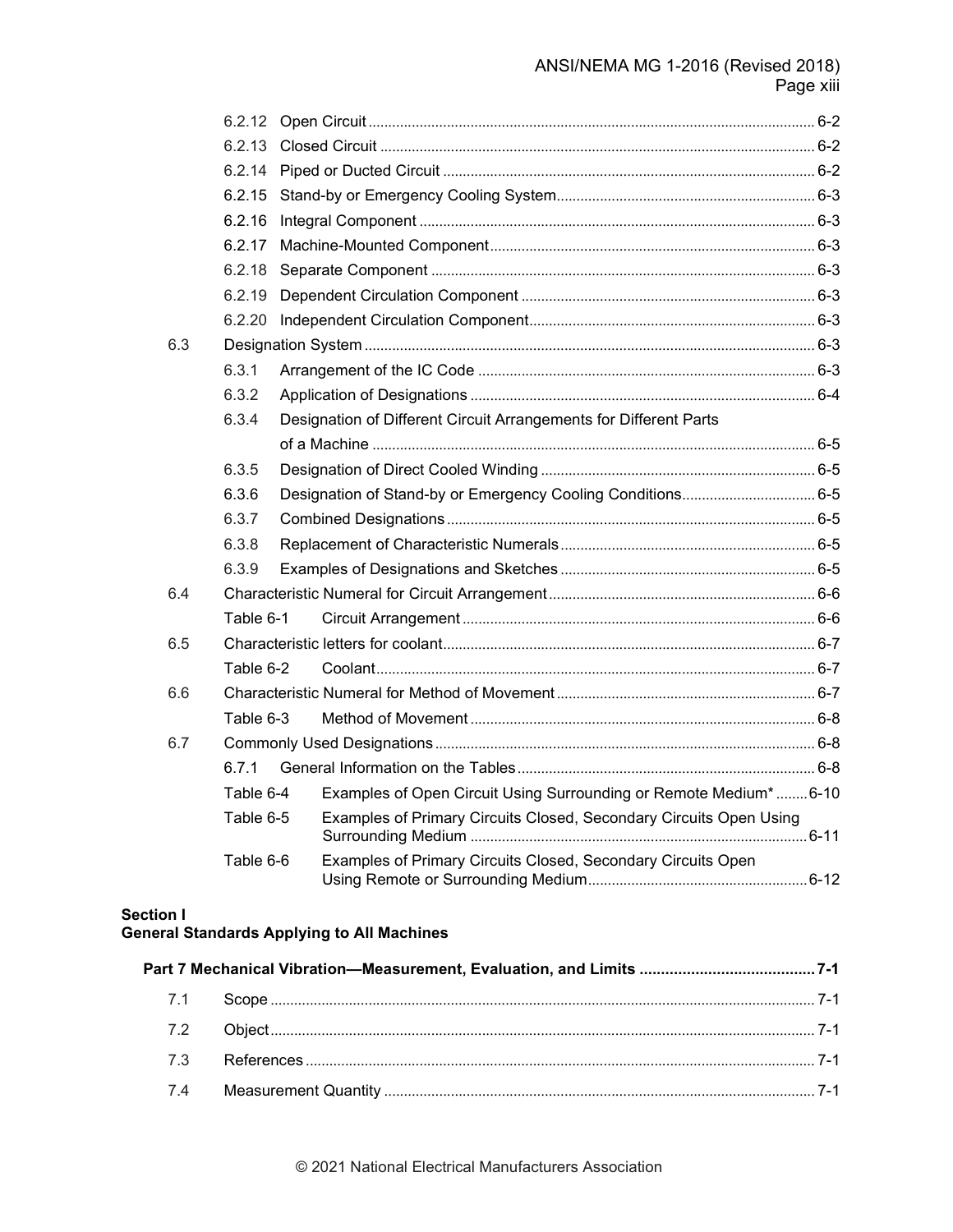6.2.12 Open Circuit ........ 6-2
6.2.13 Closed Circuit ........ 6-2
6.2.14 Piped or Ducted Circuit ........ 6-2
6.2.15 Stand-by or Emergency Cooling System........ 6-3
6.2.16 Integral Component ........ 6-3
6.2.17 Machine-Mounted Component........ 6-3
6.2.18 Separate Component ........ 6-3
6.2.19 Dependent Circulation Component ........ 6-3
6.2.20 Independent Circulation Component........ 6-3

6.3 Designation System ........ 6-3

6.3.1 Arrangement of the IC Code ........ 6-3
6.3.2 Application of Designations ........ 6-4
6.3.4 Designation of Different Circuit Arrangements for Different Parts of a Machine ........ 6-5
6.3.5 Designation of Direct Cooled Winding ........ 6-5
6.3.6 Designation of Stand-by or Emergency Cooling Conditions........ 6-5
6.3.7 Combined Designations ........ 6-5
6.3.8 Replacement of Characteristic Numerals ........ 6-5
6.3.9 Examples of Designations and Sketches ........ 6-5

6.4 Characteristic Numeral for Circuit Arrangement ........ 6-6

Table 6-1 Circuit Arrangement ........ 6-6

6.5 Characteristic letters for coolant........ 6-7

Table 6-2 Coolant........ 6-7

6.6 Characteristic Numeral for Method of Movement ........ 6-7

Table 6-3 Method of Movement ........ 6-8

6.7 Commonly Used Designations ........ 6-8

6.7.1 General Information on the Tables ........ 6-8

Table 6-4 Examples of Open Circuit Using Surrounding or Remote Medium* ........ 6-10
Table 6-5 Examples of Primary Circuits Closed, Secondary Circuits Open Using Surrounding Medium ........ 6-11
Table 6-6 Examples of Primary Circuits Closed, Secondary Circuits Open Using Remote or Surrounding Medium........ 6-12

**Section I**
**General Standards Applying to All Machines**

**Part 7 Mechanical Vibration—Measurement, Evaluation, and Limits ........ 7-1**

7.1 Scope ........ 7-1
7.2 Object........ 7-1
7.3 References ........ 7-1
7.4 Measurement Quantity ........ 7-1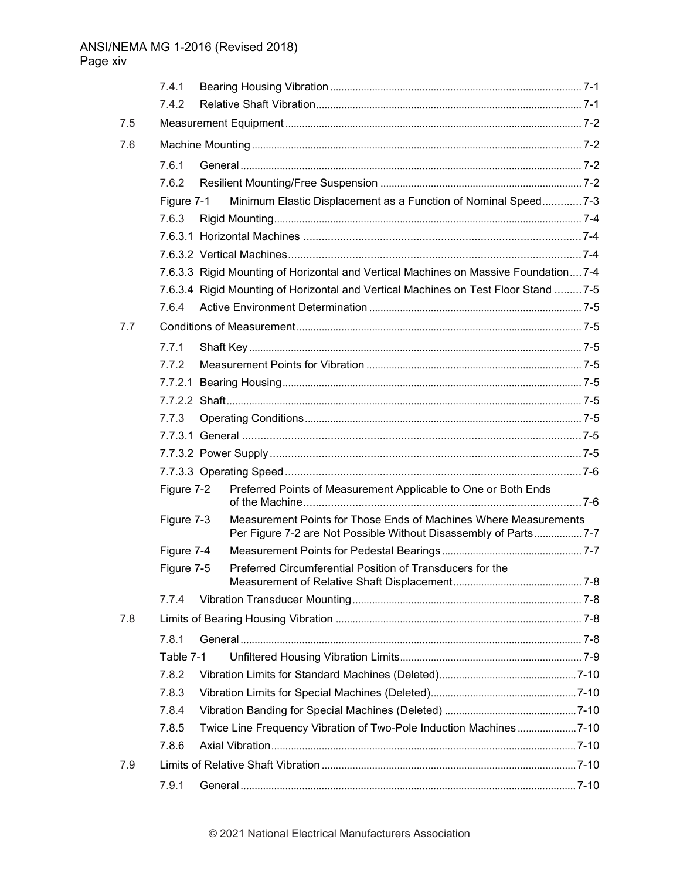| | | | |
|---|---|---|---|
| | 7.4.1 | Bearing Housing Vibration | 7-1 |
| | 7.4.2 | Relative Shaft Vibration | 7-1 |
| 7.5 | | Measurement Equipment | 7-2 |
| 7.6 | | Machine Mounting | 7-2 |
| | 7.6.1 | General | 7-2 |
| | 7.6.2 | Resilient Mounting/Free Suspension | 7-2 |
| | Figure 7-1 | Minimum Elastic Displacement as a Function of Nominal Speed | 7-3 |
| | 7.6.3 | Rigid Mounting | 7-4 |
| | 7.6.3.1 | Horizontal Machines | 7-4 |
| | 7.6.3.2 | Vertical Machines | 7-4 |
| | 7.6.3.3 | Rigid Mounting of Horizontal and Vertical Machines on Massive Foundation | 7-4 |
| | 7.6.3.4 | Rigid Mounting of Horizontal and Vertical Machines on Test Floor Stand | 7-5 |
| | 7.6.4 | Active Environment Determination | 7-5 |
| 7.7 | | Conditions of Measurement | 7-5 |
| | 7.7.1 | Shaft Key | 7-5 |
| | 7.7.2 | Measurement Points for Vibration | 7-5 |
| | 7.7.2.1 | Bearing Housing | 7-5 |
| | 7.7.2.2 | Shaft | 7-5 |
| | 7.7.3 | Operating Conditions | 7-5 |
| | 7.7.3.1 | General | 7-5 |
| | 7.7.3.2 | Power Supply | 7-5 |
| | 7.7.3.3 | Operating Speed | 7-6 |
| | Figure 7-2 | Preferred Points of Measurement Applicable to One or Both Ends of the Machine | 7-6 |
| | Figure 7-3 | Measurement Points for Those Ends of Machines Where Measurements Per Figure 7-2 are Not Possible Without Disassembly of Parts | 7-7 |
| | Figure 7-4 | Measurement Points for Pedestal Bearings | 7-7 |
| | Figure 7-5 | Preferred Circumferential Position of Transducers for the Measurement of Relative Shaft Displacement | 7-8 |
| | 7.7.4 | Vibration Transducer Mounting | 7-8 |
| 7.8 | | Limits of Bearing Housing Vibration | 7-8 |
| | 7.8.1 | General | 7-8 |
| | Table 7-1 | Unfiltered Housing Vibration Limits | 7-9 |
| | 7.8.2 | Vibration Limits for Standard Machines (Deleted) | 7-10 |
| | 7.8.3 | Vibration Limits for Special Machines (Deleted) | 7-10 |
| | 7.8.4 | Vibration Banding for Special Machines (Deleted) | 7-10 |
| | 7.8.5 | Twice Line Frequency Vibration of Two-Pole Induction Machines | 7-10 |
| | 7.8.6 | Axial Vibration | 7-10 |
| 7.9 | | Limits of Relative Shaft Vibration | 7-10 |
| | 7.9.1 | General | 7-10 |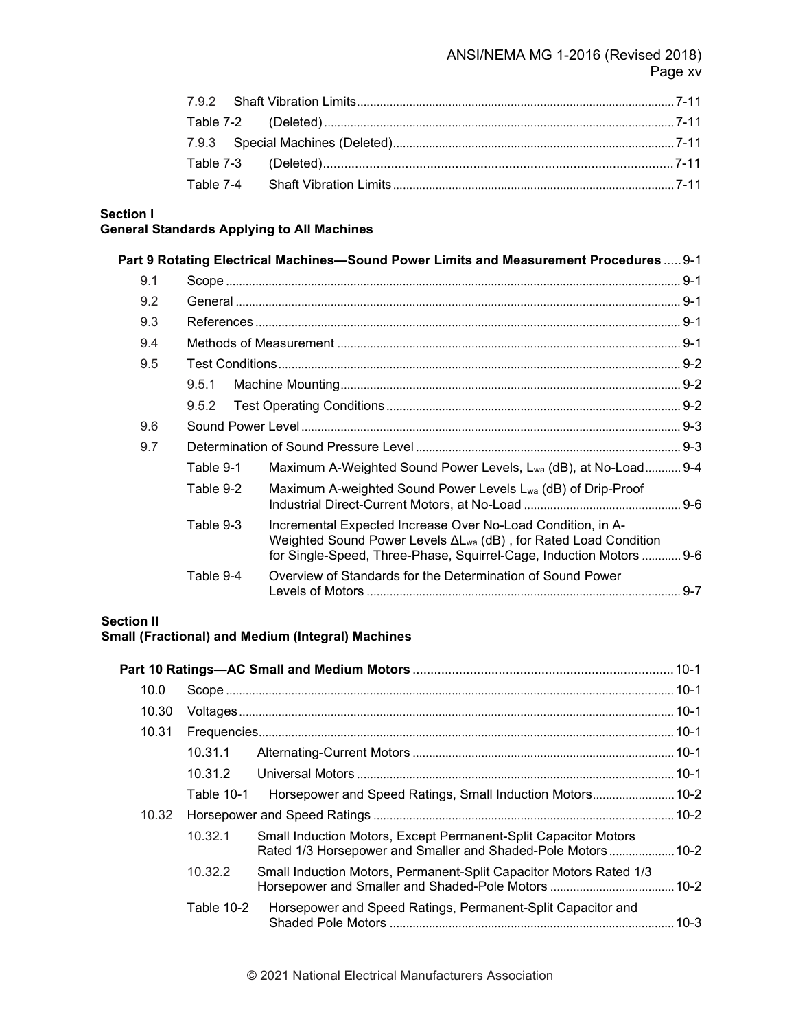| | | | |
|---|---|---|---|
| | 7.9.2 | Shaft Vibration Limits | 7-11 |
| | Table 7-2 | (Deleted) | 7-11 |
| | 7.9.3 | Special Machines (Deleted) | 7-11 |
| | Table 7-3 | (Deleted) | 7-11 |
| | Table 7-4 | Shaft Vibration Limits | 7-11 |

**Section I**
**General Standards Applying to All Machines**

| | | | |
|---|---|---|---|
| **Part 9 Rotating Electrical Machines—Sound Power Limits and Measurement Procedures** | | | 9-1 |
| 9.1 | Scope | | 9-1 |
| 9.2 | General | | 9-1 |
| 9.3 | References | | 9-1 |
| 9.4 | Methods of Measurement | | 9-1 |
| 9.5 | Test Conditions | | 9-2 |
| | 9.5.1 | Machine Mounting | 9-2 |
| | 9.5.2 | Test Operating Conditions | 9-2 |
| 9.6 | Sound Power Level | | 9-3 |
| 9.7 | Determination of Sound Pressure Level | | 9-3 |
| | Table 9-1 | Maximum A-Weighted Sound Power Levels, $L_{wa}$ (dB), at No-Load | 9-4 |
| | Table 9-2 | Maximum A-weighted Sound Power Levels $L_{wa}$ (dB) of Drip-Proof Industrial Direct-Current Motors, at No-Load | 9-6 |
| | Table 9-3 | Incremental Expected Increase Over No-Load Condition, in A-Weighted Sound Power Levels $\Delta L_{wa}$ (dB) , for Rated Load Condition for Single-Speed, Three-Phase, Squirrel-Cage, Induction Motors | 9-6 |
| | Table 9-4 | Overview of Standards for the Determination of Sound Power Levels of Motors | 9-7 |

**Section II**
**Small (Fractional) and Medium (Integral) Machines**

| | | | |
|---|---|---|---|
| **Part 10 Ratings—AC Small and Medium Motors** | | | 10-1 |
| 10.0 | Scope | | 10-1 |
| 10.30 | Voltages | | 10-1 |
| 10.31 | Frequencies | | 10-1 |
| | 10.31.1 | Alternating-Current Motors | 10-1 |
| | 10.31.2 | Universal Motors | 10-1 |
| | Table 10-1 | Horsepower and Speed Ratings, Small Induction Motors | 10-2 |
| 10.32 | Horsepower and Speed Ratings | | 10-2 |
| | 10.32.1 | Small Induction Motors, Except Permanent-Split Capacitor Motors Rated 1/3 Horsepower and Smaller and Shaded-Pole Motors | 10-2 |
| | 10.32.2 | Small Induction Motors, Permanent-Split Capacitor Motors Rated 1/3 Horsepower and Smaller and Shaded-Pole Motors | 10-2 |
| | Table 10-2 | Horsepower and Speed Ratings, Permanent-Split Capacitor and Shaded Pole Motors | 10-3 |

© 2021 National Electrical Manufacturers Association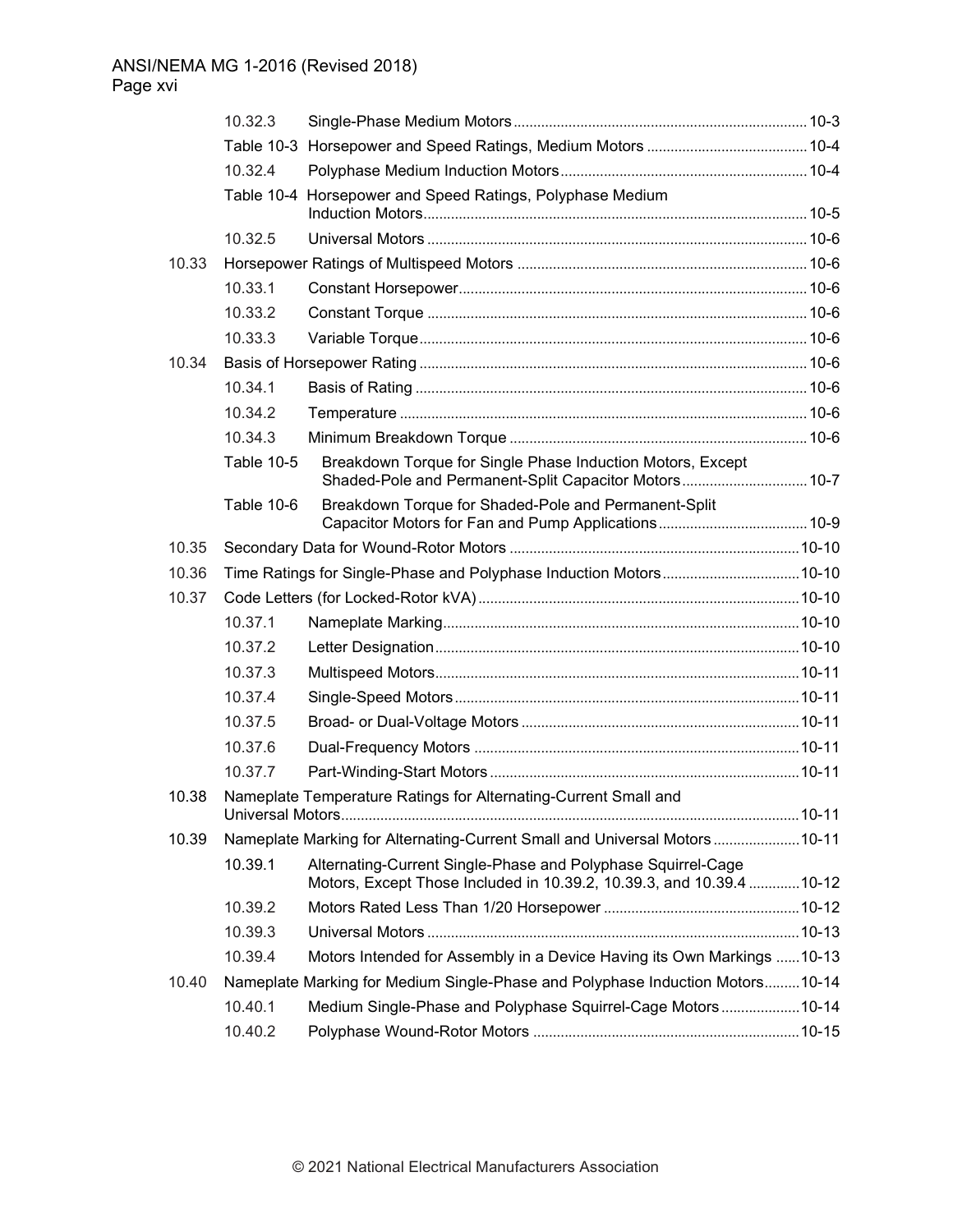| | | | |
|---|---|---|---|
| | 10.32.3 | Single-Phase Medium Motors | 10-3 |
| | Table 10-3 | Horsepower and Speed Ratings, Medium Motors | 10-4 |
| | 10.32.4 | Polyphase Medium Induction Motors | 10-4 |
| | Table 10-4 | Horsepower and Speed Ratings, Polyphase Medium Induction Motors | 10-5 |
| | 10.32.5 | Universal Motors | 10-6 |
| 10.33 | Horsepower Ratings of Multispeed Motors | | 10-6 |
| | 10.33.1 | Constant Horsepower | 10-6 |
| | 10.33.2 | Constant Torque | 10-6 |
| | 10.33.3 | Variable Torque | 10-6 |
| 10.34 | Basis of Horsepower Rating | | 10-6 |
| | 10.34.1 | Basis of Rating | 10-6 |
| | 10.34.2 | Temperature | 10-6 |
| | 10.34.3 | Minimum Breakdown Torque | 10-6 |
| | Table 10-5 | Breakdown Torque for Single Phase Induction Motors, Except Shaded-Pole and Permanent-Split Capacitor Motors | 10-7 |
| | Table 10-6 | Breakdown Torque for Shaded-Pole and Permanent-Split Capacitor Motors for Fan and Pump Applications | 10-9 |
| 10.35 | Secondary Data for Wound-Rotor Motors | | 10-10 |
| 10.36 | Time Ratings for Single-Phase and Polyphase Induction Motors | | 10-10 |
| 10.37 | Code Letters (for Locked-Rotor kVA) | | 10-10 |
| | 10.37.1 | Nameplate Marking | 10-10 |
| | 10.37.2 | Letter Designation | 10-10 |
| | 10.37.3 | Multispeed Motors | 10-11 |
| | 10.37.4 | Single-Speed Motors | 10-11 |
| | 10.37.5 | Broad- or Dual-Voltage Motors | 10-11 |
| | 10.37.6 | Dual-Frequency Motors | 10-11 |
| | 10.37.7 | Part-Winding-Start Motors | 10-11 |
| 10.38 | Nameplate Temperature Ratings for Alternating-Current Small and Universal Motors | | 10-11 |
| 10.39 | Nameplate Marking for Alternating-Current Small and Universal Motors | | 10-11 |
| | 10.39.1 | Alternating-Current Single-Phase and Polyphase Squirrel-Cage Motors, Except Those Included in 10.39.2, 10.39.3, and 10.39.4 | 10-12 |
| | 10.39.2 | Motors Rated Less Than 1/20 Horsepower | 10-12 |
| | 10.39.3 | Universal Motors | 10-13 |
| | 10.39.4 | Motors Intended for Assembly in a Device Having its Own Markings | 10-13 |
| 10.40 | Nameplate Marking for Medium Single-Phase and Polyphase Induction Motors | | 10-14 |
| | 10.40.1 | Medium Single-Phase and Polyphase Squirrel-Cage Motors | 10-14 |
| | 10.40.2 | Polyphase Wound-Rotor Motors | 10-15 |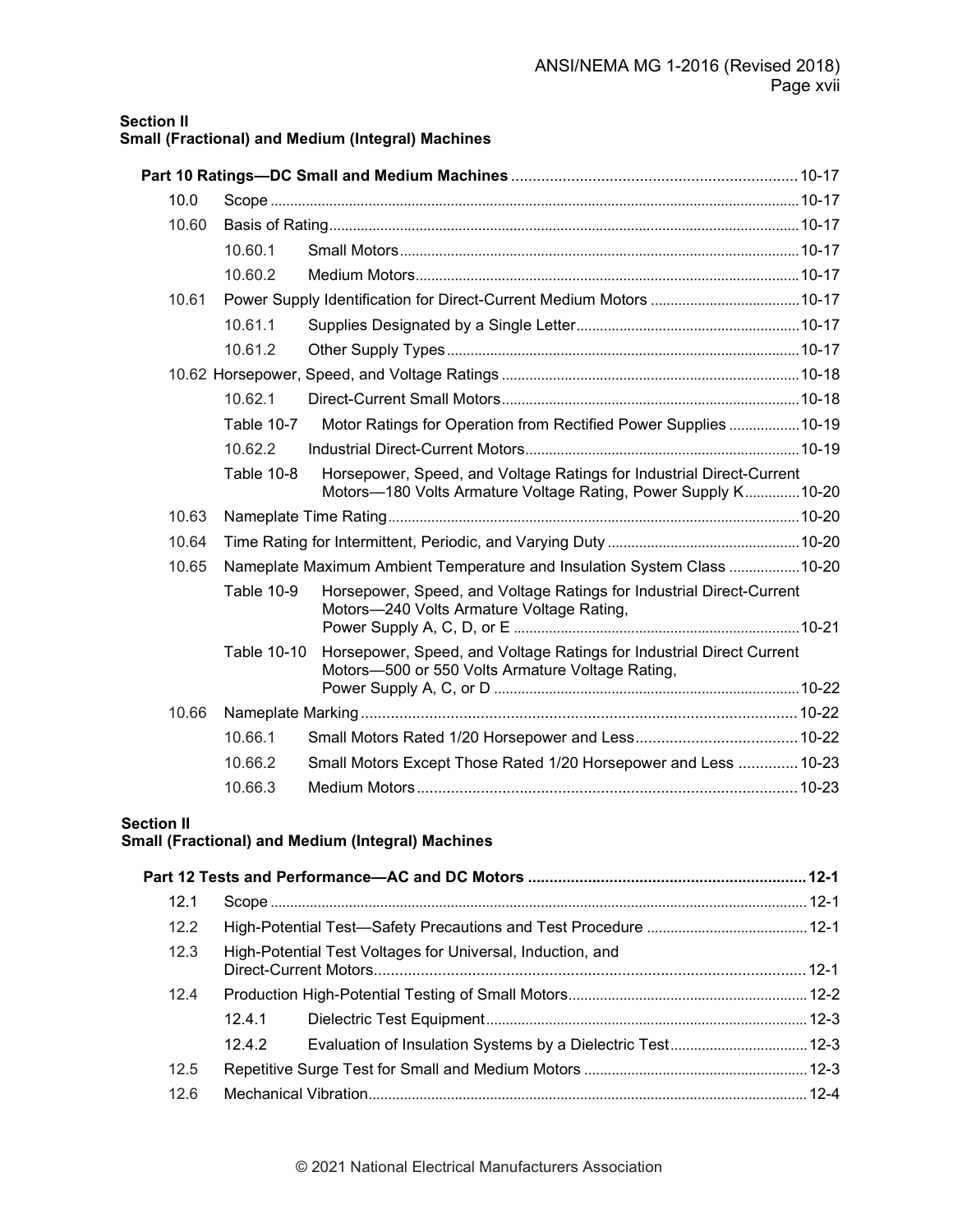**Section II**
**Small (Fractional) and Medium (Integral) Machines**

| | | | |
|---|---|---|---|
| **Part 10 Ratings—DC Small and Medium Machines** | | | **10-17** |
| 10.0 | Scope | | 10-17 |
| 10.60 | Basis of Rating | | 10-17 |
| | 10.60.1 | Small Motors | 10-17 |
| | 10.60.2 | Medium Motors | 10-17 |
| 10.61 | Power Supply Identification for Direct-Current Medium Motors | | 10-17 |
| | 10.61.1 | Supplies Designated by a Single Letter | 10-17 |
| | 10.61.2 | Other Supply Types | 10-17 |
| 10.62 | Horsepower, Speed, and Voltage Ratings | | 10-18 |
| | 10.62.1 | Direct-Current Small Motors | 10-18 |
| | Table 10-7 | Motor Ratings for Operation from Rectified Power Supplies | 10-19 |
| | 10.62.2 | Industrial Direct-Current Motors | 10-19 |
| | Table 10-8 | Horsepower, Speed, and Voltage Ratings for Industrial Direct-Current Motors—180 Volts Armature Voltage Rating, Power Supply K | 10-20 |
| 10.63 | Nameplate Time Rating | | 10-20 |
| 10.64 | Time Rating for Intermittent, Periodic, and Varying Duty | | 10-20 |
| 10.65 | Nameplate Maximum Ambient Temperature and Insulation System Class | | 10-20 |
| | Table 10-9 | Horsepower, Speed, and Voltage Ratings for Industrial Direct-Current Motors—240 Volts Armature Voltage Rating, Power Supply A, C, D, or E | 10-21 |
| | Table 10-10 | Horsepower, Speed, and Voltage Ratings for Industrial Direct Current Motors—500 or 550 Volts Armature Voltage Rating, Power Supply A, C, or D | 10-22 |
| 10.66 | Nameplate Marking | | 10-22 |
| | 10.66.1 | Small Motors Rated 1/20 Horsepower and Less | 10-22 |
| | 10.66.2 | Small Motors Except Those Rated 1/20 Horsepower and Less | 10-23 |
| | 10.66.3 | Medium Motors | 10-23 |

**Section II**
**Small (Fractional) and Medium (Integral) Machines**

| | | | |
|---|---|---|---|
| **Part 12 Tests and Performance—AC and DC Motors** | | | **12-1** |
| 12.1 | Scope | | 12-1 |
| 12.2 | High-Potential Test—Safety Precautions and Test Procedure | | 12-1 |
| 12.3 | High-Potential Test Voltages for Universal, Induction, and Direct-Current Motors | | 12-1 |
| 12.4 | Production High-Potential Testing of Small Motors | | 12-2 |
| | 12.4.1 | Dielectric Test Equipment | 12-3 |
| | 12.4.2 | Evaluation of Insulation Systems by a Dielectric Test | 12-3 |
| 12.5 | Repetitive Surge Test for Small and Medium Motors | | 12-3 |
| 12.6 | Mechanical Vibration | | 12-4 |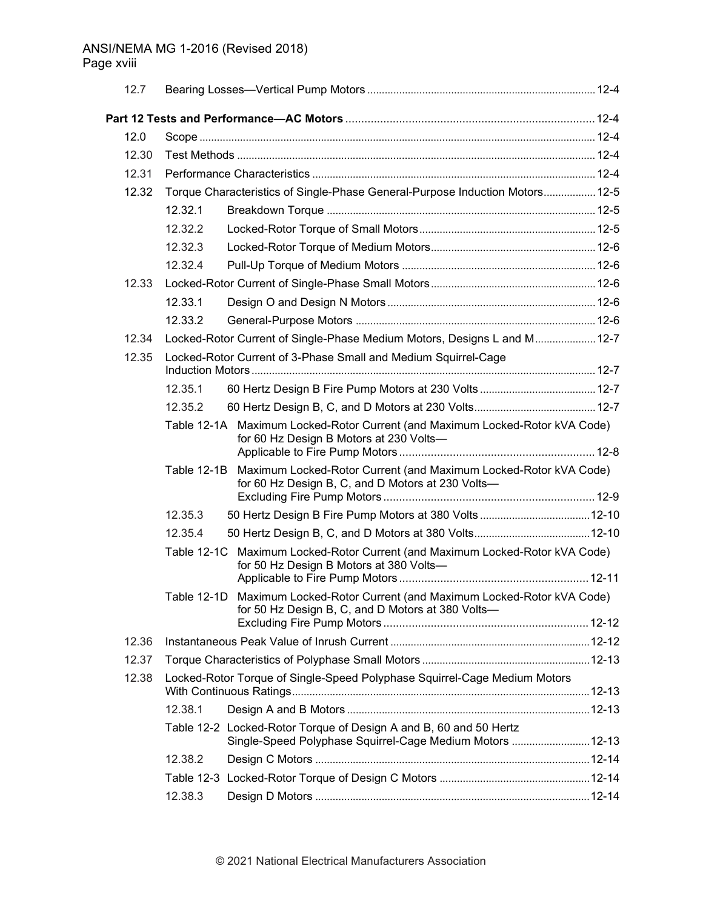| | | | |
|---|---|---|---|
| 12.7 | Bearing Losses—Vertical Pump Motors | | 12-4 |
| **Part 12 Tests and Performance—AC Motors** | | | 12-4 |
| 12.0 | Scope | | 12-4 |
| 12.30 | Test Methods | | 12-4 |
| 12.31 | Performance Characteristics | | 12-4 |
| 12.32 | Torque Characteristics of Single-Phase General-Purpose Induction Motors | | 12-5 |
| | 12.32.1 | Breakdown Torque | 12-5 |
| | 12.32.2 | Locked-Rotor Torque of Small Motors | 12-5 |
| | 12.32.3 | Locked-Rotor Torque of Medium Motors | 12-6 |
| | 12.32.4 | Pull-Up Torque of Medium Motors | 12-6 |
| 12.33 | Locked-Rotor Current of Single-Phase Small Motors | | 12-6 |
| | 12.33.1 | Design O and Design N Motors | 12-6 |
| | 12.33.2 | General-Purpose Motors | 12-6 |
| 12.34 | Locked-Rotor Current of Single-Phase Medium Motors, Designs L and M | | 12-7 |
| 12.35 | Locked-Rotor Current of 3-Phase Small and Medium Squirrel-Cage Induction Motors | | 12-7 |
| | 12.35.1 | 60 Hertz Design B Fire Pump Motors at 230 Volts | 12-7 |
| | 12.35.2 | 60 Hertz Design B, C, and D Motors at 230 Volts | 12-7 |
| | Table 12-1A | Maximum Locked-Rotor Current (and Maximum Locked-Rotor kVA Code) for 60 Hz Design B Motors at 230 Volts—Applicable to Fire Pump Motors | 12-8 |
| | Table 12-1B | Maximum Locked-Rotor Current (and Maximum Locked-Rotor kVA Code) for 60 Hz Design B, C, and D Motors at 230 Volts—Excluding Fire Pump Motors | 12-9 |
| | 12.35.3 | 50 Hertz Design B Fire Pump Motors at 380 Volts | 12-10 |
| | 12.35.4 | 50 Hertz Design B, C, and D Motors at 380 Volts | 12-10 |
| | Table 12-1C | Maximum Locked-Rotor Current (and Maximum Locked-Rotor kVA Code) for 50 Hz Design B Motors at 380 Volts—Applicable to Fire Pump Motors | 12-11 |
| | Table 12-1D | Maximum Locked-Rotor Current (and Maximum Locked-Rotor kVA Code) for 50 Hz Design B, C, and D Motors at 380 Volts—Excluding Fire Pump Motors | 12-12 |
| 12.36 | Instantaneous Peak Value of Inrush Current | | 12-12 |
| 12.37 | Torque Characteristics of Polyphase Small Motors | | 12-13 |
| 12.38 | Locked-Rotor Torque of Single-Speed Polyphase Squirrel-Cage Medium Motors With Continuous Ratings | | 12-13 |
| | 12.38.1 | Design A and B Motors | 12-13 |
| | Table 12-2 | Locked-Rotor Torque of Design A and B, 60 and 50 Hertz Single-Speed Polyphase Squirrel-Cage Medium Motors | 12-13 |
| | 12.38.2 | Design C Motors | 12-14 |
| | Table 12-3 | Locked-Rotor Torque of Design C Motors | 12-14 |
| | 12.38.3 | Design D Motors | 12-14 |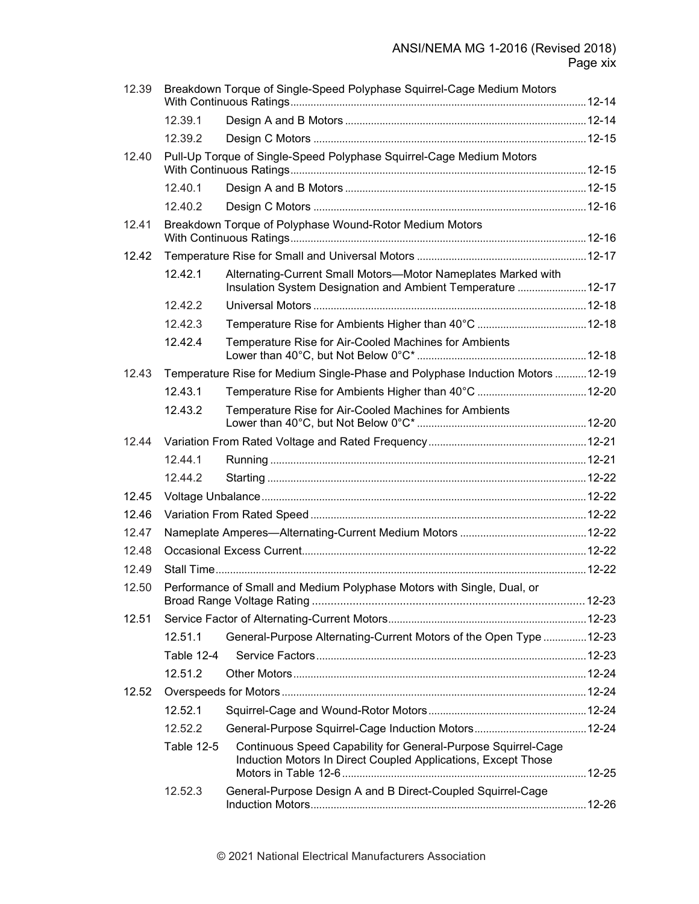| | | | |
|---|---|---|---|
| 12.39 | Breakdown Torque of Single-Speed Polyphase Squirrel-Cage Medium Motors With Continuous Ratings | | 12-14 |
| | 12.39.1 | Design A and B Motors | 12-14 |
| | 12.39.2 | Design C Motors | 12-15 |
| 12.40 | Pull-Up Torque of Single-Speed Polyphase Squirrel-Cage Medium Motors With Continuous Ratings | | 12-15 |
| | 12.40.1 | Design A and B Motors | 12-15 |
| | 12.40.2 | Design C Motors | 12-16 |
| 12.41 | Breakdown Torque of Polyphase Wound-Rotor Medium Motors With Continuous Ratings | | 12-16 |
| 12.42 | Temperature Rise for Small and Universal Motors | | 12-17 |
| | 12.42.1 | Alternating-Current Small Motors—Motor Nameplates Marked with Insulation System Designation and Ambient Temperature | 12-17 |
| | 12.42.2 | Universal Motors | 12-18 |
| | 12.42.3 | Temperature Rise for Ambients Higher than 40°C | 12-18 |
| | 12.42.4 | Temperature Rise for Air-Cooled Machines for Ambients Lower than 40°C, but Not Below 0°C* | 12-18 |
| 12.43 | Temperature Rise for Medium Single-Phase and Polyphase Induction Motors | | 12-19 |
| | 12.43.1 | Temperature Rise for Ambients Higher than 40°C | 12-20 |
| | 12.43.2 | Temperature Rise for Air-Cooled Machines for Ambients Lower than 40°C, but Not Below 0°C* | 12-20 |
| 12.44 | Variation From Rated Voltage and Rated Frequency | | 12-21 |
| | 12.44.1 | Running | 12-21 |
| | 12.44.2 | Starting | 12-22 |
| 12.45 | Voltage Unbalance | | 12-22 |
| 12.46 | Variation From Rated Speed | | 12-22 |
| 12.47 | Nameplate Amperes—Alternating-Current Medium Motors | | 12-22 |
| 12.48 | Occasional Excess Current | | 12-22 |
| 12.49 | Stall Time | | 12-22 |
| 12.50 | Performance of Small and Medium Polyphase Motors with Single, Dual, or Broad Range Voltage Rating | | 12-23 |
| 12.51 | Service Factor of Alternating-Current Motors | | 12-23 |
| | 12.51.1 | General-Purpose Alternating-Current Motors of the Open Type | 12-23 |
| | Table 12-4 | Service Factors | 12-23 |
| | 12.51.2 | Other Motors | 12-24 |
| 12.52 | Overspeeds for Motors | | 12-24 |
| | 12.52.1 | Squirrel-Cage and Wound-Rotor Motors | 12-24 |
| | 12.52.2 | General-Purpose Squirrel-Cage Induction Motors | 12-24 |
| | Table 12-5 | Continuous Speed Capability for General-Purpose Squirrel-Cage Induction Motors In Direct Coupled Applications, Except Those Motors in Table 12-6 | 12-25 |
| | 12.52.3 | General-Purpose Design A and B Direct-Coupled Squirrel-Cage Induction Motors | 12-26 |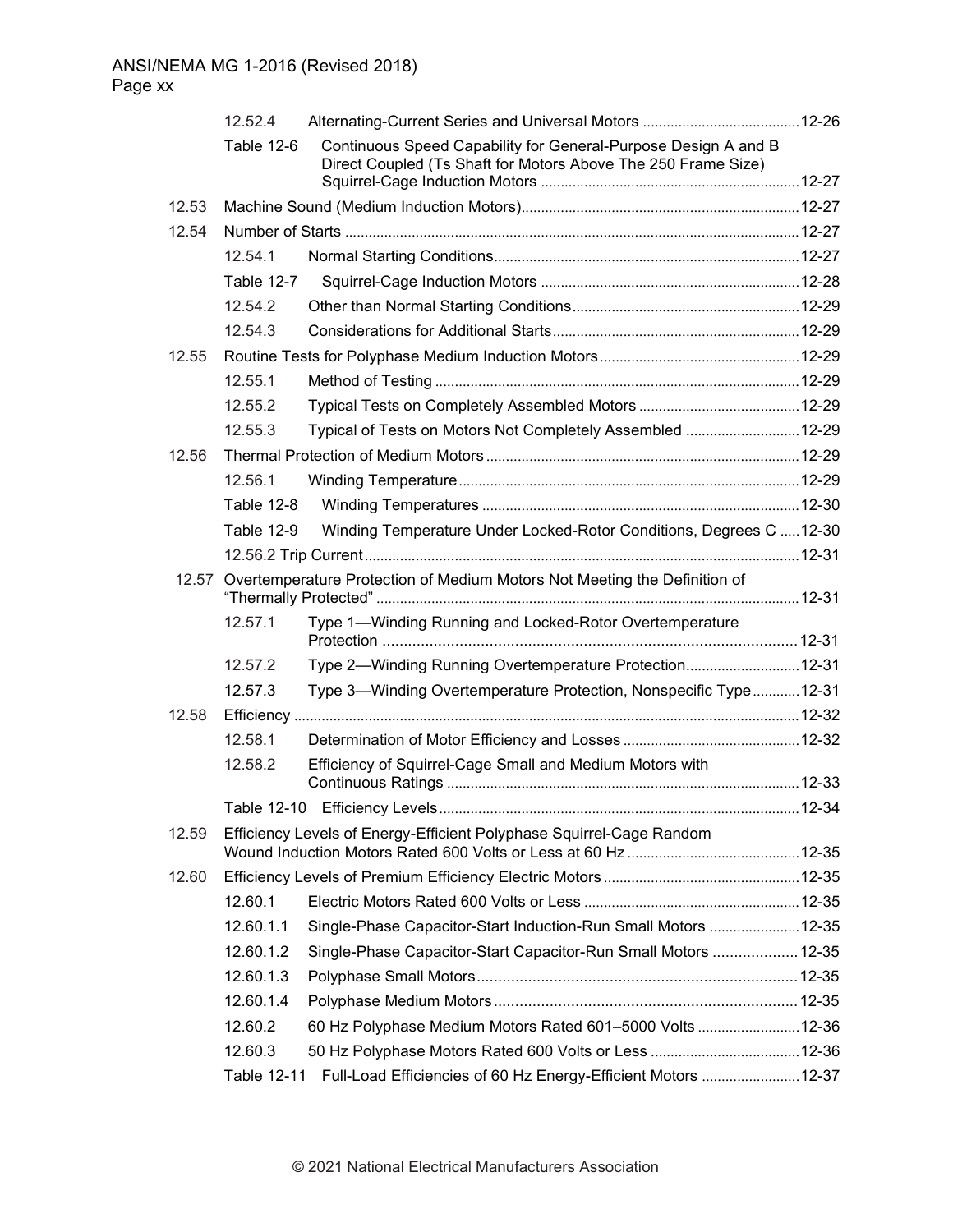| | | | |
|---|---|---|---|
| | 12.52.4 | Alternating-Current Series and Universal Motors | 12-26 |
| | Table 12-6 | Continuous Speed Capability for General-Purpose Design A and B Direct Coupled (Ts Shaft for Motors Above The 250 Frame Size) Squirrel-Cage Induction Motors | 12-27 |
| 12.53 | Machine Sound (Medium Induction Motors) | | 12-27 |
| 12.54 | Number of Starts | | 12-27 |
| | 12.54.1 | Normal Starting Conditions | 12-27 |
| | Table 12-7 | Squirrel-Cage Induction Motors | 12-28 |
| | 12.54.2 | Other than Normal Starting Conditions | 12-29 |
| | 12.54.3 | Considerations for Additional Starts | 12-29 |
| 12.55 | Routine Tests for Polyphase Medium Induction Motors | | 12-29 |
| | 12.55.1 | Method of Testing | 12-29 |
| | 12.55.2 | Typical Tests on Completely Assembled Motors | 12-29 |
| | 12.55.3 | Typical of Tests on Motors Not Completely Assembled | 12-29 |
| 12.56 | Thermal Protection of Medium Motors | | 12-29 |
| | 12.56.1 | Winding Temperature | 12-29 |
| | Table 12-8 | Winding Temperatures | 12-30 |
| | Table 12-9 | Winding Temperature Under Locked-Rotor Conditions, Degrees C | 12-30 |
| | 12.56.2 Trip Current | | 12-31 |
| 12.57 | Overtemperature Protection of Medium Motors Not Meeting the Definition of "Thermally Protected" | | 12-31 |
| | 12.57.1 | Type 1—Winding Running and Locked-Rotor Overtemperature Protection | 12-31 |
| | 12.57.2 | Type 2—Winding Running Overtemperature Protection | 12-31 |
| | 12.57.3 | Type 3—Winding Overtemperature Protection, Nonspecific Type | 12-31 |
| 12.58 | Efficiency | | 12-32 |
| | 12.58.1 | Determination of Motor Efficiency and Losses | 12-32 |
| | 12.58.2 | Efficiency of Squirrel-Cage Small and Medium Motors with Continuous Ratings | 12-33 |
| | Table 12-10 | Efficiency Levels | 12-34 |
| 12.59 | Efficiency Levels of Energy-Efficient Polyphase Squirrel-Cage Random Wound Induction Motors Rated 600 Volts or Less at 60 Hz | | 12-35 |
| 12.60 | Efficiency Levels of Premium Efficiency Electric Motors | | 12-35 |
| | 12.60.1 | Electric Motors Rated 600 Volts or Less | 12-35 |
| | 12.60.1.1 | Single-Phase Capacitor-Start Induction-Run Small Motors | 12-35 |
| | 12.60.1.2 | Single-Phase Capacitor-Start Capacitor-Run Small Motors | 12-35 |
| | 12.60.1.3 | Polyphase Small Motors | 12-35 |
| | 12.60.1.4 | Polyphase Medium Motors | 12-35 |
| | 12.60.2 | 60 Hz Polyphase Medium Motors Rated 601–5000 Volts | 12-36 |
| | 12.60.3 | 50 Hz Polyphase Motors Rated 600 Volts or Less | 12-36 |
| | Table 12-11 | Full-Load Efficiencies of 60 Hz Energy-Efficient Motors | 12-37 |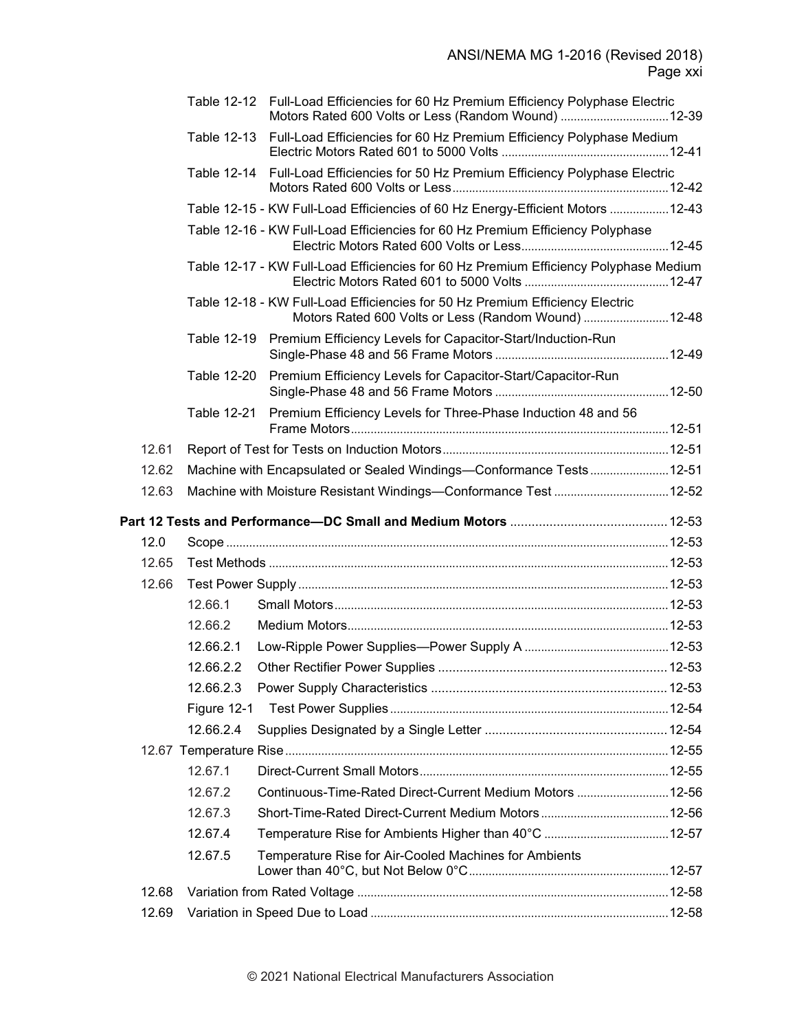| | | | |
|---|---|---|---|
| | Table 12-12 | Full-Load Efficiencies for 60 Hz Premium Efficiency Polyphase Electric Motors Rated 600 Volts or Less (Random Wound) | 12-39 |
| | Table 12-13 | Full-Load Efficiencies for 60 Hz Premium Efficiency Polyphase Medium Electric Motors Rated 601 to 5000 Volts | 12-41 |
| | Table 12-14 | Full-Load Efficiencies for 50 Hz Premium Efficiency Polyphase Electric Motors Rated 600 Volts or Less | 12-42 |
| | Table 12-15 - KW Full-Load Efficiencies of 60 Hz Energy-Efficient Motors | | 12-43 |
| | Table 12-16 - KW Full-Load Efficiencies for 60 Hz Premium Efficiency Polyphase Electric Motors Rated 600 Volts or Less | | 12-45 |
| | Table 12-17 - KW Full-Load Efficiencies for 60 Hz Premium Efficiency Polyphase Medium Electric Motors Rated 601 to 5000 Volts | | 12-47 |
| | Table 12-18 - KW Full-Load Efficiencies for 50 Hz Premium Efficiency Electric Motors Rated 600 Volts or Less (Random Wound) | | 12-48 |
| | Table 12-19 | Premium Efficiency Levels for Capacitor-Start/Induction-Run Single-Phase 48 and 56 Frame Motors | 12-49 |
| | Table 12-20 | Premium Efficiency Levels for Capacitor-Start/Capacitor-Run Single-Phase 48 and 56 Frame Motors | 12-50 |
| | Table 12-21 | Premium Efficiency Levels for Three-Phase Induction 48 and 56 Frame Motors | 12-51 |
| 12.61 | Report of Test for Tests on Induction Motors | | 12-51 |
| 12.62 | Machine with Encapsulated or Sealed Windings—Conformance Tests | | 12-51 |
| 12.63 | Machine with Moisture Resistant Windings—Conformance Test | | 12-52 |
| **Part 12 Tests and Performance—DC Small and Medium Motors** | | | **12-53** |
| 12.0 | Scope | | 12-53 |
| 12.65 | Test Methods | | 12-53 |
| 12.66 | Test Power Supply | | 12-53 |
| | 12.66.1 | Small Motors | 12-53 |
| | 12.66.2 | Medium Motors | 12-53 |
| | 12.66.2.1 | Low-Ripple Power Supplies—Power Supply A | 12-53 |
| | 12.66.2.2 | Other Rectifier Power Supplies | 12-53 |
| | 12.66.2.3 | Power Supply Characteristics | 12-53 |
| | Figure 12-1 | Test Power Supplies | 12-54 |
| | 12.66.2.4 | Supplies Designated by a Single Letter | 12-54 |
| 12.67 | Temperature Rise | | 12-55 |
| | 12.67.1 | Direct-Current Small Motors | 12-55 |
| | 12.67.2 | Continuous-Time-Rated Direct-Current Medium Motors | 12-56 |
| | 12.67.3 | Short-Time-Rated Direct-Current Medium Motors | 12-56 |
| | 12.67.4 | Temperature Rise for Ambients Higher than 40°C | 12-57 |
| | 12.67.5 | Temperature Rise for Air-Cooled Machines for Ambients Lower than 40°C, but Not Below 0°C | 12-57 |
| 12.68 | Variation from Rated Voltage | | 12-58 |
| 12.69 | Variation in Speed Due to Load | | 12-58 |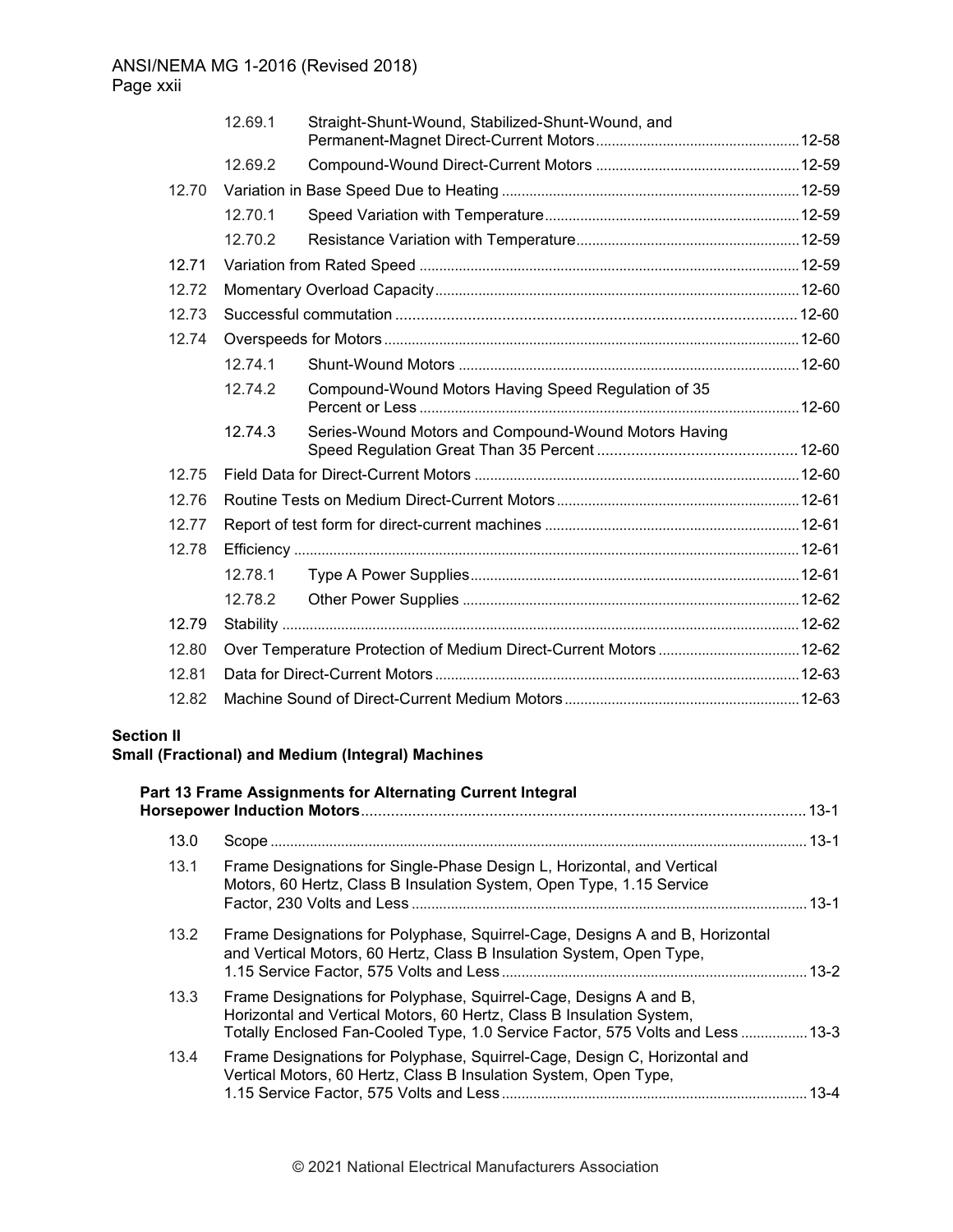| | | | |
|---|---|---|---|
| | 12.69.1 | Straight-Shunt-Wound, Stabilized-Shunt-Wound, and Permanent-Magnet Direct-Current Motors | 12-58 |
| | 12.69.2 | Compound-Wound Direct-Current Motors | 12-59 |
| 12.70 | Variation in Base Speed Due to Heating | | 12-59 |
| | 12.70.1 | Speed Variation with Temperature | 12-59 |
| | 12.70.2 | Resistance Variation with Temperature | 12-59 |
| 12.71 | Variation from Rated Speed | | 12-59 |
| 12.72 | Momentary Overload Capacity | | 12-60 |
| 12.73 | Successful commutation | | 12-60 |
| 12.74 | Overspeeds for Motors | | 12-60 |
| | 12.74.1 | Shunt-Wound Motors | 12-60 |
| | 12.74.2 | Compound-Wound Motors Having Speed Regulation of 35 Percent or Less | 12-60 |
| | 12.74.3 | Series-Wound Motors and Compound-Wound Motors Having Speed Regulation Great Than 35 Percent | 12-60 |
| 12.75 | Field Data for Direct-Current Motors | | 12-60 |
| 12.76 | Routine Tests on Medium Direct-Current Motors | | 12-61 |
| 12.77 | Report of test form for direct-current machines | | 12-61 |
| 12.78 | Efficiency | | 12-61 |
| | 12.78.1 | Type A Power Supplies | 12-61 |
| | 12.78.2 | Other Power Supplies | 12-62 |
| 12.79 | Stability | | 12-62 |
| 12.80 | Over Temperature Protection of Medium Direct-Current Motors | | 12-62 |
| 12.81 | Data for Direct-Current Motors | | 12-63 |
| 12.82 | Machine Sound of Direct-Current Medium Motors | | 12-63 |

**Section II**
**Small (Fractional) and Medium (Integral) Machines**

**Part 13 Frame Assignments for Alternating Current Integral Horsepower Induction Motors** ... 13-1

| | | |
|---|---|---|
| 13.0 | Scope | 13-1 |
| 13.1 | Frame Designations for Single-Phase Design L, Horizontal, and Vertical Motors, 60 Hertz, Class B Insulation System, Open Type, 1.15 Service Factor, 230 Volts and Less | 13-1 |
| 13.2 | Frame Designations for Polyphase, Squirrel-Cage, Designs A and B, Horizontal and Vertical Motors, 60 Hertz, Class B Insulation System, Open Type, 1.15 Service Factor, 575 Volts and Less | 13-2 |
| 13.3 | Frame Designations for Polyphase, Squirrel-Cage, Designs A and B, Horizontal and Vertical Motors, 60 Hertz, Class B Insulation System, Totally Enclosed Fan-Cooled Type, 1.0 Service Factor, 575 Volts and Less | 13-3 |
| 13.4 | Frame Designations for Polyphase, Squirrel-Cage, Design C, Horizontal and Vertical Motors, 60 Hertz, Class B Insulation System, Open Type, 1.15 Service Factor, 575 Volts and Less | 13-4 |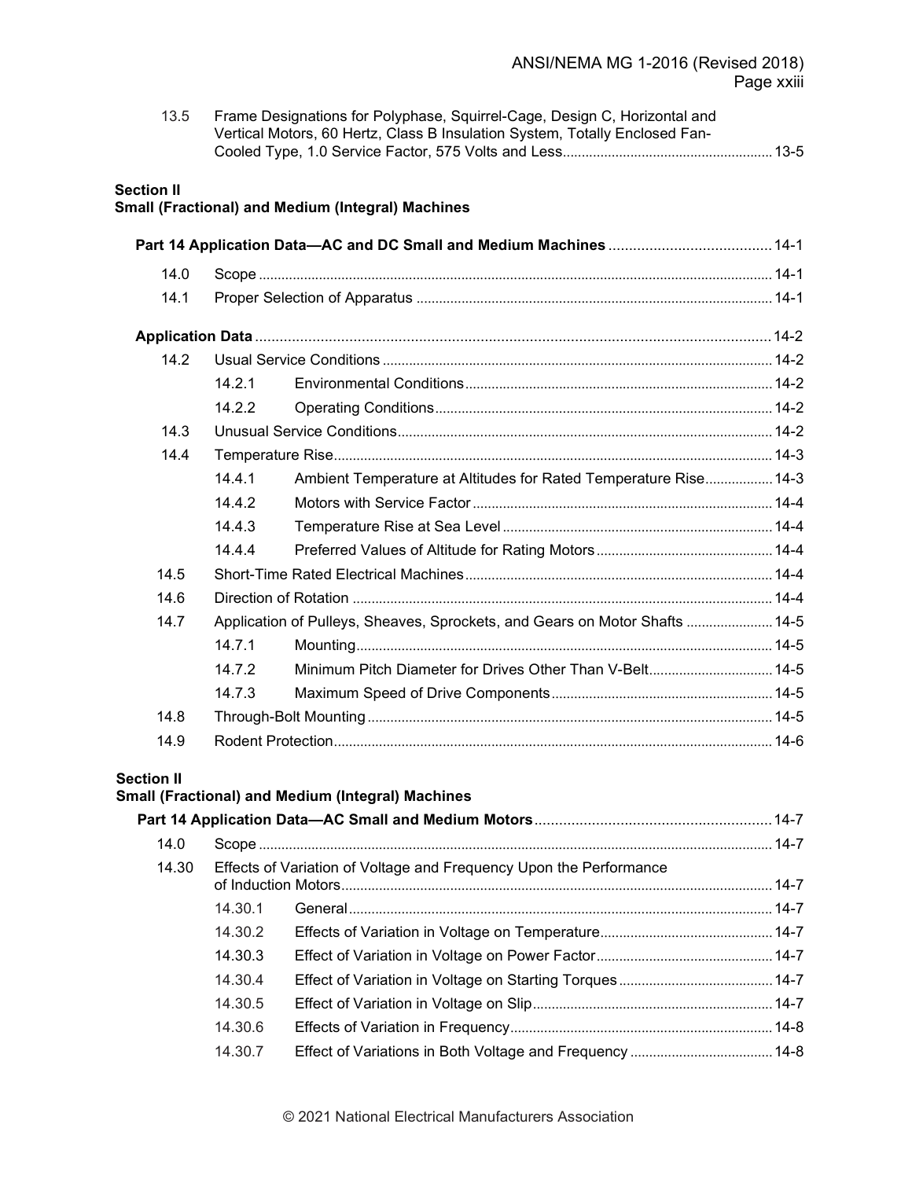| | | | |
|---|---|---|---|
| 13.5 | Frame Designations for Polyphase, Squirrel-Cage, Design C, Horizontal and Vertical Motors, 60 Hertz, Class B Insulation System, Totally Enclosed Fan-Cooled Type, 1.0 Service Factor, 575 Volts and Less | | 13-5 |

**Section II**
**Small (Fractional) and Medium (Integral) Machines**

| | | | |
|---|---|---|---|
| **Part 14 Application Data—AC and DC Small and Medium Machines** | | | 14-1 |
| 14.0 | Scope | | 14-1 |
| 14.1 | Proper Selection of Apparatus | | 14-1 |
| **Application Data** | | | 14-2 |
| 14.2 | Usual Service Conditions | | 14-2 |
| | 14.2.1 | Environmental Conditions | 14-2 |
| | 14.2.2 | Operating Conditions | 14-2 |
| 14.3 | Unusual Service Conditions | | 14-2 |
| 14.4 | Temperature Rise | | 14-3 |
| | 14.4.1 | Ambient Temperature at Altitudes for Rated Temperature Rise | 14-3 |
| | 14.4.2 | Motors with Service Factor | 14-4 |
| | 14.4.3 | Temperature Rise at Sea Level | 14-4 |
| | 14.4.4 | Preferred Values of Altitude for Rating Motors | 14-4 |
| 14.5 | Short-Time Rated Electrical Machines | | 14-4 |
| 14.6 | Direction of Rotation | | 14-4 |
| 14.7 | Application of Pulleys, Sheaves, Sprockets, and Gears on Motor Shafts | | 14-5 |
| | 14.7.1 | Mounting | 14-5 |
| | 14.7.2 | Minimum Pitch Diameter for Drives Other Than V-Belt | 14-5 |
| | 14.7.3 | Maximum Speed of Drive Components | 14-5 |
| 14.8 | Through-Bolt Mounting | | 14-5 |
| 14.9 | Rodent Protection | | 14-6 |

**Section II**
**Small (Fractional) and Medium (Integral) Machines**

| | | | |
|---|---|---|---|
| **Part 14 Application Data—AC Small and Medium Motors** | | | 14-7 |
| 14.0 | Scope | | 14-7 |
| 14.30 | Effects of Variation of Voltage and Frequency Upon the Performance of Induction Motors | | 14-7 |
| | 14.30.1 | General | 14-7 |
| | 14.30.2 | Effects of Variation in Voltage on Temperature | 14-7 |
| | 14.30.3 | Effect of Variation in Voltage on Power Factor | 14-7 |
| | 14.30.4 | Effect of Variation in Voltage on Starting Torques | 14-7 |
| | 14.30.5 | Effect of Variation in Voltage on Slip | 14-7 |
| | 14.30.6 | Effects of Variation in Frequency | 14-8 |
| | 14.30.7 | Effect of Variations in Both Voltage and Frequency | 14-8 |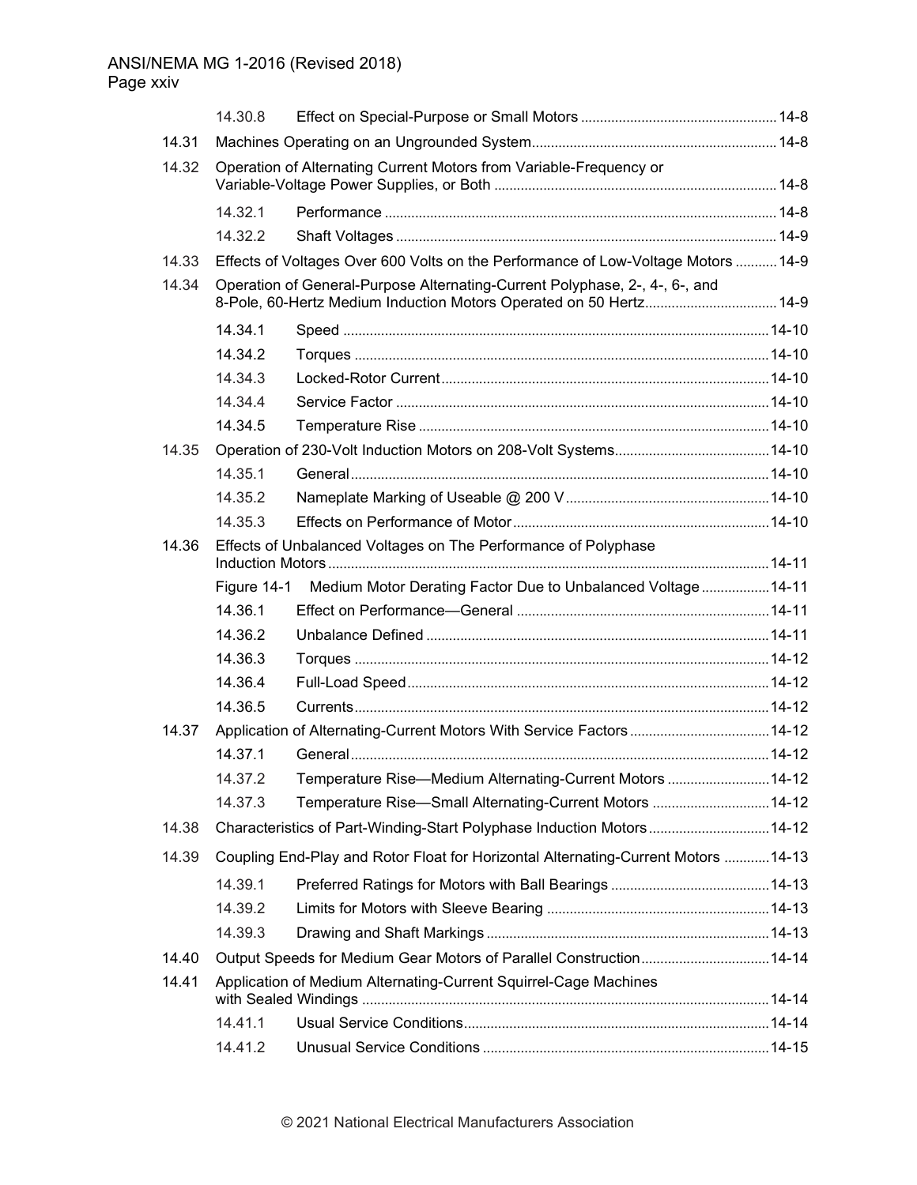| | | | |
|---|---|---|---|
| | 14.30.8 | Effect on Special-Purpose or Small Motors | 14-8 |
| 14.31 | Machines Operating on an Ungrounded System | | 14-8 |
| 14.32 | Operation of Alternating Current Motors from Variable-Frequency or Variable-Voltage Power Supplies, or Both | | 14-8 |
| | 14.32.1 | Performance | 14-8 |
| | 14.32.2 | Shaft Voltages | 14-9 |
| 14.33 | Effects of Voltages Over 600 Volts on the Performance of Low-Voltage Motors | | 14-9 |
| 14.34 | Operation of General-Purpose Alternating-Current Polyphase, 2-, 4-, 6-, and 8-Pole, 60-Hertz Medium Induction Motors Operated on 50 Hertz | | 14-9 |
| | 14.34.1 | Speed | 14-10 |
| | 14.34.2 | Torques | 14-10 |
| | 14.34.3 | Locked-Rotor Current | 14-10 |
| | 14.34.4 | Service Factor | 14-10 |
| | 14.34.5 | Temperature Rise | 14-10 |
| 14.35 | Operation of 230-Volt Induction Motors on 208-Volt Systems | | 14-10 |
| | 14.35.1 | General | 14-10 |
| | 14.35.2 | Nameplate Marking of Useable @ 200 V | 14-10 |
| | 14.35.3 | Effects on Performance of Motor | 14-10 |
| 14.36 | Effects of Unbalanced Voltages on The Performance of Polyphase Induction Motors | | 14-11 |
| | Figure 14-1 | Medium Motor Derating Factor Due to Unbalanced Voltage | 14-11 |
| | 14.36.1 | Effect on Performance—General | 14-11 |
| | 14.36.2 | Unbalance Defined | 14-11 |
| | 14.36.3 | Torques | 14-12 |
| | 14.36.4 | Full-Load Speed | 14-12 |
| | 14.36.5 | Currents | 14-12 |
| 14.37 | Application of Alternating-Current Motors With Service Factors | | 14-12 |
| | 14.37.1 | General | 14-12 |
| | 14.37.2 | Temperature Rise—Medium Alternating-Current Motors | 14-12 |
| | 14.37.3 | Temperature Rise—Small Alternating-Current Motors | 14-12 |
| 14.38 | Characteristics of Part-Winding-Start Polyphase Induction Motors | | 14-12 |
| 14.39 | Coupling End-Play and Rotor Float for Horizontal Alternating-Current Motors | | 14-13 |
| | 14.39.1 | Preferred Ratings for Motors with Ball Bearings | 14-13 |
| | 14.39.2 | Limits for Motors with Sleeve Bearing | 14-13 |
| | 14.39.3 | Drawing and Shaft Markings | 14-13 |
| 14.40 | Output Speeds for Medium Gear Motors of Parallel Construction | | 14-14 |
| 14.41 | Application of Medium Alternating-Current Squirrel-Cage Machines with Sealed Windings | | 14-14 |
| | 14.41.1 | Usual Service Conditions | 14-14 |
| | 14.41.2 | Unusual Service Conditions | 14-15 |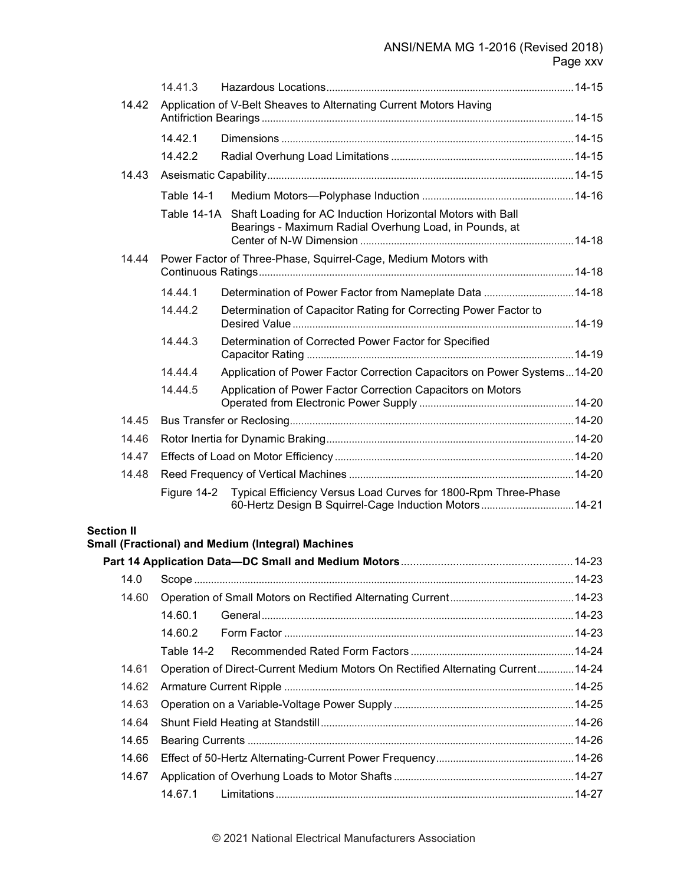| | | | |
|---|---|---|---|
| | 14.41.3 | Hazardous Locations | 14-15 |
| 14.42 | Application of V-Belt Sheaves to Alternating Current Motors Having Antifriction Bearings | | 14-15 |
| | 14.42.1 | Dimensions | 14-15 |
| | 14.42.2 | Radial Overhung Load Limitations | 14-15 |
| 14.43 | Aseismatic Capability | | 14-15 |
| | Table 14-1 | Medium Motors—Polyphase Induction | 14-16 |
| | Table 14-1A | Shaft Loading for AC Induction Horizontal Motors with Ball Bearings - Maximum Radial Overhung Load, in Pounds, at Center of N-W Dimension | 14-18 |
| 14.44 | Power Factor of Three-Phase, Squirrel-Cage, Medium Motors with Continuous Ratings | | 14-18 |
| | 14.44.1 | Determination of Power Factor from Nameplate Data | 14-18 |
| | 14.44.2 | Determination of Capacitor Rating for Correcting Power Factor to Desired Value | 14-19 |
| | 14.44.3 | Determination of Corrected Power Factor for Specified Capacitor Rating | 14-19 |
| | 14.44.4 | Application of Power Factor Correction Capacitors on Power Systems | 14-20 |
| | 14.44.5 | Application of Power Factor Correction Capacitors on Motors Operated from Electronic Power Supply | 14-20 |
| 14.45 | Bus Transfer or Reclosing | | 14-20 |
| 14.46 | Rotor Inertia for Dynamic Braking | | 14-20 |
| 14.47 | Effects of Load on Motor Efficiency | | 14-20 |
| 14.48 | Reed Frequency of Vertical Machines | | 14-20 |
| | Figure 14-2 | Typical Efficiency Versus Load Curves for 1800-Rpm Three-Phase 60-Hertz Design B Squirrel-Cage Induction Motors | 14-21 |

**Section II**
**Small (Fractional) and Medium (Integral) Machines**

**Part 14 Application Data—DC Small and Medium Motors** 14-23

| | | | |
|---|---|---|---|
| 14.0 | Scope | | 14-23 |
| 14.60 | Operation of Small Motors on Rectified Alternating Current | | 14-23 |
| | 14.60.1 | General | 14-23 |
| | 14.60.2 | Form Factor | 14-23 |
| | Table 14-2 | Recommended Rated Form Factors | 14-24 |
| 14.61 | Operation of Direct-Current Medium Motors On Rectified Alternating Current | | 14-24 |
| 14.62 | Armature Current Ripple | | 14-25 |
| 14.63 | Operation on a Variable-Voltage Power Supply | | 14-25 |
| 14.64 | Shunt Field Heating at Standstill | | 14-26 |
| 14.65 | Bearing Currents | | 14-26 |
| 14.66 | Effect of 50-Hertz Alternating-Current Power Frequency | | 14-26 |
| 14.67 | Application of Overhung Loads to Motor Shafts | | 14-27 |
| | 14.67.1 | Limitations | 14-27 |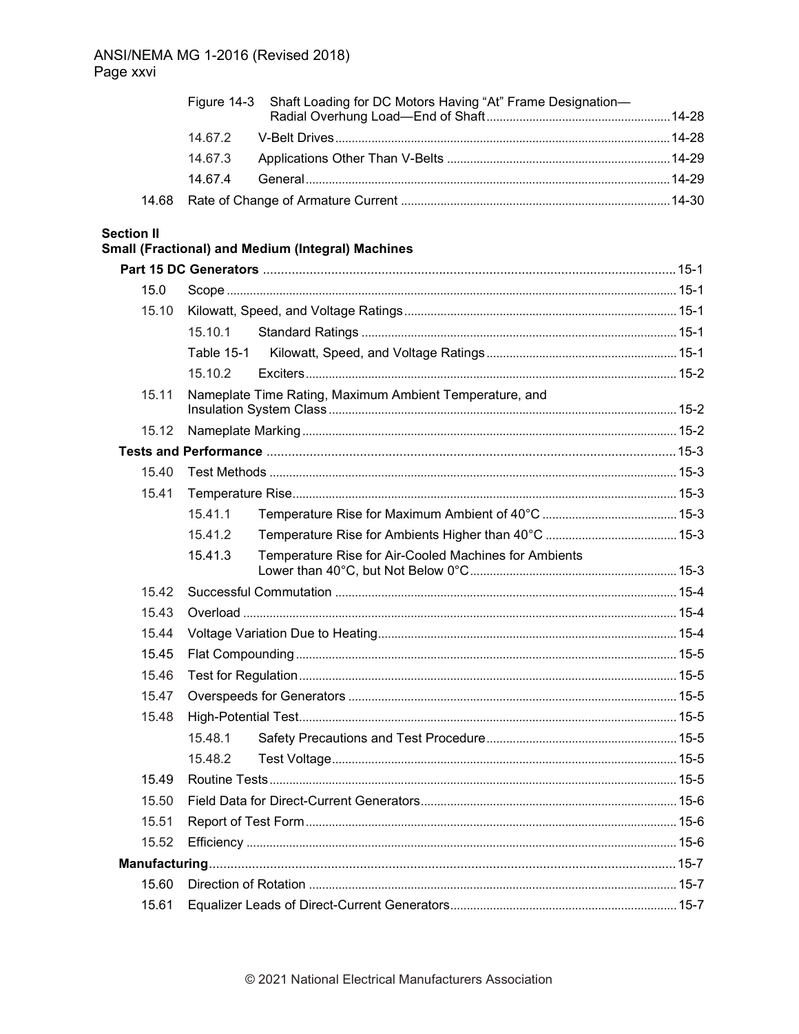| | | | |
|---|---|---|---|
| | Figure 14-3 | Shaft Loading for DC Motors Having “At” Frame Designation—Radial Overhung Load—End of Shaft | 14-28 |
| | 14.67.2 | V-Belt Drives | 14-28 |
| | 14.67.3 | Applications Other Than V-Belts | 14-29 |
| | 14.67.4 | General | 14-29 |
| 14.68 | Rate of Change of Armature Current | | 14-30 |

**Section II**
**Small (Fractional) and Medium (Integral) Machines**

| | | | |
|---|---|---|---|
| **Part 15 DC Generators** | | | 15-1 |
| 15.0 | Scope | | 15-1 |
| 15.10 | Kilowatt, Speed, and Voltage Ratings | | 15-1 |
| | 15.10.1 | Standard Ratings | 15-1 |
| | Table 15-1 | Kilowatt, Speed, and Voltage Ratings | 15-1 |
| | 15.10.2 | Exciters | 15-2 |
| 15.11 | Nameplate Time Rating, Maximum Ambient Temperature, and Insulation System Class | | 15-2 |
| 15.12 | Nameplate Marking | | 15-2 |
| **Tests and Performance** | | | 15-3 |
| 15.40 | Test Methods | | 15-3 |
| 15.41 | Temperature Rise | | 15-3 |
| | 15.41.1 | Temperature Rise for Maximum Ambient of 40°C | 15-3 |
| | 15.41.2 | Temperature Rise for Ambients Higher than 40°C | 15-3 |
| | 15.41.3 | Temperature Rise for Air-Cooled Machines for Ambients Lower than 40°C, but Not Below 0°C | 15-3 |
| 15.42 | Successful Commutation | | 15-4 |
| 15.43 | Overload | | 15-4 |
| 15.44 | Voltage Variation Due to Heating | | 15-4 |
| 15.45 | Flat Compounding | | 15-5 |
| 15.46 | Test for Regulation | | 15-5 |
| 15.47 | Overspeeds for Generators | | 15-5 |
| 15.48 | High-Potential Test | | 15-5 |
| | 15.48.1 | Safety Precautions and Test Procedure | 15-5 |
| | 15.48.2 | Test Voltage | 15-5 |
| 15.49 | Routine Tests | | 15-5 |
| 15.50 | Field Data for Direct-Current Generators | | 15-6 |
| 15.51 | Report of Test Form | | 15-6 |
| 15.52 | Efficiency | | 15-6 |
| **Manufacturing** | | | 15-7 |
| 15.60 | Direction of Rotation | | 15-7 |
| 15.61 | Equalizer Leads of Direct-Current Generators | | 15-7 |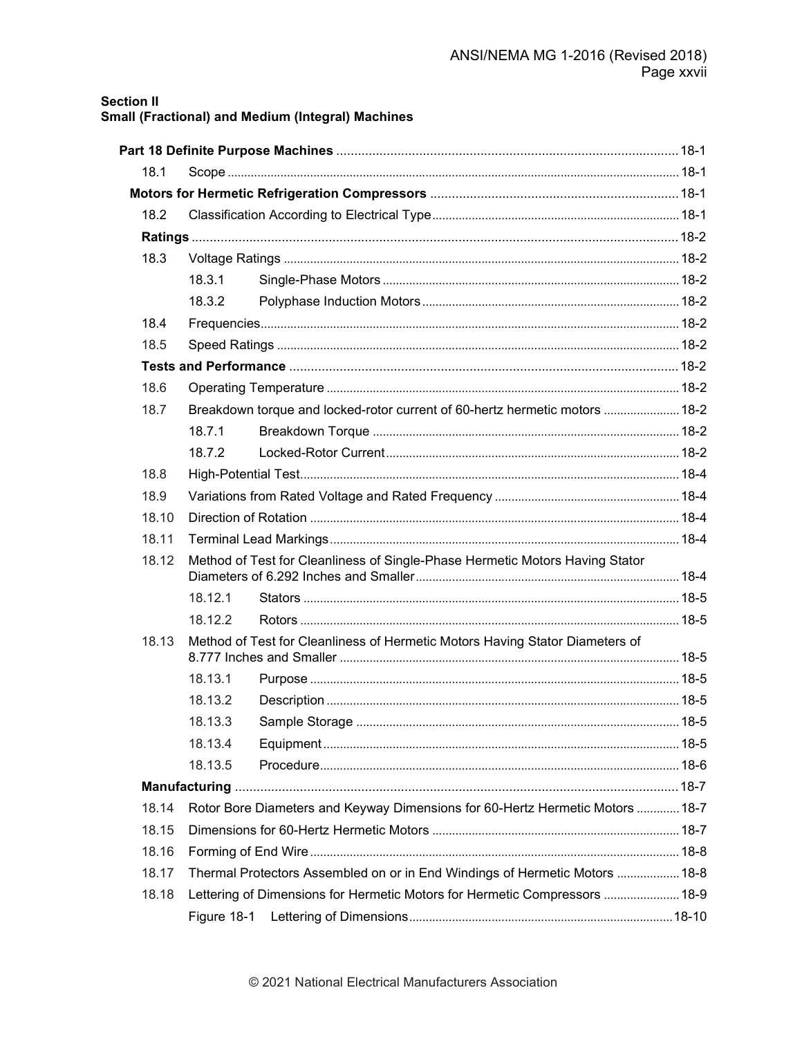**Section II**
**Small (Fractional) and Medium (Integral) Machines**

| | | | |
|---|---|---|---|
| **Part 18 Definite Purpose Machines** | | | 18-1 |
| 18.1 | Scope | | 18-1 |
| **Motors for Hermetic Refrigeration Compressors** | | | 18-1 |
| 18.2 | Classification According to Electrical Type | | 18-1 |
| **Ratings** | | | 18-2 |
| 18.3 | Voltage Ratings | | 18-2 |
| | 18.3.1 | Single-Phase Motors | 18-2 |
| | 18.3.2 | Polyphase Induction Motors | 18-2 |
| 18.4 | Frequencies | | 18-2 |
| 18.5 | Speed Ratings | | 18-2 |
| **Tests and Performance** | | | 18-2 |
| 18.6 | Operating Temperature | | 18-2 |
| 18.7 | Breakdown torque and locked-rotor current of 60-hertz hermetic motors | | 18-2 |
| | 18.7.1 | Breakdown Torque | 18-2 |
| | 18.7.2 | Locked-Rotor Current | 18-2 |
| 18.8 | High-Potential Test | | 18-4 |
| 18.9 | Variations from Rated Voltage and Rated Frequency | | 18-4 |
| 18.10 | Direction of Rotation | | 18-4 |
| 18.11 | Terminal Lead Markings | | 18-4 |
| 18.12 | Method of Test for Cleanliness of Single-Phase Hermetic Motors Having Stator Diameters of 6.292 Inches and Smaller | | 18-4 |
| | 18.12.1 | Stators | 18-5 |
| | 18.12.2 | Rotors | 18-5 |
| 18.13 | Method of Test for Cleanliness of Hermetic Motors Having Stator Diameters of 8.777 Inches and Smaller | | 18-5 |
| | 18.13.1 | Purpose | 18-5 |
| | 18.13.2 | Description | 18-5 |
| | 18.13.3 | Sample Storage | 18-5 |
| | 18.13.4 | Equipment | 18-5 |
| | 18.13.5 | Procedure | 18-6 |
| **Manufacturing** | | | 18-7 |
| 18.14 | Rotor Bore Diameters and Keyway Dimensions for 60-Hertz Hermetic Motors | | 18-7 |
| 18.15 | Dimensions for 60-Hertz Hermetic Motors | | 18-7 |
| 18.16 | Forming of End Wire | | 18-8 |
| 18.17 | Thermal Protectors Assembled on or in End Windings of Hermetic Motors | | 18-8 |
| 18.18 | Lettering of Dimensions for Hermetic Motors for Hermetic Compressors | | 18-9 |
| | Figure 18-1 | Lettering of Dimensions | 18-10 |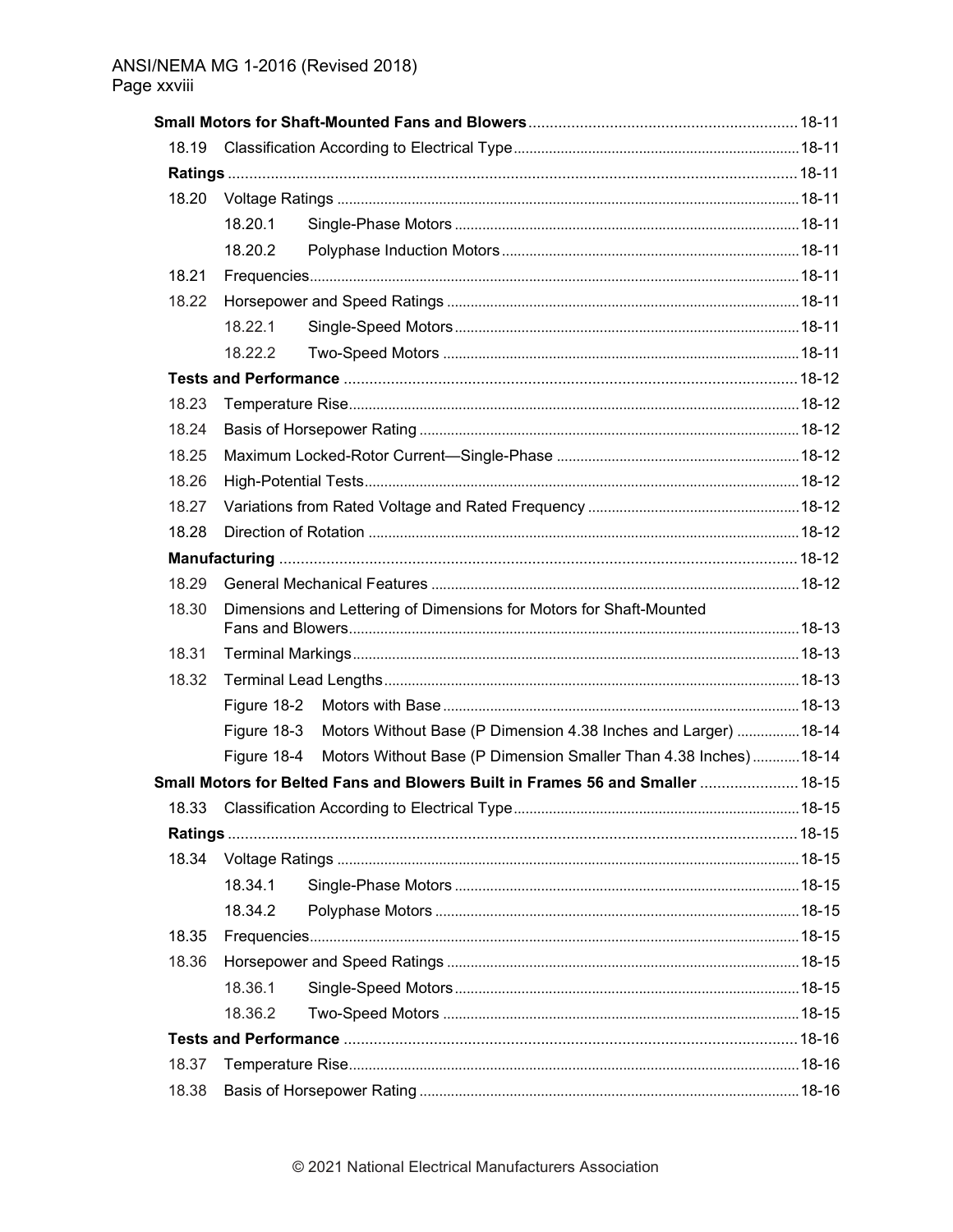| | | |
|---|---|---|
| **Small Motors for Shaft-Mounted Fans and Blowers** | | 18-11 |
| 18.19 | Classification According to Electrical Type | 18-11 |
| **Ratings** | | 18-11 |
| 18.20 | Voltage Ratings | 18-11 |
| | 18.20.1 Single-Phase Motors | 18-11 |
| | 18.20.2 Polyphase Induction Motors | 18-11 |
| 18.21 | Frequencies | 18-11 |
| 18.22 | Horsepower and Speed Ratings | 18-11 |
| | 18.22.1 Single-Speed Motors | 18-11 |
| | 18.22.2 Two-Speed Motors | 18-11 |
| **Tests and Performance** | | 18-12 |
| 18.23 | Temperature Rise | 18-12 |
| 18.24 | Basis of Horsepower Rating | 18-12 |
| 18.25 | Maximum Locked-Rotor Current—Single-Phase | 18-12 |
| 18.26 | High-Potential Tests | 18-12 |
| 18.27 | Variations from Rated Voltage and Rated Frequency | 18-12 |
| 18.28 | Direction of Rotation | 18-12 |
| **Manufacturing** | | 18-12 |
| 18.29 | General Mechanical Features | 18-12 |
| 18.30 | Dimensions and Lettering of Dimensions for Motors for Shaft-Mounted Fans and Blowers | 18-13 |
| 18.31 | Terminal Markings | 18-13 |
| 18.32 | Terminal Lead Lengths | 18-13 |
| | Figure 18-2 Motors with Base | 18-13 |
| | Figure 18-3 Motors Without Base (P Dimension 4.38 Inches and Larger) | 18-14 |
| | Figure 18-4 Motors Without Base (P Dimension Smaller Than 4.38 Inches) | 18-14 |
| **Small Motors for Belted Fans and Blowers Built in Frames 56 and Smaller** | | 18-15 |
| 18.33 | Classification According to Electrical Type | 18-15 |
| **Ratings** | | 18-15 |
| 18.34 | Voltage Ratings | 18-15 |
| | 18.34.1 Single-Phase Motors | 18-15 |
| | 18.34.2 Polyphase Motors | 18-15 |
| 18.35 | Frequencies | 18-15 |
| 18.36 | Horsepower and Speed Ratings | 18-15 |
| | 18.36.1 Single-Speed Motors | 18-15 |
| | 18.36.2 Two-Speed Motors | 18-15 |
| **Tests and Performance** | | 18-16 |
| 18.37 | Temperature Rise | 18-16 |
| 18.38 | Basis of Horsepower Rating | 18-16 |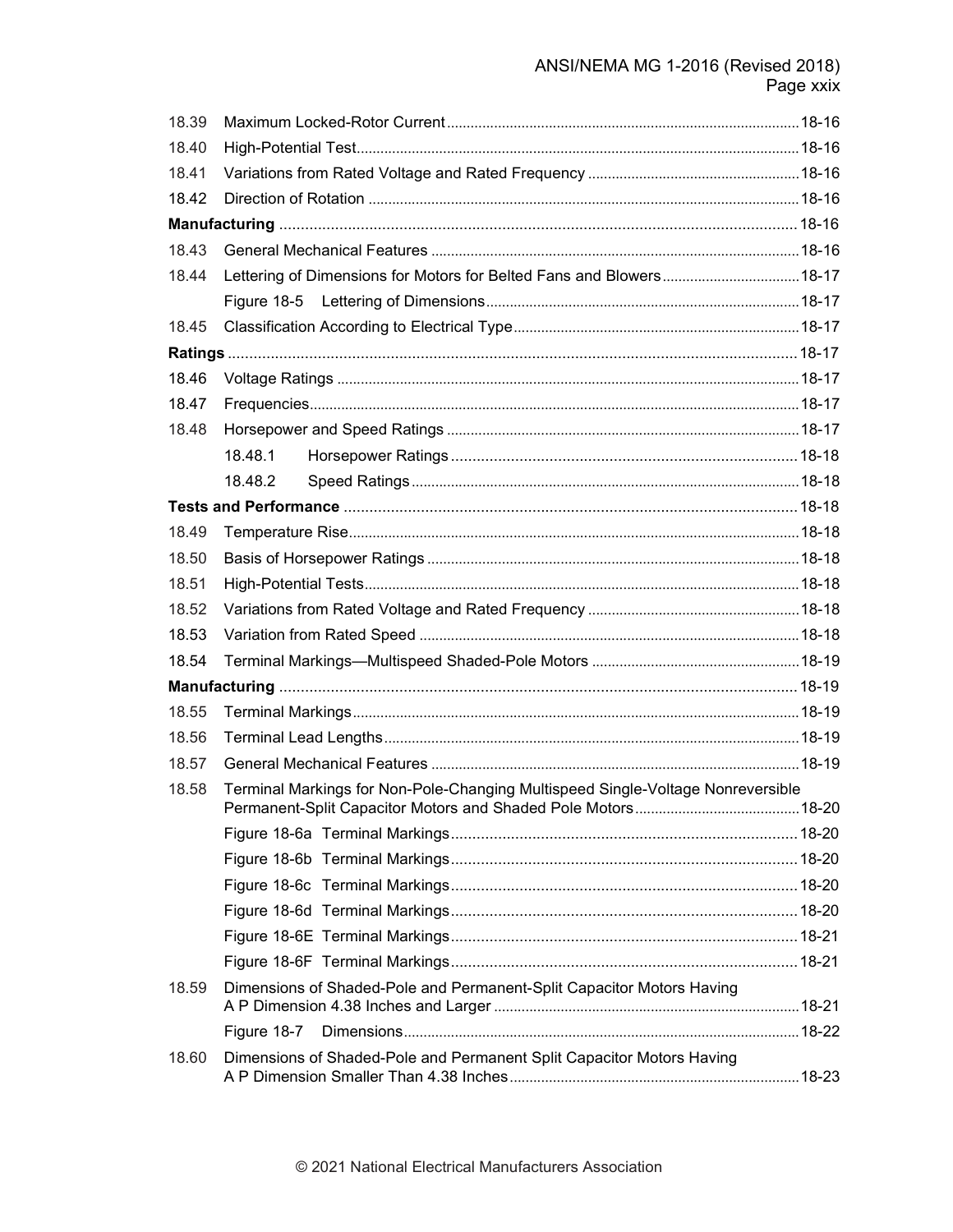| | | |
|---|---|---|
| 18.39 | Maximum Locked-Rotor Current | 18-16 |
| 18.40 | High-Potential Test | 18-16 |
| 18.41 | Variations from Rated Voltage and Rated Frequency | 18-16 |
| 18.42 | Direction of Rotation | 18-16 |
| **Manufacturing** | | 18-16 |
| 18.43 | General Mechanical Features | 18-16 |
| 18.44 | Lettering of Dimensions for Motors for Belted Fans and Blowers | 18-17 |
| | Figure 18-5 Lettering of Dimensions | 18-17 |
| 18.45 | Classification According to Electrical Type | 18-17 |
| **Ratings** | | 18-17 |
| 18.46 | Voltage Ratings | 18-17 |
| 18.47 | Frequencies | 18-17 |
| 18.48 | Horsepower and Speed Ratings | 18-17 |
| | 18.48.1 Horsepower Ratings | 18-18 |
| | 18.48.2 Speed Ratings | 18-18 |
| **Tests and Performance** | | 18-18 |
| 18.49 | Temperature Rise | 18-18 |
| 18.50 | Basis of Horsepower Ratings | 18-18 |
| 18.51 | High-Potential Tests | 18-18 |
| 18.52 | Variations from Rated Voltage and Rated Frequency | 18-18 |
| 18.53 | Variation from Rated Speed | 18-18 |
| 18.54 | Terminal Markings—Multispeed Shaded-Pole Motors | 18-19 |
| **Manufacturing** | | 18-19 |
| 18.55 | Terminal Markings | 18-19 |
| 18.56 | Terminal Lead Lengths | 18-19 |
| 18.57 | General Mechanical Features | 18-19 |
| 18.58 | Terminal Markings for Non-Pole-Changing Multispeed Single-Voltage Nonreversible Permanent-Split Capacitor Motors and Shaded Pole Motors | 18-20 |
| | Figure 18-6a Terminal Markings | 18-20 |
| | Figure 18-6b Terminal Markings | 18-20 |
| | Figure 18-6c Terminal Markings | 18-20 |
| | Figure 18-6d Terminal Markings | 18-20 |
| | Figure 18-6E Terminal Markings | 18-21 |
| | Figure 18-6F Terminal Markings | 18-21 |
| 18.59 | Dimensions of Shaded-Pole and Permanent-Split Capacitor Motors Having A P Dimension 4.38 Inches and Larger | 18-21 |
| | Figure 18-7 Dimensions | 18-22 |
| 18.60 | Dimensions of Shaded-Pole and Permanent Split Capacitor Motors Having A P Dimension Smaller Than 4.38 Inches | 18-23 |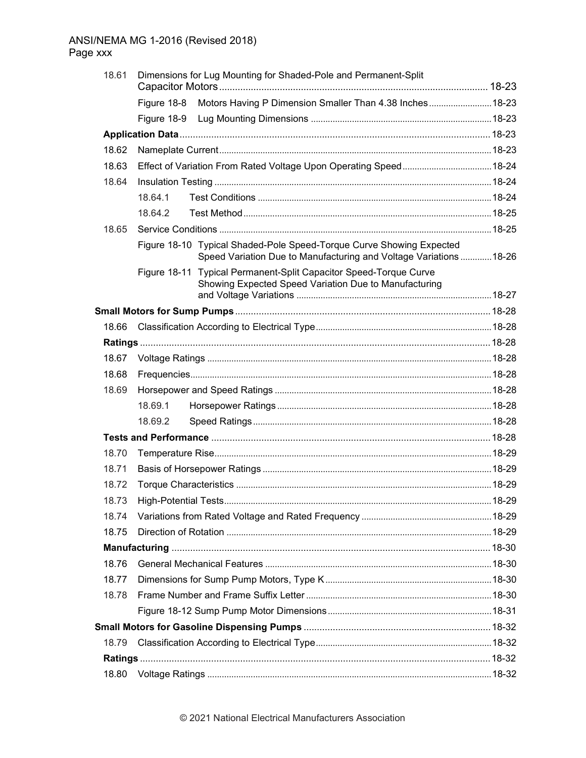| | | | |
|---|---|---|---|
| 18.61 | Dimensions for Lug Mounting for Shaded-Pole and Permanent-Split Capacitor Motors | | 18-23 |
| | Figure 18-8 | Motors Having P Dimension Smaller Than 4.38 Inches | 18-23 |
| | Figure 18-9 | Lug Mounting Dimensions | 18-23 |
| **Application Data** | | | 18-23 |
| 18.62 | Nameplate Current | | 18-23 |
| 18.63 | Effect of Variation From Rated Voltage Upon Operating Speed | | 18-24 |
| 18.64 | Insulation Testing | | 18-24 |
| | 18.64.1 | Test Conditions | 18-24 |
| | 18.64.2 | Test Method | 18-25 |
| 18.65 | Service Conditions | | 18-25 |
| | Figure 18-10 | Typical Shaded-Pole Speed-Torque Curve Showing Expected Speed Variation Due to Manufacturing and Voltage Variations | 18-26 |
| | Figure 18-11 | Typical Permanent-Split Capacitor Speed-Torque Curve Showing Expected Speed Variation Due to Manufacturing and Voltage Variations | 18-27 |
| **Small Motors for Sump Pumps** | | | 18-28 |
| 18.66 | Classification According to Electrical Type | | 18-28 |
| **Ratings** | | | 18-28 |
| 18.67 | Voltage Ratings | | 18-28 |
| 18.68 | Frequencies | | 18-28 |
| 18.69 | Horsepower and Speed Ratings | | 18-28 |
| | 18.69.1 | Horsepower Ratings | 18-28 |
| | 18.69.2 | Speed Ratings | 18-28 |
| **Tests and Performance** | | | 18-28 |
| 18.70 | Temperature Rise | | 18-29 |
| 18.71 | Basis of Horsepower Ratings | | 18-29 |
| 18.72 | Torque Characteristics | | 18-29 |
| 18.73 | High-Potential Tests | | 18-29 |
| 18.74 | Variations from Rated Voltage and Rated Frequency | | 18-29 |
| 18.75 | Direction of Rotation | | 18-29 |
| **Manufacturing** | | | 18-30 |
| 18.76 | General Mechanical Features | | 18-30 |
| 18.77 | Dimensions for Sump Pump Motors, Type K | | 18-30 |
| 18.78 | Frame Number and Frame Suffix Letter | | 18-30 |
| | Figure 18-12 Sump Pump Motor Dimensions | | 18-31 |
| **Small Motors for Gasoline Dispensing Pumps** | | | 18-32 |
| 18.79 | Classification According to Electrical Type | | 18-32 |
| **Ratings** | | | 18-32 |
| 18.80 | Voltage Ratings | | 18-32 |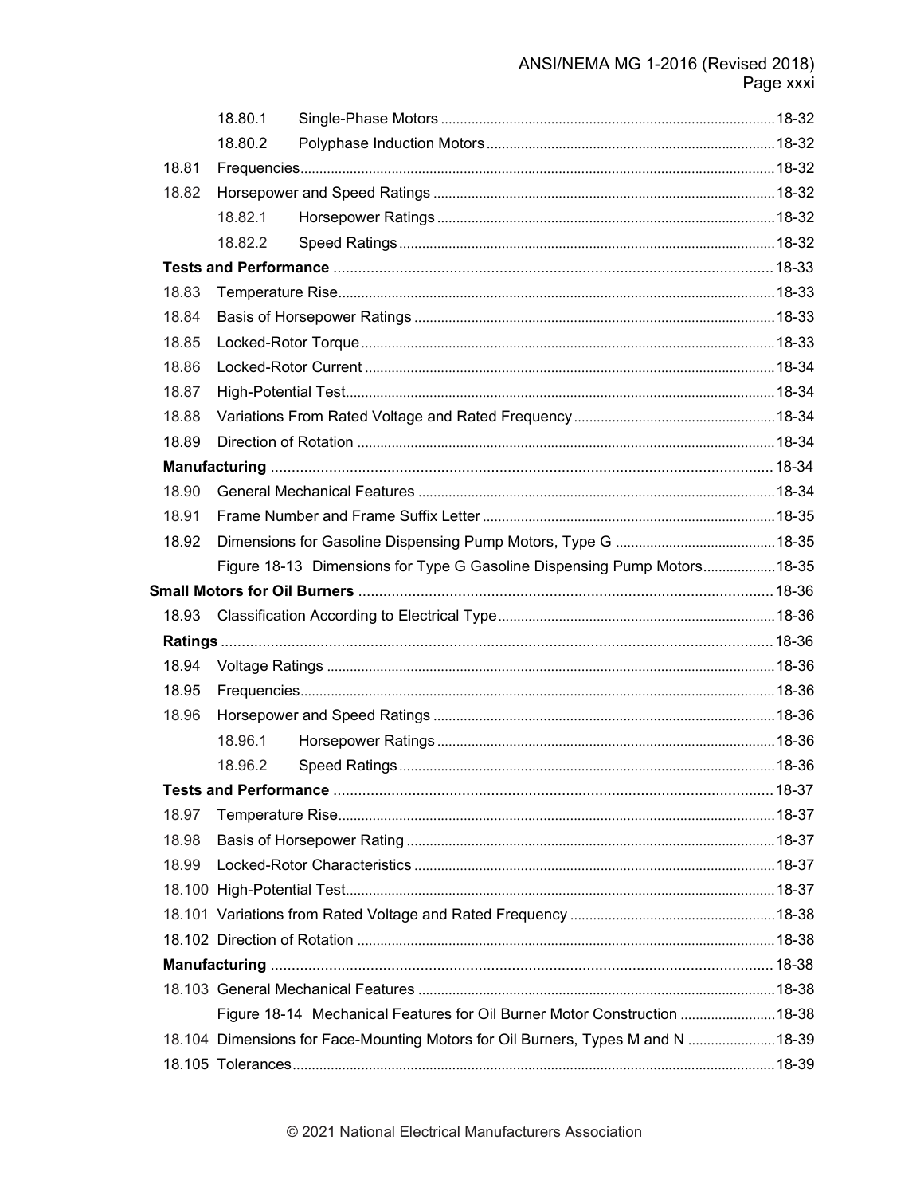| | | | |
|---|---|---|---|
| | 18.80.1 | Single-Phase Motors | 18-32 |
| | 18.80.2 | Polyphase Induction Motors | 18-32 |
| 18.81 | Frequencies | | 18-32 |
| 18.82 | Horsepower and Speed Ratings | | 18-32 |
| | 18.82.1 | Horsepower Ratings | 18-32 |
| | 18.82.2 | Speed Ratings | 18-32 |
| **Tests and Performance** | | | 18-33 |
| 18.83 | Temperature Rise | | 18-33 |
| 18.84 | Basis of Horsepower Ratings | | 18-33 |
| 18.85 | Locked-Rotor Torque | | 18-33 |
| 18.86 | Locked-Rotor Current | | 18-34 |
| 18.87 | High-Potential Test | | 18-34 |
| 18.88 | Variations From Rated Voltage and Rated Frequency | | 18-34 |
| 18.89 | Direction of Rotation | | 18-34 |
| **Manufacturing** | | | 18-34 |
| 18.90 | General Mechanical Features | | 18-34 |
| 18.91 | Frame Number and Frame Suffix Letter | | 18-35 |
| 18.92 | Dimensions for Gasoline Dispensing Pump Motors, Type G | | 18-35 |
| | Figure 18-13 Dimensions for Type G Gasoline Dispensing Pump Motors | | 18-35 |
| **Small Motors for Oil Burners** | | | 18-36 |
| 18.93 | Classification According to Electrical Type | | 18-36 |
| **Ratings** | | | 18-36 |
| 18.94 | Voltage Ratings | | 18-36 |
| 18.95 | Frequencies | | 18-36 |
| 18.96 | Horsepower and Speed Ratings | | 18-36 |
| | 18.96.1 | Horsepower Ratings | 18-36 |
| | 18.96.2 | Speed Ratings | 18-36 |
| **Tests and Performance** | | | 18-37 |
| 18.97 | Temperature Rise | | 18-37 |
| 18.98 | Basis of Horsepower Rating | | 18-37 |
| 18.99 | Locked-Rotor Characteristics | | 18-37 |
| 18.100 | High-Potential Test | | 18-37 |
| 18.101 | Variations from Rated Voltage and Rated Frequency | | 18-38 |
| 18.102 | Direction of Rotation | | 18-38 |
| **Manufacturing** | | | 18-38 |
| 18.103 | General Mechanical Features | | 18-38 |
| | Figure 18-14 Mechanical Features for Oil Burner Motor Construction | | 18-38 |
| 18.104 | Dimensions for Face-Mounting Motors for Oil Burners, Types M and N | | 18-39 |
| 18.105 | Tolerances | | 18-39 |

© 2021 National Electrical Manufacturers Association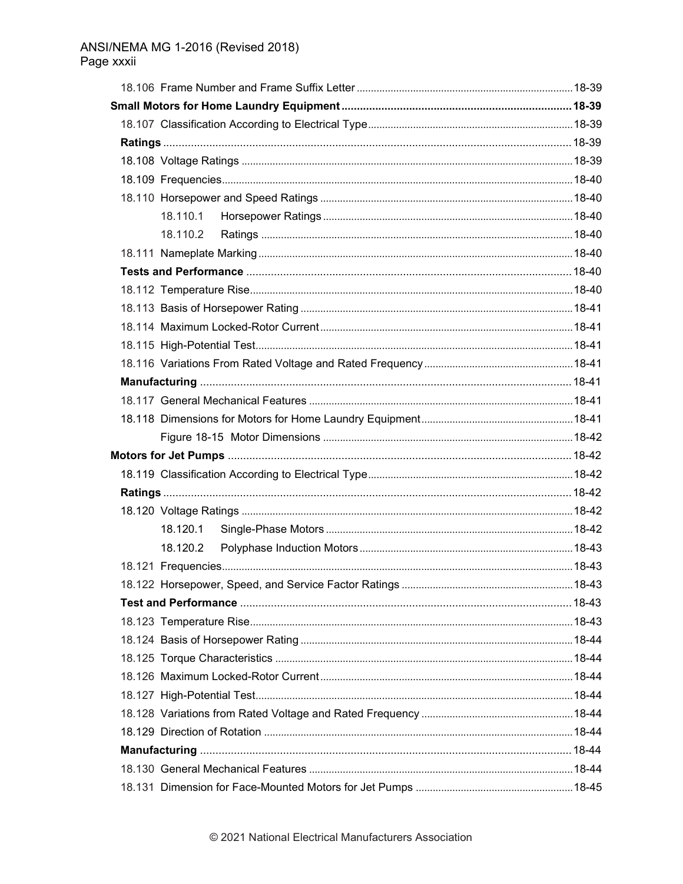18.106 Frame Number and Frame Suffix Letter ............................................................................ 18-39

**Small Motors for Home Laundry Equipment** ......................................................................... **18-39**

18.107 Classification According to Electrical Type ........................................................................ 18-39

**Ratings** ..................................................................................................................................... 18-39

18.108 Voltage Ratings .................................................................................................................... 18-39

18.109 Frequencies ........................................................................................................................... 18-40

18.110 Horsepower and Speed Ratings ........................................................................................... 18-40

18.110.1 Horsepower Ratings ........................................................................................ 18-40

18.110.2 Ratings ............................................................................................................ 18-40

18.111 Nameplate Marking .............................................................................................................. 18-40

**Tests and Performance** ......................................................................................................... 18-40

18.112 Temperature Rise .................................................................................................................. 18-40

18.113 Basis of Horsepower Rating ................................................................................................ 18-41

18.114 Maximum Locked-Rotor Current ......................................................................................... 18-41

18.115 High-Potential Test ............................................................................................................... 18-41

18.116 Variations From Rated Voltage and Rated Frequency ....................................................... 18-41

**Manufacturing** ......................................................................................................................... 18-41

18.117 General Mechanical Features .............................................................................................. 18-41

18.118 Dimensions for Motors for Home Laundry Equipment ....................................................... 18-41

Figure 18-15 Motor Dimensions ....................................................................................... 18-42

**Motors for Jet Pumps** ............................................................................................................... 18-42

18.119 Classification According to Electrical Type ........................................................................ 18-42

**Ratings** ..................................................................................................................................... 18-42

18.120 Voltage Ratings .................................................................................................................... 18-42

18.120.1 Single-Phase Motors ....................................................................................... 18-42

18.120.2 Polyphase Induction Motors ........................................................................... 18-43

18.121 Frequencies ........................................................................................................................... 18-43

18.122 Horsepower, Speed, and Service Factor Ratings ............................................................... 18-43

**Test and Performance** ........................................................................................................... 18-43

18.123 Temperature Rise .................................................................................................................. 18-43

18.124 Basis of Horsepower Rating ................................................................................................ 18-44

18.125 Torque Characteristics ......................................................................................................... 18-44

18.126 Maximum Locked-Rotor Current ......................................................................................... 18-44

18.127 High-Potential Test ............................................................................................................... 18-44

18.128 Variations from Rated Voltage and Rated Frequency ....................................................... 18-44

18.129 Direction of Rotation ............................................................................................................ 18-44

**Manufacturing** ......................................................................................................................... 18-44

18.130 General Mechanical Features .............................................................................................. 18-44

18.131 Dimension for Face-Mounted Motors for Jet Pumps ........................................................ 18-45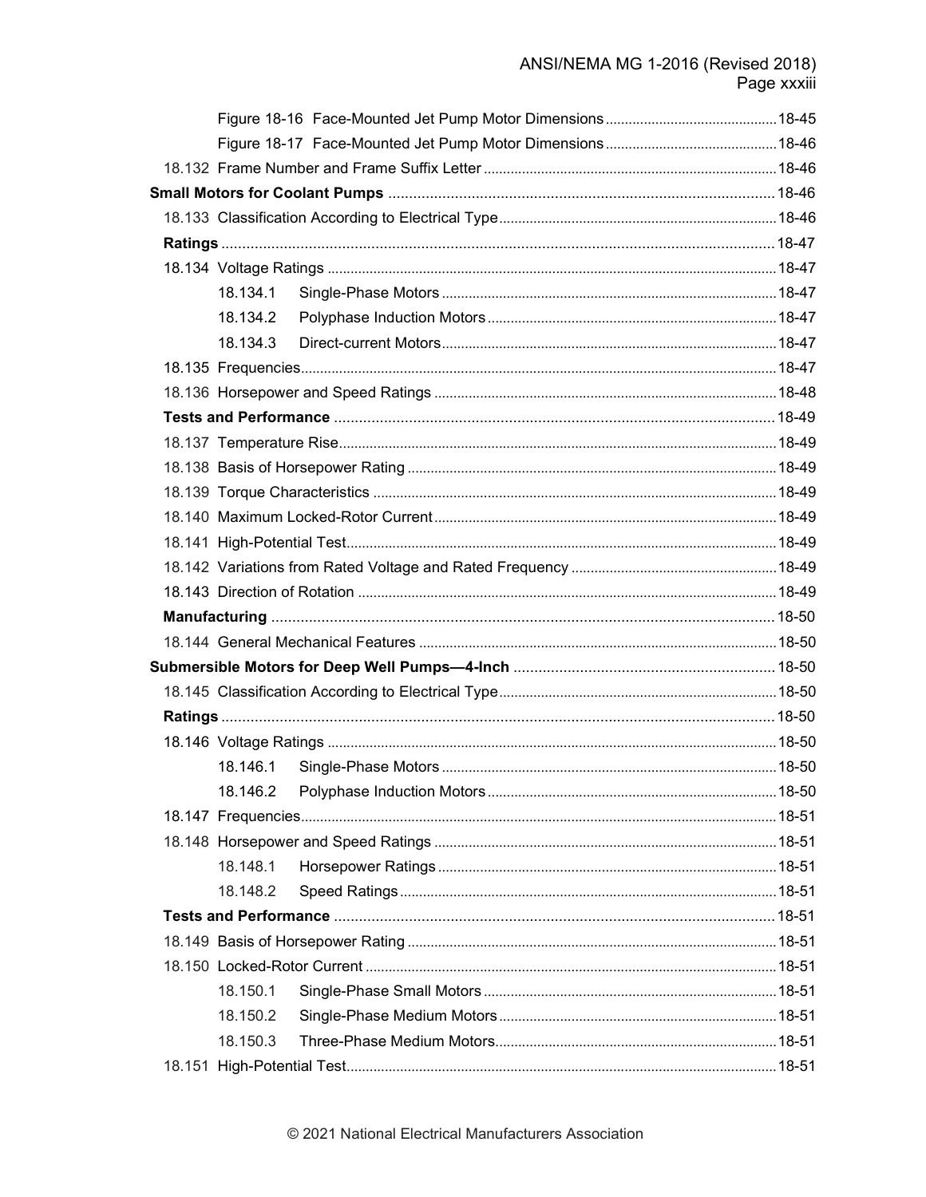Figure 18-16 Face-Mounted Jet Pump Motor Dimensions ............................................ 18-45

Figure 18-17 Face-Mounted Jet Pump Motor Dimensions ............................................ 18-46

18.132 Frame Number and Frame Suffix Letter ............................................................ 18-46

**Small Motors for Coolant Pumps** ............................................................................ 18-46

18.133 Classification According to Electrical Type ......................................................... 18-46

**Ratings** ..................................................................................................................... 18-47

18.134 Voltage Ratings .................................................................................................... 18-47

18.134.1 Single-Phase Motors ....................................................................................... 18-47

18.134.2 Polyphase Induction Motors ........................................................................... 18-47

18.134.3 Direct-current Motors ...................................................................................... 18-47

18.135 Frequencies ......................................................................................................... 18-47

18.136 Horsepower and Speed Ratings ......................................................................... 18-48

**Tests and Performance** ......................................................................................... 18-49

18.137 Temperature Rise ................................................................................................. 18-49

18.138 Basis of Horsepower Rating ................................................................................ 18-49

18.139 Torque Characteristics ........................................................................................ 18-49

18.140 Maximum Locked-Rotor Current ......................................................................... 18-49

18.141 High-Potential Test ............................................................................................... 18-49

18.142 Variations from Rated Voltage and Rated Frequency ...................................... 18-49

18.143 Direction of Rotation ............................................................................................ 18-49

**Manufacturing** .......................................................................................................... 18-50

18.144 General Mechanical Features ............................................................................. 18-50

**Submersible Motors for Deep Well Pumps—4-Inch** ............................................... 18-50

18.145 Classification According to Electrical Type ......................................................... 18-50

**Ratings** ..................................................................................................................... 18-50

18.146 Voltage Ratings .................................................................................................... 18-50

18.146.1 Single-Phase Motors ....................................................................................... 18-50

18.146.2 Polyphase Induction Motors ........................................................................... 18-50

18.147 Frequencies ......................................................................................................... 18-51

18.148 Horsepower and Speed Ratings ......................................................................... 18-51

18.148.1 Horsepower Ratings ........................................................................................ 18-51

18.148.2 Speed Ratings ................................................................................................. 18-51

**Tests and Performance** ......................................................................................... 18-51

18.149 Basis of Horsepower Rating ................................................................................ 18-51

18.150 Locked-Rotor Current .......................................................................................... 18-51

18.150.1 Single-Phase Small Motors ............................................................................ 18-51

18.150.2 Single-Phase Medium Motors ......................................................................... 18-51

18.150.3 Three-Phase Medium Motors .......................................................................... 18-51

18.151 High-Potential Test ............................................................................................... 18-51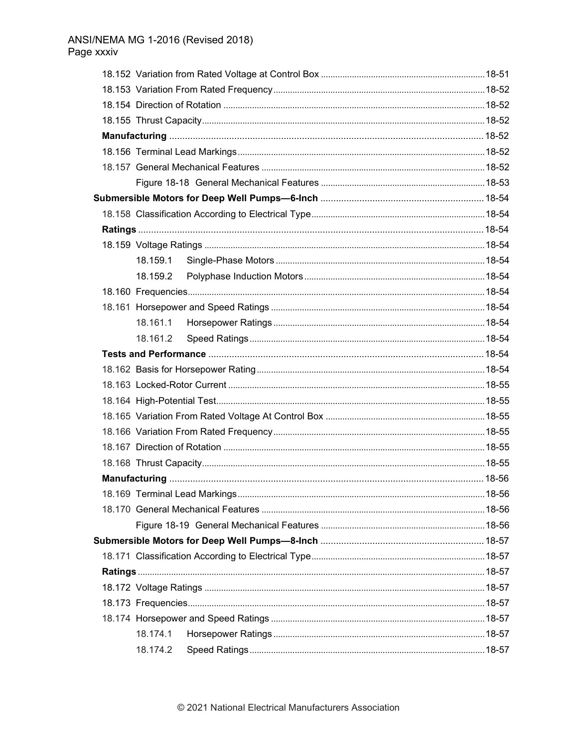18.152 Variation from Rated Voltage at Control Box ........ 18-51
18.153 Variation From Rated Frequency ........ 18-52
18.154 Direction of Rotation ........ 18-52
18.155 Thrust Capacity ........ 18-52
**Manufacturing** ........ 18-52
18.156 Terminal Lead Markings ........ 18-52
18.157 General Mechanical Features ........ 18-52
Figure 18-18 General Mechanical Features ........ 18-53
**Submersible Motors for Deep Well Pumps—6-Inch** ........ 18-54
18.158 Classification According to Electrical Type ........ 18-54
**Ratings** ........ 18-54
18.159 Voltage Ratings ........ 18-54
18.159.1 Single-Phase Motors ........ 18-54
18.159.2 Polyphase Induction Motors ........ 18-54
18.160 Frequencies ........ 18-54
18.161 Horsepower and Speed Ratings ........ 18-54
18.161.1 Horsepower Ratings ........ 18-54
18.161.2 Speed Ratings ........ 18-54
**Tests and Performance** ........ 18-54
18.162 Basis for Horsepower Rating ........ 18-54
18.163 Locked-Rotor Current ........ 18-55
18.164 High-Potential Test ........ 18-55
18.165 Variation From Rated Voltage At Control Box ........ 18-55
18.166 Variation From Rated Frequency ........ 18-55
18.167 Direction of Rotation ........ 18-55
18.168 Thrust Capacity ........ 18-55
**Manufacturing** ........ 18-56
18.169 Terminal Lead Markings ........ 18-56
18.170 General Mechanical Features ........ 18-56
Figure 18-19 General Mechanical Features ........ 18-56
**Submersible Motors for Deep Well Pumps—8-Inch** ........ 18-57
18.171 Classification According to Electrical Type ........ 18-57
**Ratings** ........ 18-57
18.172 Voltage Ratings ........ 18-57
18.173 Frequencies ........ 18-57
18.174 Horsepower and Speed Ratings ........ 18-57
18.174.1 Horsepower Ratings ........ 18-57
18.174.2 Speed Ratings ........ 18-57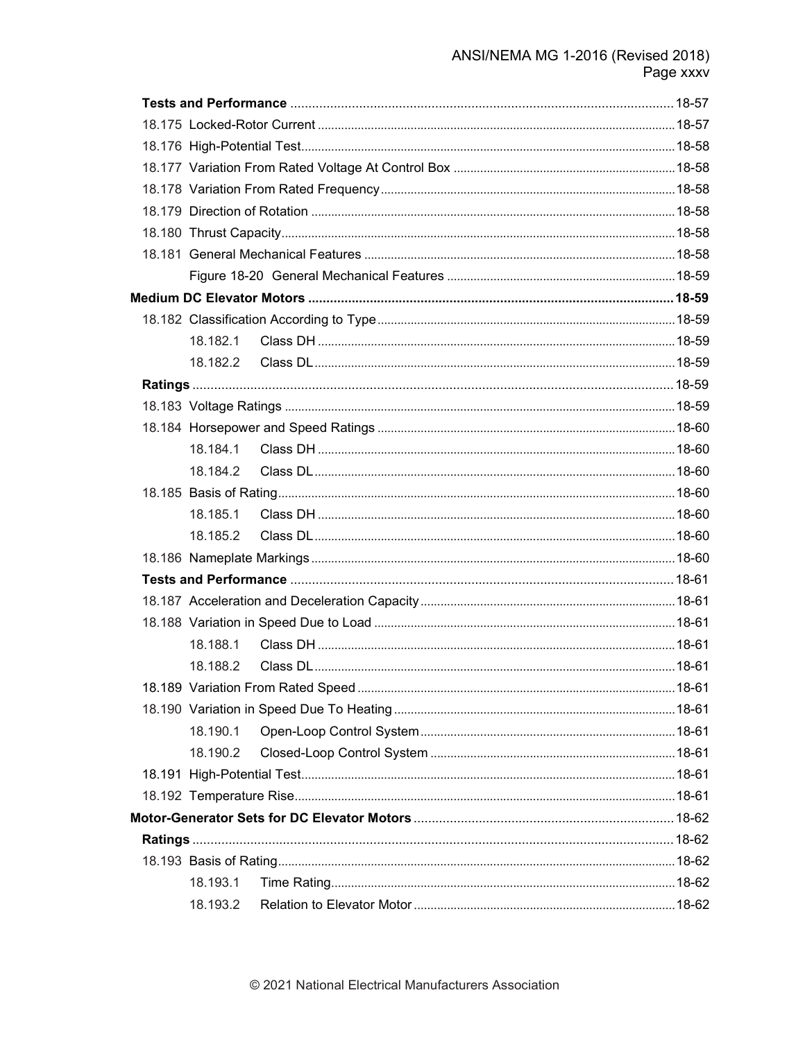**Tests and Performance** .......... 18-57

18.175 Locked-Rotor Current .......... 18-57

18.176 High-Potential Test .......... 18-58

18.177 Variation From Rated Voltage At Control Box .......... 18-58

18.178 Variation From Rated Frequency .......... 18-58

18.179 Direction of Rotation .......... 18-58

18.180 Thrust Capacity .......... 18-58

18.181 General Mechanical Features .......... 18-58

Figure 18-20 General Mechanical Features .......... 18-59

**Medium DC Elevator Motors** .......... **18-59**

18.182 Classification According to Type .......... 18-59

18.182.1 Class DH .......... 18-59

18.182.2 Class DL .......... 18-59

**Ratings** .......... 18-59

18.183 Voltage Ratings .......... 18-59

18.184 Horsepower and Speed Ratings .......... 18-60

18.184.1 Class DH .......... 18-60

18.184.2 Class DL .......... 18-60

18.185 Basis of Rating .......... 18-60

18.185.1 Class DH .......... 18-60

18.185.2 Class DL .......... 18-60

18.186 Nameplate Markings .......... 18-60

**Tests and Performance** .......... 18-61

18.187 Acceleration and Deceleration Capacity .......... 18-61

18.188 Variation in Speed Due to Load .......... 18-61

18.188.1 Class DH .......... 18-61

18.188.2 Class DL .......... 18-61

18.189 Variation From Rated Speed .......... 18-61

18.190 Variation in Speed Due To Heating .......... 18-61

18.190.1 Open-Loop Control System .......... 18-61

18.190.2 Closed-Loop Control System .......... 18-61

18.191 High-Potential Test .......... 18-61

18.192 Temperature Rise .......... 18-61

**Motor-Generator Sets for DC Elevator Motors** .......... 18-62

**Ratings** .......... 18-62

18.193 Basis of Rating .......... 18-62

18.193.1 Time Rating .......... 18-62

18.193.2 Relation to Elevator Motor .......... 18-62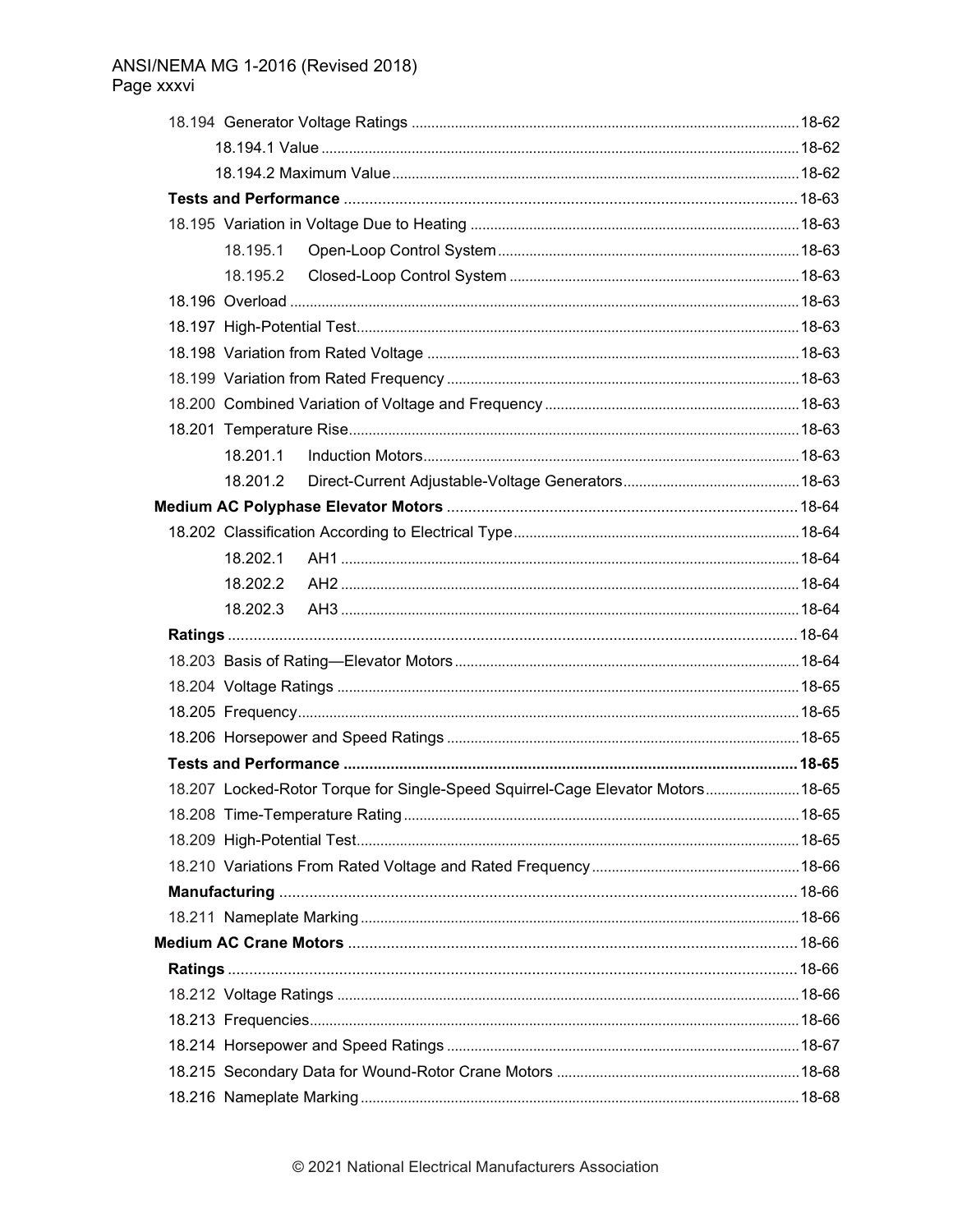18.194 Generator Voltage Ratings ........................................................................................ 18-62

18.194.1 Value ........................................................................................ 18-62

18.194.2 Maximum Value ........................................................................................ 18-62

**Tests and Performance** ........................................................................................ 18-63

18.195 Variation in Voltage Due to Heating ........................................................................................ 18-63

18.195.1 Open-Loop Control System ........................................................................................ 18-63

18.195.2 Closed-Loop Control System ........................................................................................ 18-63

18.196 Overload ........................................................................................ 18-63

18.197 High-Potential Test ........................................................................................ 18-63

18.198 Variation from Rated Voltage ........................................................................................ 18-63

18.199 Variation from Rated Frequency ........................................................................................ 18-63

18.200 Combined Variation of Voltage and Frequency ........................................................................................ 18-63

18.201 Temperature Rise ........................................................................................ 18-63

18.201.1 Induction Motors ........................................................................................ 18-63

18.201.2 Direct-Current Adjustable-Voltage Generators ........................................................................................ 18-63

**Medium AC Polyphase Elevator Motors** ........................................................................................ 18-64

18.202 Classification According to Electrical Type ........................................................................................ 18-64

18.202.1 AH1 ........................................................................................ 18-64

18.202.2 AH2 ........................................................................................ 18-64

18.202.3 AH3 ........................................................................................ 18-64

**Ratings** ........................................................................................ 18-64

18.203 Basis of Rating—Elevator Motors ........................................................................................ 18-64

18.204 Voltage Ratings ........................................................................................ 18-65

18.205 Frequency ........................................................................................ 18-65

18.206 Horsepower and Speed Ratings ........................................................................................ 18-65

**Tests and Performance** ........................................................................................ **18-65**

18.207 Locked-Rotor Torque for Single-Speed Squirrel-Cage Elevator Motors ........................................................................................ 18-65

18.208 Time-Temperature Rating ........................................................................................ 18-65

18.209 High-Potential Test ........................................................................................ 18-65

18.210 Variations From Rated Voltage and Rated Frequency ........................................................................................ 18-66

**Manufacturing** ........................................................................................ 18-66

18.211 Nameplate Marking ........................................................................................ 18-66

**Medium AC Crane Motors** ........................................................................................ 18-66

**Ratings** ........................................................................................ 18-66

18.212 Voltage Ratings ........................................................................................ 18-66

18.213 Frequencies ........................................................................................ 18-66

18.214 Horsepower and Speed Ratings ........................................................................................ 18-67

18.215 Secondary Data for Wound-Rotor Crane Motors ........................................................................................ 18-68

18.216 Nameplate Marking ........................................................................................ 18-68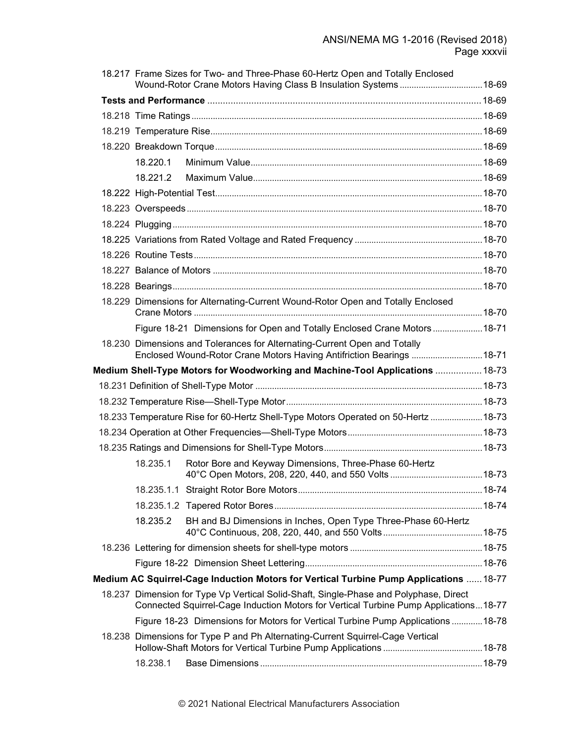18.217 Frame Sizes for Two- and Three-Phase 60-Hertz Open and Totally Enclosed Wound-Rotor Crane Motors Having Class B Insulation Systems ..................................18-69

**Tests and Performance** ..........................................................................................................18-69

18.218 Time Ratings ..........................................................................................................18-69

18.219 Temperature Rise ..........................................................................................................18-69

18.220 Breakdown Torque ..........................................................................................................18-69

18.220.1 Minimum Value ..........................................................................................................18-69

18.221.2 Maximum Value ..........................................................................................................18-69

18.222 High-Potential Test ..........................................................................................................18-70

18.223 Overspeeds ..........................................................................................................18-70

18.224 Plugging ..........................................................................................................18-70

18.225 Variations from Rated Voltage and Rated Frequency ..........................................................................................................18-70

18.226 Routine Tests ..........................................................................................................18-70

18.227 Balance of Motors ..........................................................................................................18-70

18.228 Bearings ..........................................................................................................18-70

18.229 Dimensions for Alternating-Current Wound-Rotor Open and Totally Enclosed Crane Motors ..........................................................................................................18-70

Figure 18-21 Dimensions for Open and Totally Enclosed Crane Motors ....................18-71

18.230 Dimensions and Tolerances for Alternating-Current Open and Totally Enclosed Wound-Rotor Crane Motors Having Antifriction Bearings .............................18-71

**Medium Shell-Type Motors for Woodworking and Machine-Tool Applications** .................. 18-73

18.231 Definition of Shell-Type Motor ..........................................................................................................18-73

18.232 Temperature Rise—Shell-Type Motor ..........................................................................................................18-73

18.233 Temperature Rise for 60-Hertz Shell-Type Motors Operated on 50-Hertz ......................18-73

18.234 Operation at Other Frequencies—Shell-Type Motors ..........................................................................................................18-73

18.235 Ratings and Dimensions for Shell-Type Motors ..........................................................................................................18-73

18.235.1 Rotor Bore and Keyway Dimensions, Three-Phase 60-Hertz 40°C Open Motors, 208, 220, 440, and 550 Volts .......................................18-73

18.235.1.1 Straight Rotor Bore Motors ..........................................................................................................18-74

18.235.1.2 Tapered Rotor Bores ..........................................................................................................18-74

18.235.2 BH and BJ Dimensions in Inches, Open Type Three-Phase 60-Hertz 40°C Continuous, 208, 220, 440, and 550 Volts ..........................................18-75

18.236 Lettering for dimension sheets for shell-type motors ..........................................................................................................18-75

Figure 18-22 Dimension Sheet Lettering ..........................................................................................................18-76

**Medium AC Squirrel-Cage Induction Motors for Vertical Turbine Pump Applications** ...... 18-77

18.237 Dimension for Type Vp Vertical Solid-Shaft, Single-Phase and Polyphase, Direct Connected Squirrel-Cage Induction Motors for Vertical Turbine Pump Applications...18-77

Figure 18-23 Dimensions for Motors for Vertical Turbine Pump Applications ............18-78

18.238 Dimensions for Type P and Ph Alternating-Current Squirrel-Cage Vertical Hollow-Shaft Motors for Vertical Turbine Pump Applications ..........................................18-78

18.238.1 Base Dimensions ..........................................................................................................18-79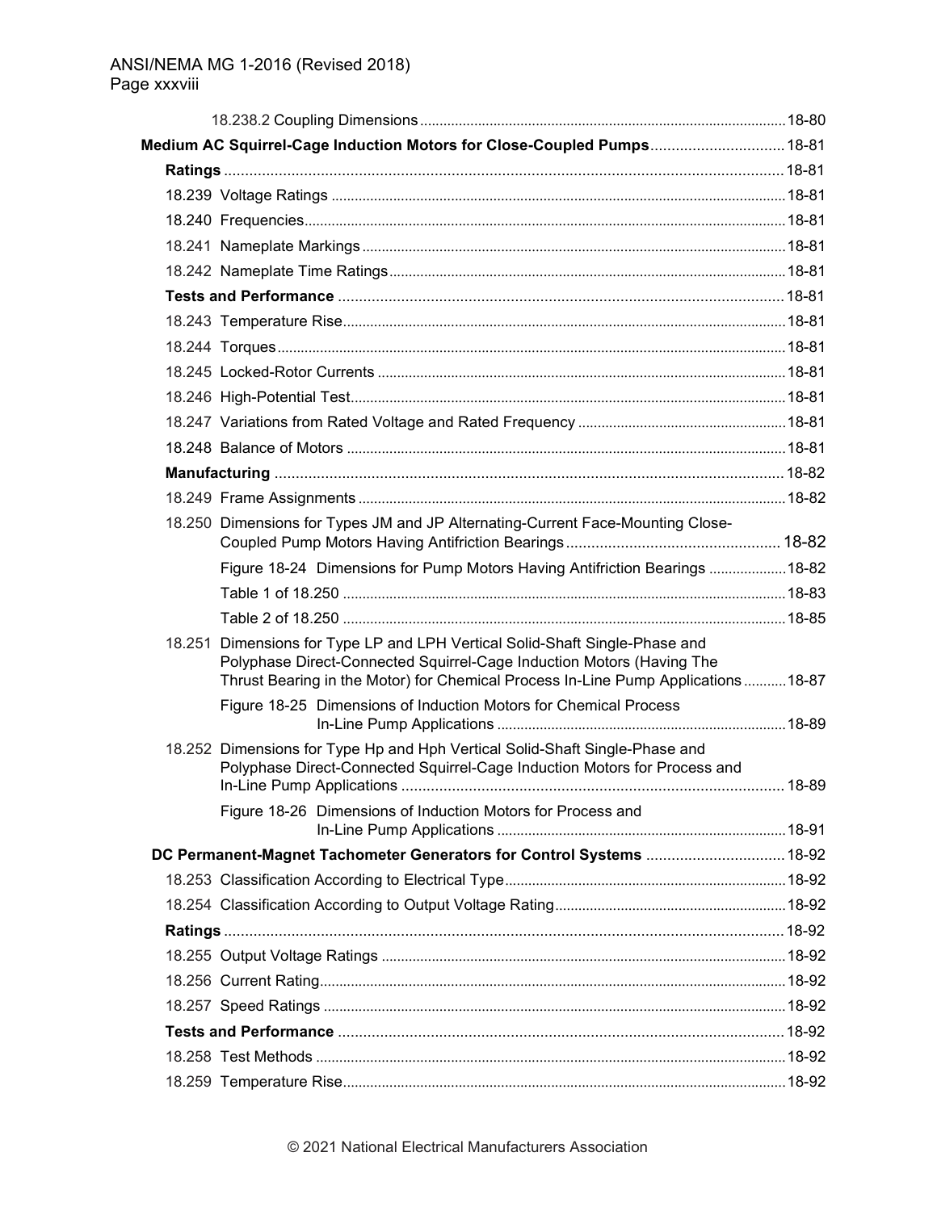18.238.2 Coupling Dimensions ..... 18-80

**Medium AC Squirrel-Cage Induction Motors for Close-Coupled Pumps** ..... 18-81

**Ratings** ..... 18-81

18.239 Voltage Ratings ..... 18-81

18.240 Frequencies ..... 18-81

18.241 Nameplate Markings ..... 18-81

18.242 Nameplate Time Ratings ..... 18-81

**Tests and Performance** ..... 18-81

18.243 Temperature Rise ..... 18-81

18.244 Torques ..... 18-81

18.245 Locked-Rotor Currents ..... 18-81

18.246 High-Potential Test ..... 18-81

18.247 Variations from Rated Voltage and Rated Frequency ..... 18-81

18.248 Balance of Motors ..... 18-81

**Manufacturing** ..... 18-82

18.249 Frame Assignments ..... 18-82

18.250 Dimensions for Types JM and JP Alternating-Current Face-Mounting Close-Coupled Pump Motors Having Antifriction Bearings ..... 18-82

Figure 18-24 Dimensions for Pump Motors Having Antifriction Bearings ..... 18-82

Table 1 of 18.250 ..... 18-83

Table 2 of 18.250 ..... 18-85

18.251 Dimensions for Type LP and LPH Vertical Solid-Shaft Single-Phase and Polyphase Direct-Connected Squirrel-Cage Induction Motors (Having The Thrust Bearing in the Motor) for Chemical Process In-Line Pump Applications ..... 18-87

Figure 18-25 Dimensions of Induction Motors for Chemical Process In-Line Pump Applications ..... 18-89

18.252 Dimensions for Type Hp and Hph Vertical Solid-Shaft Single-Phase and Polyphase Direct-Connected Squirrel-Cage Induction Motors for Process and In-Line Pump Applications ..... 18-89

Figure 18-26 Dimensions of Induction Motors for Process and In-Line Pump Applications ..... 18-91

**DC Permanent-Magnet Tachometer Generators for Control Systems** ..... 18-92

18.253 Classification According to Electrical Type ..... 18-92

18.254 Classification According to Output Voltage Rating ..... 18-92

**Ratings** ..... 18-92

18.255 Output Voltage Ratings ..... 18-92

18.256 Current Rating ..... 18-92

18.257 Speed Ratings ..... 18-92

**Tests and Performance** ..... 18-92

18.258 Test Methods ..... 18-92

18.259 Temperature Rise ..... 18-92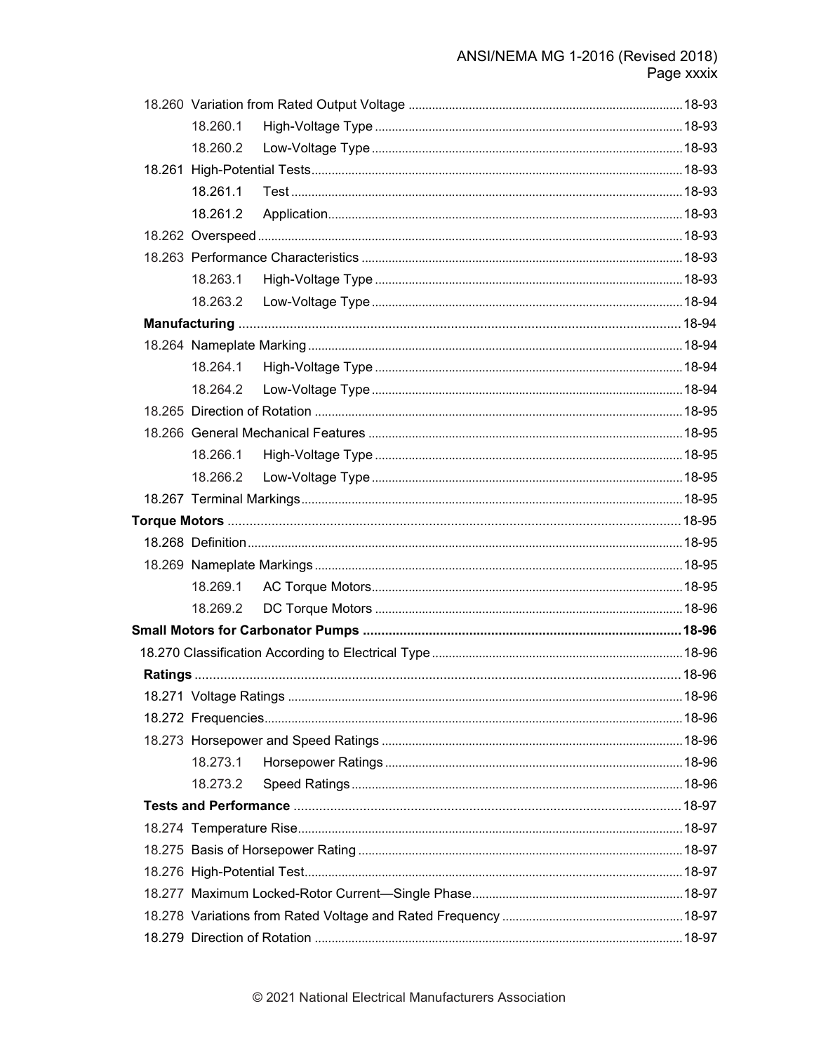18.260 Variation from Rated Output Voltage ........ 18-93

- 18.260.1 High-Voltage Type ........ 18-93
- 18.260.2 Low-Voltage Type ........ 18-93

18.261 High-Potential Tests ........ 18-93

- 18.261.1 Test ........ 18-93
- 18.261.2 Application ........ 18-93

18.262 Overspeed ........ 18-93

18.263 Performance Characteristics ........ 18-93

- 18.263.1 High-Voltage Type ........ 18-93
- 18.263.2 Low-Voltage Type ........ 18-94

**Manufacturing** ........ 18-94

18.264 Nameplate Marking ........ 18-94

- 18.264.1 High-Voltage Type ........ 18-94
- 18.264.2 Low-Voltage Type ........ 18-94

18.265 Direction of Rotation ........ 18-95

18.266 General Mechanical Features ........ 18-95

- 18.266.1 High-Voltage Type ........ 18-95
- 18.266.2 Low-Voltage Type ........ 18-95

18.267 Terminal Markings ........ 18-95

**Torque Motors** ........ 18-95

18.268 Definition ........ 18-95

18.269 Nameplate Markings ........ 18-95

- 18.269.1 AC Torque Motors ........ 18-95
- 18.269.2 DC Torque Motors ........ 18-96

**Small Motors for Carbonator Pumps ........ 18-96**

18.270 Classification According to Electrical Type ........ 18-96

**Ratings** ........ 18-96

18.271 Voltage Ratings ........ 18-96

18.272 Frequencies ........ 18-96

18.273 Horsepower and Speed Ratings ........ 18-96

- 18.273.1 Horsepower Ratings ........ 18-96
- 18.273.2 Speed Ratings ........ 18-96

**Tests and Performance** ........ 18-97

18.274 Temperature Rise ........ 18-97

18.275 Basis of Horsepower Rating ........ 18-97

18.276 High-Potential Test ........ 18-97

18.277 Maximum Locked-Rotor Current—Single Phase ........ 18-97

18.278 Variations from Rated Voltage and Rated Frequency ........ 18-97

18.279 Direction of Rotation ........ 18-97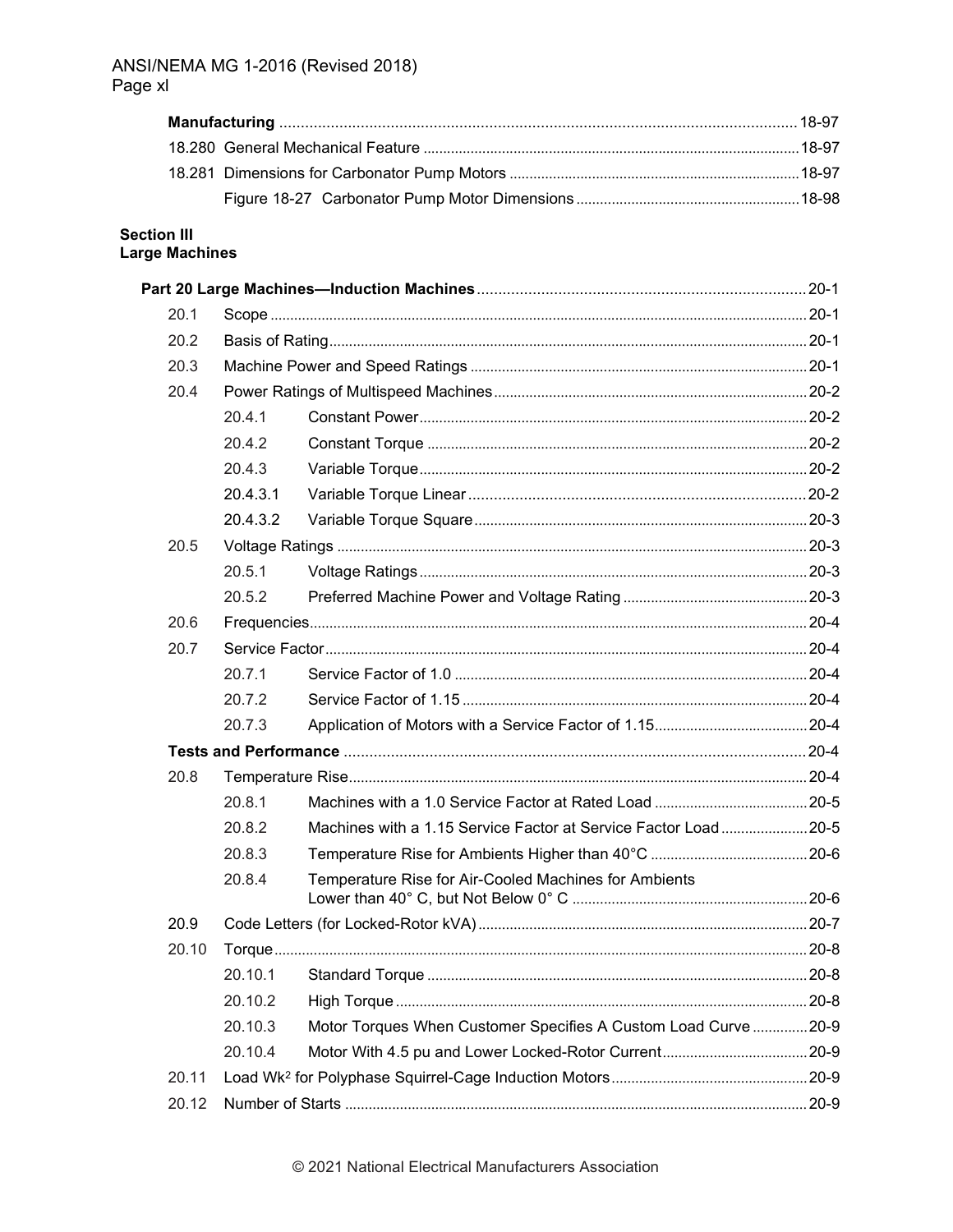**Manufacturing** ........................................................................................................................ 18-97

18.280 General Mechanical Feature ............................................................................................ 18-97

18.281 Dimensions for Carbonator Pump Motors ......................................................................... 18-97

Figure 18-27 Carbonator Pump Motor Dimensions ........................................................ 18-98

**Section III**
**Large Machines**

**Part 20 Large Machines—Induction Machines** ........................................................................ 20-1

20.1 Scope ....................................................................................................................... 20-1

20.2 Basis of Rating ........................................................................................................... 20-1

20.3 Machine Power and Speed Ratings ............................................................................... 20-1

20.4 Power Ratings of Multispeed Machines ......................................................................... 20-2

20.4.1 Constant Power ........................................................................................ 20-2

20.4.2 Constant Torque ....................................................................................... 20-2

20.4.3 Variable Torque ........................................................................................ 20-2

20.4.3.1 Variable Torque Linear ............................................................................. 20-2

20.4.3.2 Variable Torque Square ............................................................................ 20-3

20.5 Voltage Ratings ........................................................................................................... 20-3

20.5.1 Voltage Ratings ........................................................................................ 20-3

20.5.2 Preferred Machine Power and Voltage Rating .............................................. 20-3

20.6 Frequencies ................................................................................................................ 20-4

20.7 Service Factor ............................................................................................................. 20-4

20.7.1 Service Factor of 1.0 ................................................................................. 20-4

20.7.2 Service Factor of 1.15 ............................................................................... 20-4

20.7.3 Application of Motors with a Service Factor of 1.15 ...................................... 20-4

**Tests and Performance** ............................................................................................................. 20-4

20.8 Temperature Rise ........................................................................................................ 20-4

20.8.1 Machines with a 1.0 Service Factor at Rated Load ...................................... 20-5

20.8.2 Machines with a 1.15 Service Factor at Service Factor Load ...................... 20-5

20.8.3 Temperature Rise for Ambients Higher than 40°C ........................................ 20-6

20.8.4 Temperature Rise for Air-Cooled Machines for Ambients Lower than 40° C, but Not Below 0° C ........................................................... 20-6

20.9 Code Letters (for Locked-Rotor kVA) ............................................................................. 20-7

20.10 Torque ........................................................................................................................ 20-8

20.10.1 Standard Torque ....................................................................................... 20-8

20.10.2 High Torque .............................................................................................. 20-8

20.10.3 Motor Torques When Customer Specifies A Custom Load Curve ................. 20-9

20.10.4 Motor With 4.5 pu and Lower Locked-Rotor Current ..................................... 20-9

20.11 Load $Wk^2$ for Polyphase Squirrel-Cage Induction Motors ................................................. 20-9

20.12 Number of Starts .......................................................................................................... 20-9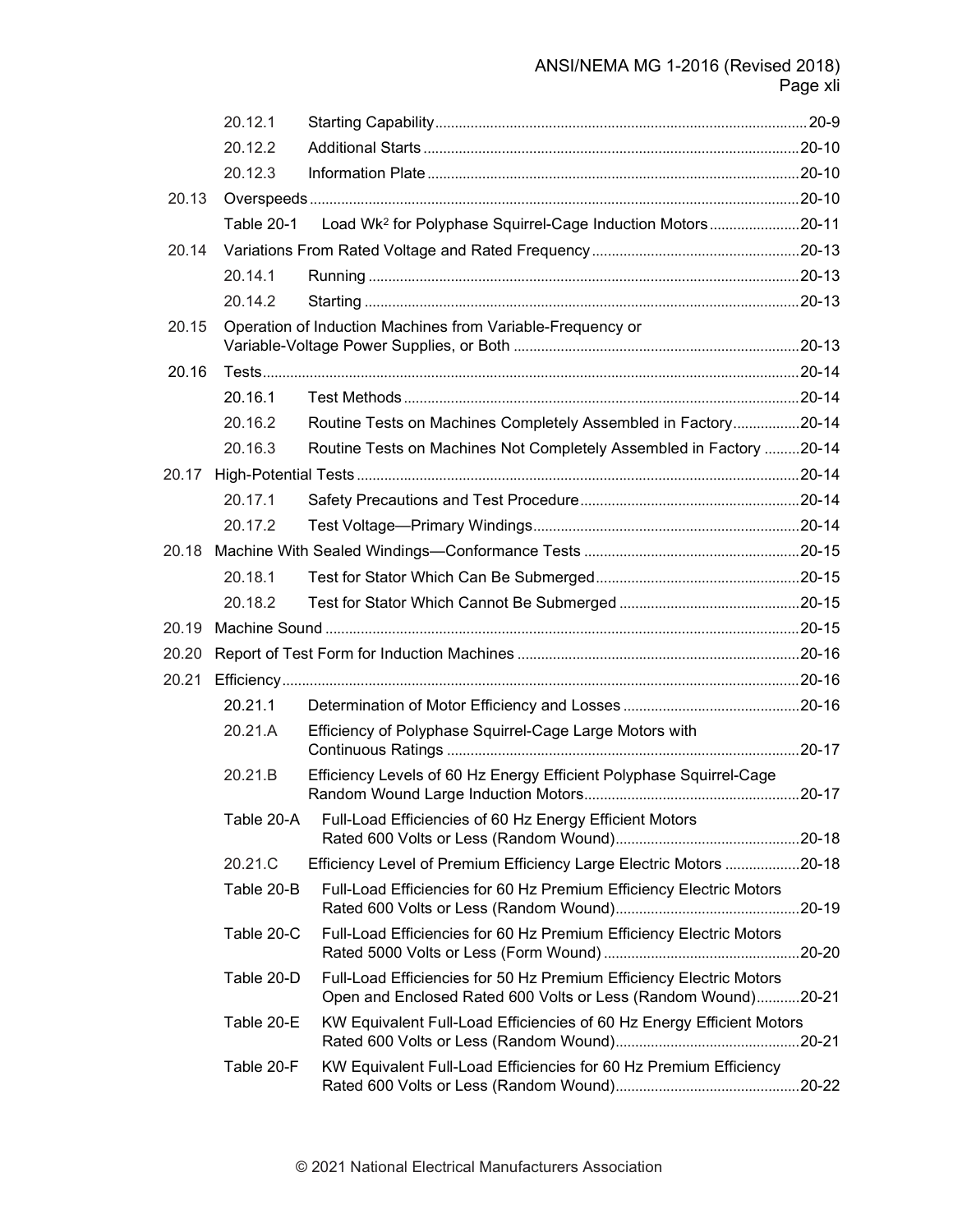| | | | |
|---|---|---|---|
| | 20.12.1 | Starting Capability | 20-9 |
| | 20.12.2 | Additional Starts | 20-10 |
| | 20.12.3 | Information Plate | 20-10 |
| 20.13 | Overspeeds | | 20-10 |
| | Table 20-1 | Load Wk² for Polyphase Squirrel-Cage Induction Motors | 20-11 |
| 20.14 | Variations From Rated Voltage and Rated Frequency | | 20-13 |
| | 20.14.1 | Running | 20-13 |
| | 20.14.2 | Starting | 20-13 |
| 20.15 | Operation of Induction Machines from Variable-Frequency or Variable-Voltage Power Supplies, or Both | | 20-13 |
| 20.16 | Tests | | 20-14 |
| | 20.16.1 | Test Methods | 20-14 |
| | 20.16.2 | Routine Tests on Machines Completely Assembled in Factory | 20-14 |
| | 20.16.3 | Routine Tests on Machines Not Completely Assembled in Factory | 20-14 |
| 20.17 | High-Potential Tests | | 20-14 |
| | 20.17.1 | Safety Precautions and Test Procedure | 20-14 |
| | 20.17.2 | Test Voltage—Primary Windings | 20-14 |
| 20.18 | Machine With Sealed Windings—Conformance Tests | | 20-15 |
| | 20.18.1 | Test for Stator Which Can Be Submerged | 20-15 |
| | 20.18.2 | Test for Stator Which Cannot Be Submerged | 20-15 |
| 20.19 | Machine Sound | | 20-15 |
| 20.20 | Report of Test Form for Induction Machines | | 20-16 |
| 20.21 | Efficiency | | 20-16 |
| | 20.21.1 | Determination of Motor Efficiency and Losses | 20-16 |
| | 20.21.A | Efficiency of Polyphase Squirrel-Cage Large Motors with Continuous Ratings | 20-17 |
| | 20.21.B | Efficiency Levels of 60 Hz Energy Efficient Polyphase Squirrel-Cage Random Wound Large Induction Motors | 20-17 |
| | Table 20-A | Full-Load Efficiencies of 60 Hz Energy Efficient Motors Rated 600 Volts or Less (Random Wound) | 20-18 |
| | 20.21.C | Efficiency Level of Premium Efficiency Large Electric Motors | 20-18 |
| | Table 20-B | Full-Load Efficiencies for 60 Hz Premium Efficiency Electric Motors Rated 600 Volts or Less (Random Wound) | 20-19 |
| | Table 20-C | Full-Load Efficiencies for 60 Hz Premium Efficiency Electric Motors Rated 5000 Volts or Less (Form Wound) | 20-20 |
| | Table 20-D | Full-Load Efficiencies for 50 Hz Premium Efficiency Electric Motors Open and Enclosed Rated 600 Volts or Less (Random Wound) | 20-21 |
| | Table 20-E | KW Equivalent Full-Load Efficiencies of 60 Hz Energy Efficient Motors Rated 600 Volts or Less (Random Wound) | 20-21 |
| | Table 20-F | KW Equivalent Full-Load Efficiencies for 60 Hz Premium Efficiency Rated 600 Volts or Less (Random Wound) | 20-22 |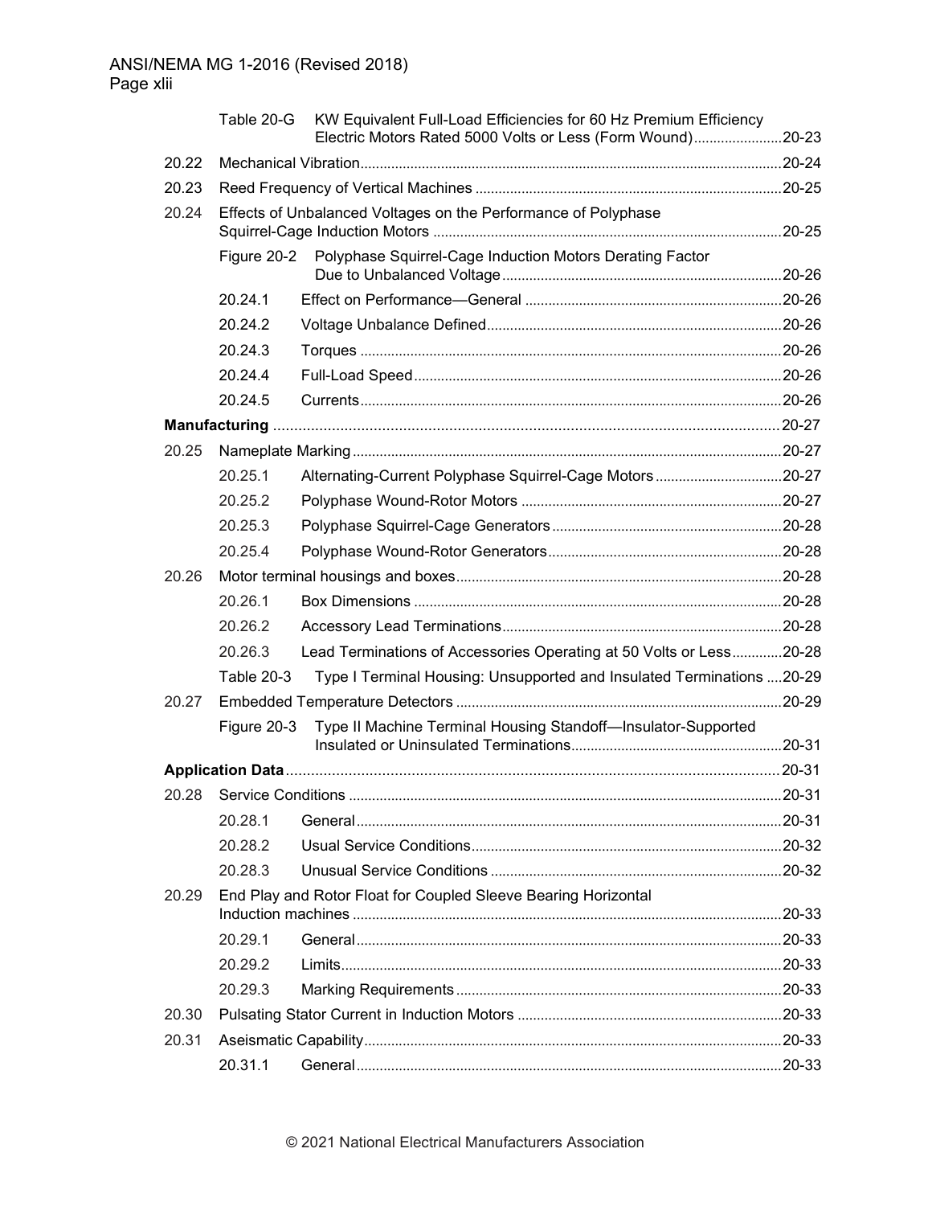| | | | |
|---|---|---|---|
| | Table 20-G | KW Equivalent Full-Load Efficiencies for 60 Hz Premium Efficiency Electric Motors Rated 5000 Volts or Less (Form Wound) | 20-23 |
| 20.22 | Mechanical Vibration | | 20-24 |
| 20.23 | Reed Frequency of Vertical Machines | | 20-25 |
| 20.24 | Effects of Unbalanced Voltages on the Performance of Polyphase Squirrel-Cage Induction Motors | | 20-25 |
| | Figure 20-2 | Polyphase Squirrel-Cage Induction Motors Derating Factor Due to Unbalanced Voltage | 20-26 |
| | 20.24.1 | Effect on Performance—General | 20-26 |
| | 20.24.2 | Voltage Unbalance Defined | 20-26 |
| | 20.24.3 | Torques | 20-26 |
| | 20.24.4 | Full-Load Speed | 20-26 |
| | 20.24.5 | Currents | 20-26 |
| **Manufacturing** | | | 20-27 |
| 20.25 | Nameplate Marking | | 20-27 |
| | 20.25.1 | Alternating-Current Polyphase Squirrel-Cage Motors | 20-27 |
| | 20.25.2 | Polyphase Wound-Rotor Motors | 20-27 |
| | 20.25.3 | Polyphase Squirrel-Cage Generators | 20-28 |
| | 20.25.4 | Polyphase Wound-Rotor Generators | 20-28 |
| 20.26 | Motor terminal housings and boxes | | 20-28 |
| | 20.26.1 | Box Dimensions | 20-28 |
| | 20.26.2 | Accessory Lead Terminations | 20-28 |
| | 20.26.3 | Lead Terminations of Accessories Operating at 50 Volts or Less | 20-28 |
| | Table 20-3 | Type I Terminal Housing: Unsupported and Insulated Terminations | 20-29 |
| 20.27 | Embedded Temperature Detectors | | 20-29 |
| | Figure 20-3 | Type II Machine Terminal Housing Standoff—Insulator-Supported Insulated or Uninsulated Terminations | 20-31 |
| **Application Data** | | | 20-31 |
| 20.28 | Service Conditions | | 20-31 |
| | 20.28.1 | General | 20-31 |
| | 20.28.2 | Usual Service Conditions | 20-32 |
| | 20.28.3 | Unusual Service Conditions | 20-32 |
| 20.29 | End Play and Rotor Float for Coupled Sleeve Bearing Horizontal Induction machines | | 20-33 |
| | 20.29.1 | General | 20-33 |
| | 20.29.2 | Limits | 20-33 |
| | 20.29.3 | Marking Requirements | 20-33 |
| 20.30 | Pulsating Stator Current in Induction Motors | | 20-33 |
| 20.31 | Aseismatic Capability | | 20-33 |
| | 20.31.1 | General | 20-33 |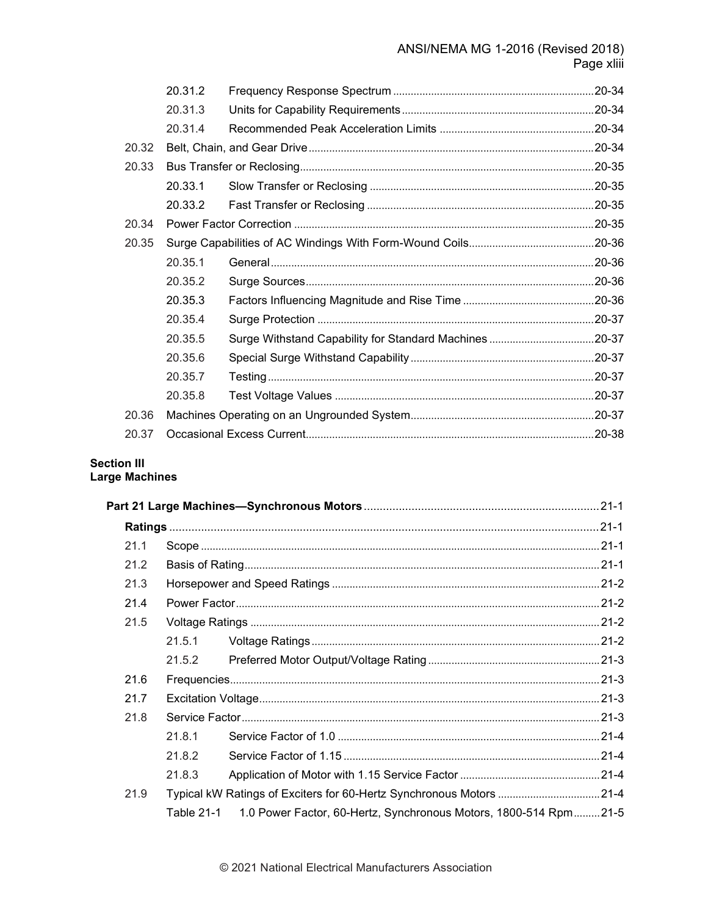| | | | |
|---|---|---|---|
| | 20.31.2 | Frequency Response Spectrum | 20-34 |
| | 20.31.3 | Units for Capability Requirements | 20-34 |
| | 20.31.4 | Recommended Peak Acceleration Limits | 20-34 |
| 20.32 | Belt, Chain, and Gear Drive | | 20-34 |
| 20.33 | Bus Transfer or Reclosing | | 20-35 |
| | 20.33.1 | Slow Transfer or Reclosing | 20-35 |
| | 20.33.2 | Fast Transfer or Reclosing | 20-35 |
| 20.34 | Power Factor Correction | | 20-35 |
| 20.35 | Surge Capabilities of AC Windings With Form-Wound Coils | | 20-36 |
| | 20.35.1 | General | 20-36 |
| | 20.35.2 | Surge Sources | 20-36 |
| | 20.35.3 | Factors Influencing Magnitude and Rise Time | 20-36 |
| | 20.35.4 | Surge Protection | 20-37 |
| | 20.35.5 | Surge Withstand Capability for Standard Machines | 20-37 |
| | 20.35.6 | Special Surge Withstand Capability | 20-37 |
| | 20.35.7 | Testing | 20-37 |
| | 20.35.8 | Test Voltage Values | 20-37 |
| 20.36 | Machines Operating on an Ungrounded System | | 20-37 |
| 20.37 | Occasional Excess Current | | 20-38 |

**Section III**
**Large Machines**

| | | | |
|---|---|---|---|
| **Part 21 Large Machines—Synchronous Motors** | | | 21-1 |
| **Ratings** | | | 21-1 |
| 21.1 | Scope | | 21-1 |
| 21.2 | Basis of Rating | | 21-1 |
| 21.3 | Horsepower and Speed Ratings | | 21-2 |
| 21.4 | Power Factor | | 21-2 |
| 21.5 | Voltage Ratings | | 21-2 |
| | 21.5.1 | Voltage Ratings | 21-2 |
| | 21.5.2 | Preferred Motor Output/Voltage Rating | 21-3 |
| 21.6 | Frequencies | | 21-3 |
| 21.7 | Excitation Voltage | | 21-3 |
| 21.8 | Service Factor | | 21-3 |
| | 21.8.1 | Service Factor of 1.0 | 21-4 |
| | 21.8.2 | Service Factor of 1.15 | 21-4 |
| | 21.8.3 | Application of Motor with 1.15 Service Factor | 21-4 |
| 21.9 | Typical kW Ratings of Exciters for 60-Hertz Synchronous Motors | | 21-4 |
| | Table 21-1 | 1.0 Power Factor, 60-Hertz, Synchronous Motors, 1800-514 Rpm | 21-5 |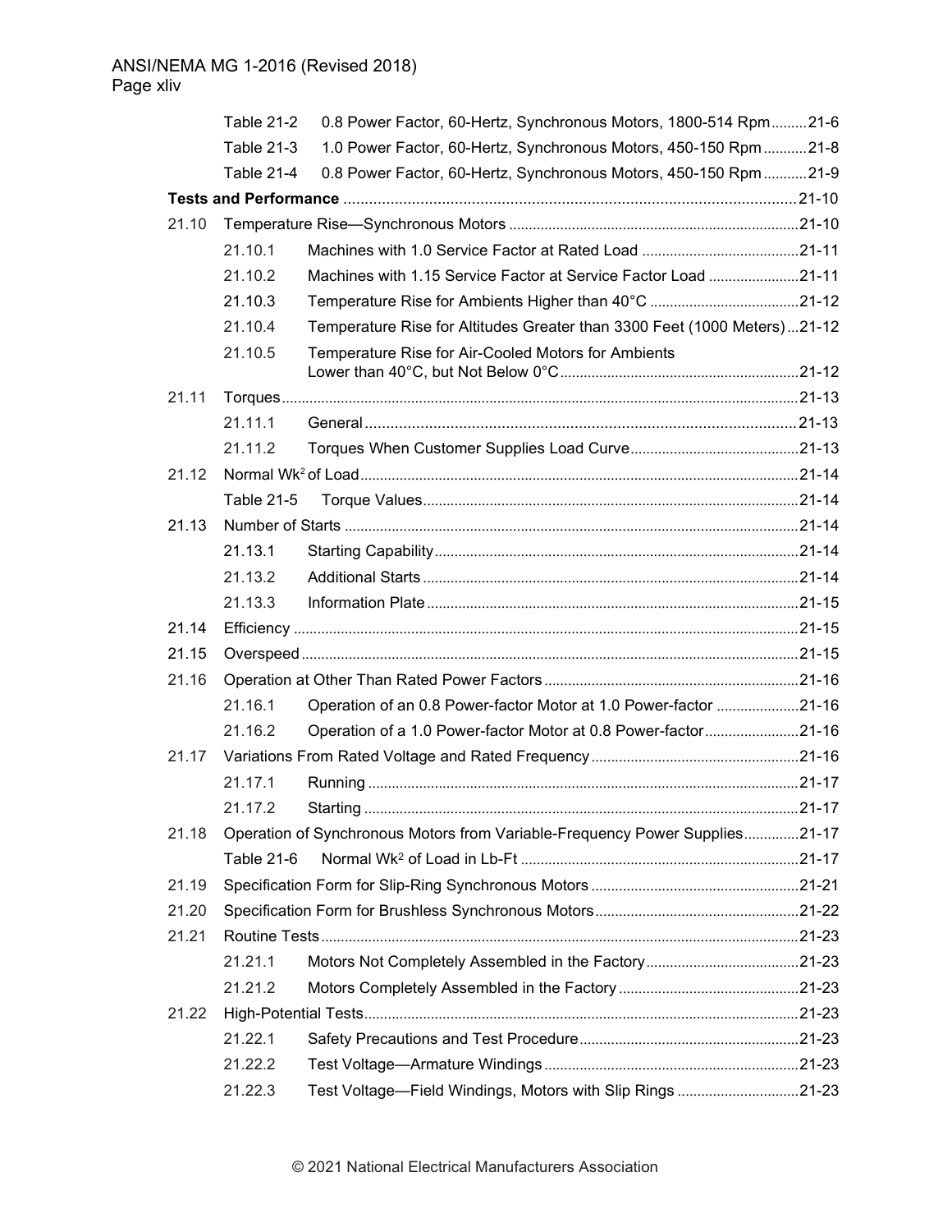Table 21-2 0.8 Power Factor, 60-Hertz, Synchronous Motors, 1800-514 Rpm.........21-6
Table 21-3 1.0 Power Factor, 60-Hertz, Synchronous Motors, 450-150 Rpm...........21-8
Table 21-4 0.8 Power Factor, 60-Hertz, Synchronous Motors, 450-150 Rpm...........21-9

**Tests and Performance** ..........................................................................................................21-10

21.10 Temperature Rise—Synchronous Motors .........................................................................21-10
21.10.1 Machines with 1.0 Service Factor at Rated Load ........................................21-11
21.10.2 Machines with 1.15 Service Factor at Service Factor Load .......................21-11
21.10.3 Temperature Rise for Ambients Higher than 40°C ......................................21-12
21.10.4 Temperature Rise for Altitudes Greater than 3300 Feet (1000 Meters)...21-12
21.10.5 Temperature Rise for Air-Cooled Motors for Ambients Lower than 40°C, but Not Below 0°C............................................................21-12
21.11 Torques...................................................................................................................21-13
21.11.1 General.....................................................................................................21-13
21.11.2 Torques When Customer Supplies Load Curve...........................................21-13
21.12 Normal $Wk^2$ of Load..................................................................................................21-14
Table 21-5 Torque Values...............................................................................................21-14
21.13 Number of Starts ...................................................................................................21-14
21.13.1 Starting Capability............................................................................................21-14
21.13.2 Additional Starts ..............................................................................................21-14
21.13.3 Information Plate..............................................................................................21-15
21.14 Efficiency ...............................................................................................................21-15
21.15 Overspeed.............................................................................................................21-15
21.16 Operation at Other Than Rated Power Factors................................................................21-16
21.16.1 Operation of an 0.8 Power-factor Motor at 1.0 Power-factor .....................21-16
21.16.2 Operation of a 1.0 Power-factor Motor at 0.8 Power-factor........................21-16
21.17 Variations From Rated Voltage and Rated Frequency.....................................................21-16
21.17.1 Running ............................................................................................21-17
21.17.2 Starting .............................................................................................21-17
21.18 Operation of Synchronous Motors from Variable-Frequency Power Supplies..............21-17
Table 21-6 Normal $Wk^2$ of Load in Lb-Ft .......................................................................21-17
21.19 Specification Form for Slip-Ring Synchronous Motors .....................................................21-21
21.20 Specification Form for Brushless Synchronous Motors....................................................21-22
21.21 Routine Tests.........................................................................................................21-23
21.21.1 Motors Not Completely Assembled in the Factory.......................................21-23
21.21.2 Motors Completely Assembled in the Factory .............................................21-23
21.22 High-Potential Tests.............................................................................................21-23
21.22.1 Safety Precautions and Test Procedure.......................................................21-23
21.22.2 Test Voltage—Armature Windings................................................................21-23
21.22.3 Test Voltage—Field Windings, Motors with Slip Rings ...............................21-23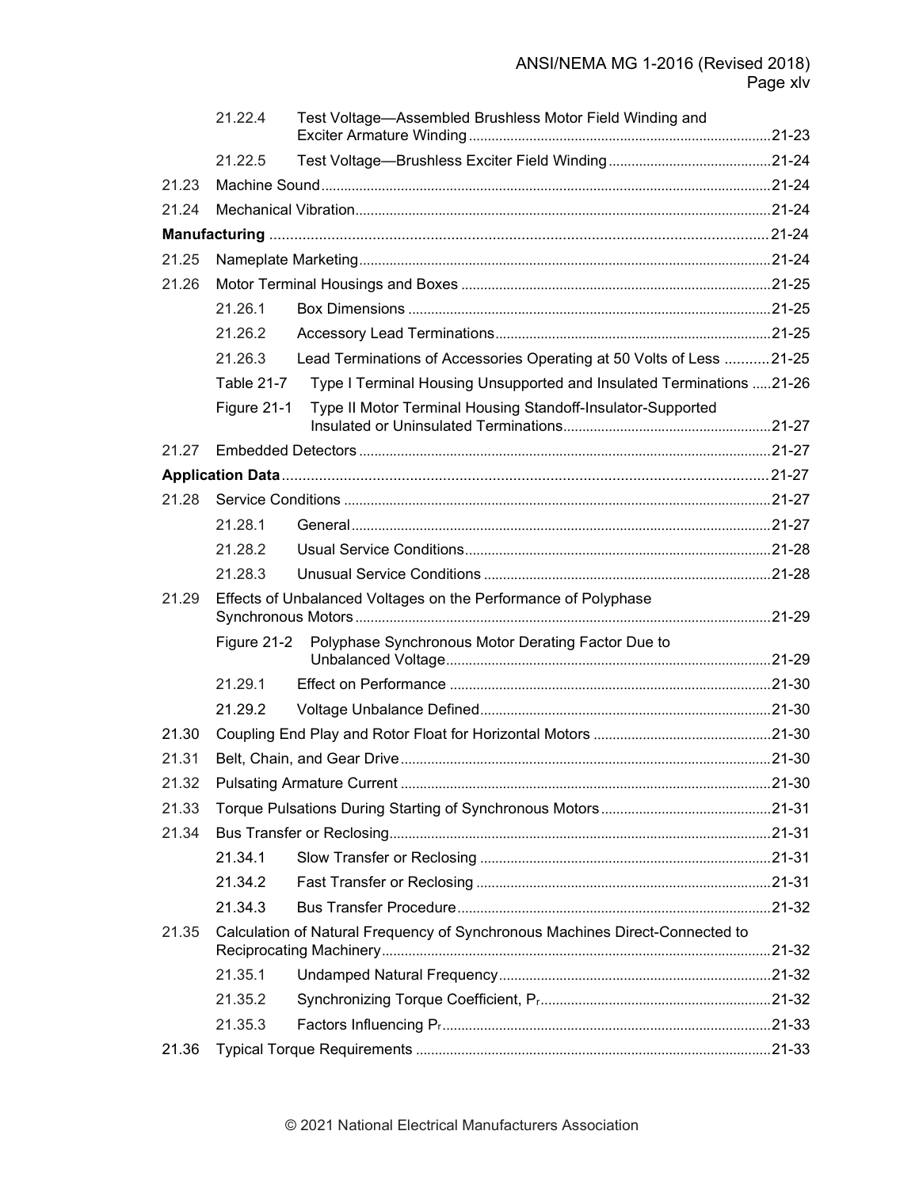| | | | |
|---|---|---|---|
| | 21.22.4 | Test Voltage—Assembled Brushless Motor Field Winding and Exciter Armature Winding | 21-23 |
| | 21.22.5 | Test Voltage—Brushless Exciter Field Winding | 21-24 |
| 21.23 | Machine Sound | | 21-24 |
| 21.24 | Mechanical Vibration | | 21-24 |
| **Manufacturing** | | | 21-24 |
| 21.25 | Nameplate Marketing | | 21-24 |
| 21.26 | Motor Terminal Housings and Boxes | | 21-25 |
| | 21.26.1 | Box Dimensions | 21-25 |
| | 21.26.2 | Accessory Lead Terminations | 21-25 |
| | 21.26.3 | Lead Terminations of Accessories Operating at 50 Volts of Less | 21-25 |
| | Table 21-7 | Type I Terminal Housing Unsupported and Insulated Terminations | 21-26 |
| | Figure 21-1 | Type II Motor Terminal Housing Standoff-Insulator-Supported Insulated or Uninsulated Terminations | 21-27 |
| 21.27 | Embedded Detectors | | 21-27 |
| **Application Data** | | | 21-27 |
| 21.28 | Service Conditions | | 21-27 |
| | 21.28.1 | General | 21-27 |
| | 21.28.2 | Usual Service Conditions | 21-28 |
| | 21.28.3 | Unusual Service Conditions | 21-28 |
| 21.29 | Effects of Unbalanced Voltages on the Performance of Polyphase Synchronous Motors | | 21-29 |
| | Figure 21-2 | Polyphase Synchronous Motor Derating Factor Due to Unbalanced Voltage | 21-29 |
| | 21.29.1 | Effect on Performance | 21-30 |
| | 21.29.2 | Voltage Unbalance Defined | 21-30 |
| 21.30 | Coupling End Play and Rotor Float for Horizontal Motors | | 21-30 |
| 21.31 | Belt, Chain, and Gear Drive | | 21-30 |
| 21.32 | Pulsating Armature Current | | 21-30 |
| 21.33 | Torque Pulsations During Starting of Synchronous Motors | | 21-31 |
| 21.34 | Bus Transfer or Reclosing | | 21-31 |
| | 21.34.1 | Slow Transfer or Reclosing | 21-31 |
| | 21.34.2 | Fast Transfer or Reclosing | 21-31 |
| | 21.34.3 | Bus Transfer Procedure | 21-32 |
| 21.35 | Calculation of Natural Frequency of Synchronous Machines Direct-Connected to Reciprocating Machinery | | 21-32 |
| | 21.35.1 | Undamped Natural Frequency | 21-32 |
| | 21.35.2 | Synchronizing Torque Coefficient, $P_r$ | 21-32 |
| | 21.35.3 | Factors Influencing $P_r$ | 21-33 |
| 21.36 | Typical Torque Requirements | | 21-33 |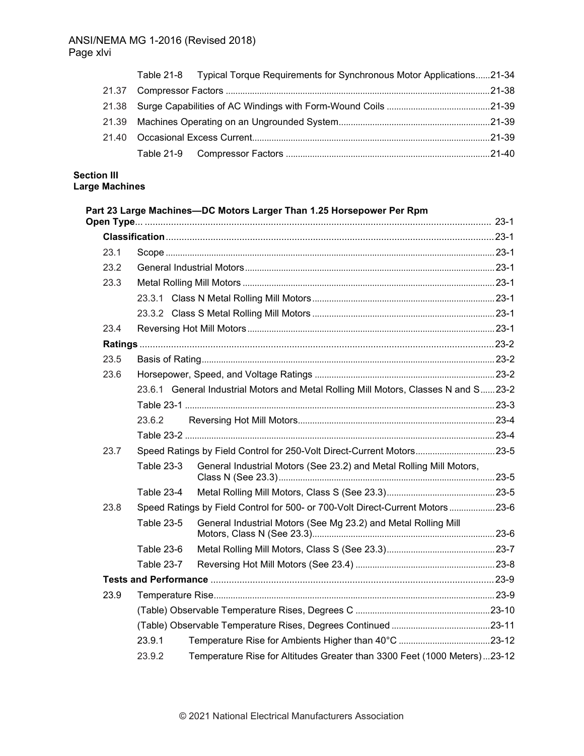| | | | |
|---|---|---|---|
| | Table 21-8 | Typical Torque Requirements for Synchronous Motor Applications | 21-34 |
| 21.37 | Compressor Factors | | 21-38 |
| 21.38 | Surge Capabilities of AC Windings with Form-Wound Coils | | 21-39 |
| 21.39 | Machines Operating on an Ungrounded System | | 21-39 |
| 21.40 | Occasional Excess Current | | 21-39 |
| | Table 21-9 | Compressor Factors | 21-40 |

**Section III**
**Large Machines**

**Part 23 Large Machines—DC Motors Larger Than 1.25 Horsepower Per Rpm Open Type** ... 23-1

| | | | |
|---|---|---|---|
| **Classification** | | | 23-1 |
| 23.1 | Scope | | 23-1 |
| 23.2 | General Industrial Motors | | 23-1 |
| 23.3 | Metal Rolling Mill Motors | | 23-1 |
| | 23.3.1 | Class N Metal Rolling Mill Motors | 23-1 |
| | 23.3.2 | Class S Metal Rolling Mill Motors | 23-1 |
| 23.4 | Reversing Hot Mill Motors | | 23-1 |
| **Ratings** | | | 23-2 |
| 23.5 | Basis of Rating | | 23-2 |
| 23.6 | Horsepower, Speed, and Voltage Ratings | | 23-2 |
| | 23.6.1 | General Industrial Motors and Metal Rolling Mill Motors, Classes N and S | 23-2 |
| | Table 23-1 | | 23-3 |
| | 23.6.2 | Reversing Hot Mill Motors | 23-4 |
| | Table 23-2 | | 23-4 |
| 23.7 | Speed Ratings by Field Control for 250-Volt Direct-Current Motors | | 23-5 |
| | Table 23-3 | General Industrial Motors (See 23.2) and Metal Rolling Mill Motors, Class N (See 23.3) | 23-5 |
| | Table 23-4 | Metal Rolling Mill Motors, Class S (See 23.3) | 23-5 |
| 23.8 | Speed Ratings by Field Control for 500- or 700-Volt Direct-Current Motors | | 23-6 |
| | Table 23-5 | General Industrial Motors (See Mg 23.2) and Metal Rolling Mill Motors, Class N (See 23.3) | 23-6 |
| | Table 23-6 | Metal Rolling Mill Motors, Class S (See 23.3) | 23-7 |
| | Table 23-7 | Reversing Hot Mill Motors (See 23.4) | 23-8 |
| **Tests and Performance** | | | 23-9 |
| 23.9 | Temperature Rise | | 23-9 |
| | (Table) Observable Temperature Rises, Degrees C | | 23-10 |
| | (Table) Observable Temperature Rises, Degrees Continued | | 23-11 |
| | 23.9.1 | Temperature Rise for Ambients Higher than 40°C | 23-12 |
| | 23.9.2 | Temperature Rise for Altitudes Greater than 3300 Feet (1000 Meters) | 23-12 |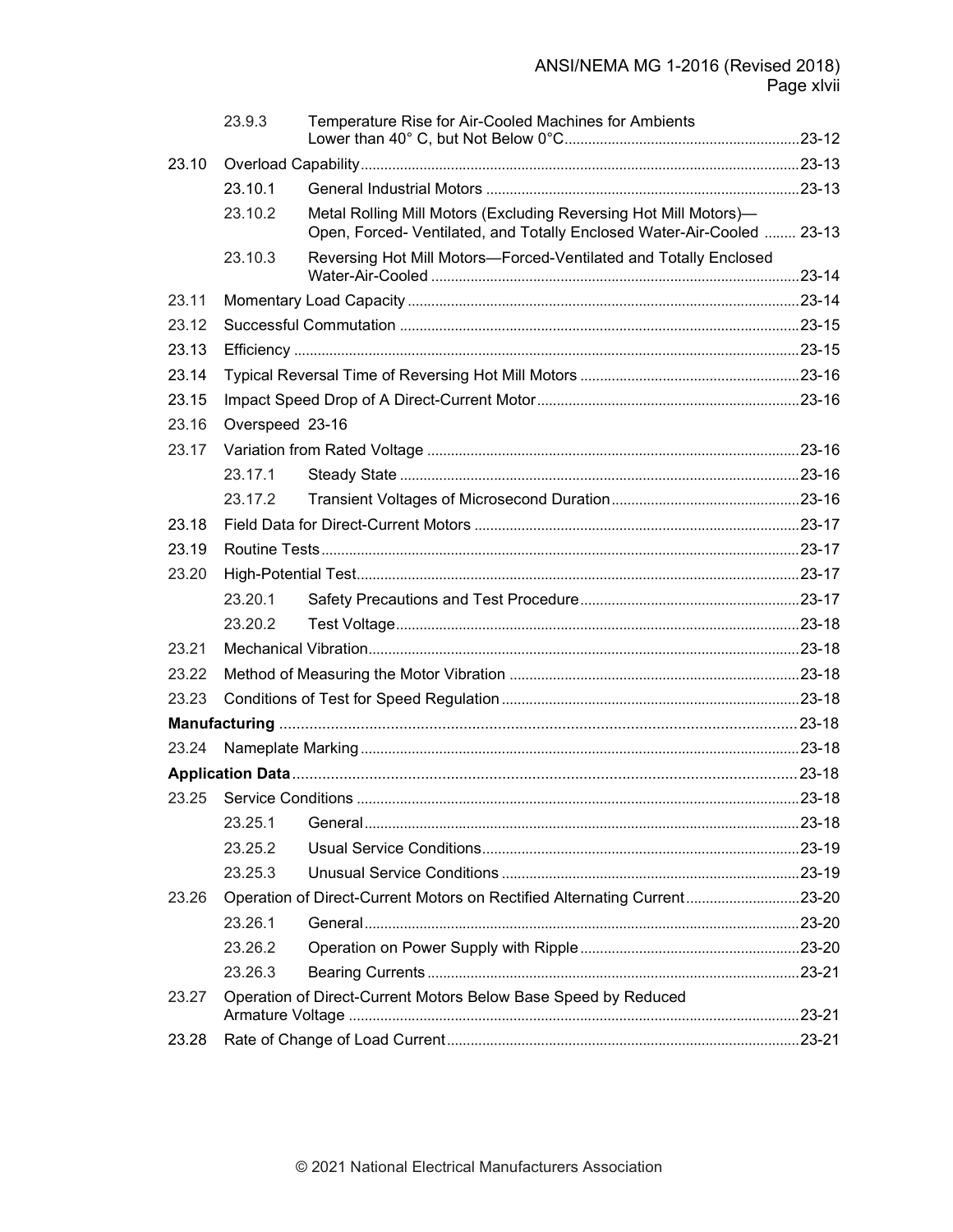| | | | |
|---|---|---|---|
| | 23.9.3 | Temperature Rise for Air-Cooled Machines for Ambients Lower than 40° C, but Not Below 0°C | 23-12 |
| 23.10 | Overload Capability | | 23-13 |
| | 23.10.1 | General Industrial Motors | 23-13 |
| | 23.10.2 | Metal Rolling Mill Motors (Excluding Reversing Hot Mill Motors)—Open, Forced- Ventilated, and Totally Enclosed Water-Air-Cooled | 23-13 |
| | 23.10.3 | Reversing Hot Mill Motors—Forced-Ventilated and Totally Enclosed Water-Air-Cooled | 23-14 |
| 23.11 | Momentary Load Capacity | | 23-14 |
| 23.12 | Successful Commutation | | 23-15 |
| 23.13 | Efficiency | | 23-15 |
| 23.14 | Typical Reversal Time of Reversing Hot Mill Motors | | 23-16 |
| 23.15 | Impact Speed Drop of A Direct-Current Motor | | 23-16 |
| 23.16 | Overspeed 23-16 | | |
| 23.17 | Variation from Rated Voltage | | 23-16 |
| | 23.17.1 | Steady State | 23-16 |
| | 23.17.2 | Transient Voltages of Microsecond Duration | 23-16 |
| 23.18 | Field Data for Direct-Current Motors | | 23-17 |
| 23.19 | Routine Tests | | 23-17 |
| 23.20 | High-Potential Test | | 23-17 |
| | 23.20.1 | Safety Precautions and Test Procedure | 23-17 |
| | 23.20.2 | Test Voltage | 23-18 |
| 23.21 | Mechanical Vibration | | 23-18 |
| 23.22 | Method of Measuring the Motor Vibration | | 23-18 |
| 23.23 | Conditions of Test for Speed Regulation | | 23-18 |
| **Manufacturing** | | | 23-18 |
| 23.24 | Nameplate Marking | | 23-18 |
| **Application Data** | | | 23-18 |
| 23.25 | Service Conditions | | 23-18 |
| | 23.25.1 | General | 23-18 |
| | 23.25.2 | Usual Service Conditions | 23-19 |
| | 23.25.3 | Unusual Service Conditions | 23-19 |
| 23.26 | Operation of Direct-Current Motors on Rectified Alternating Current | | 23-20 |
| | 23.26.1 | General | 23-20 |
| | 23.26.2 | Operation on Power Supply with Ripple | 23-20 |
| | 23.26.3 | Bearing Currents | 23-21 |
| 23.27 | Operation of Direct-Current Motors Below Base Speed by Reduced Armature Voltage | | 23-21 |
| 23.28 | Rate of Change of Load Current | | 23-21 |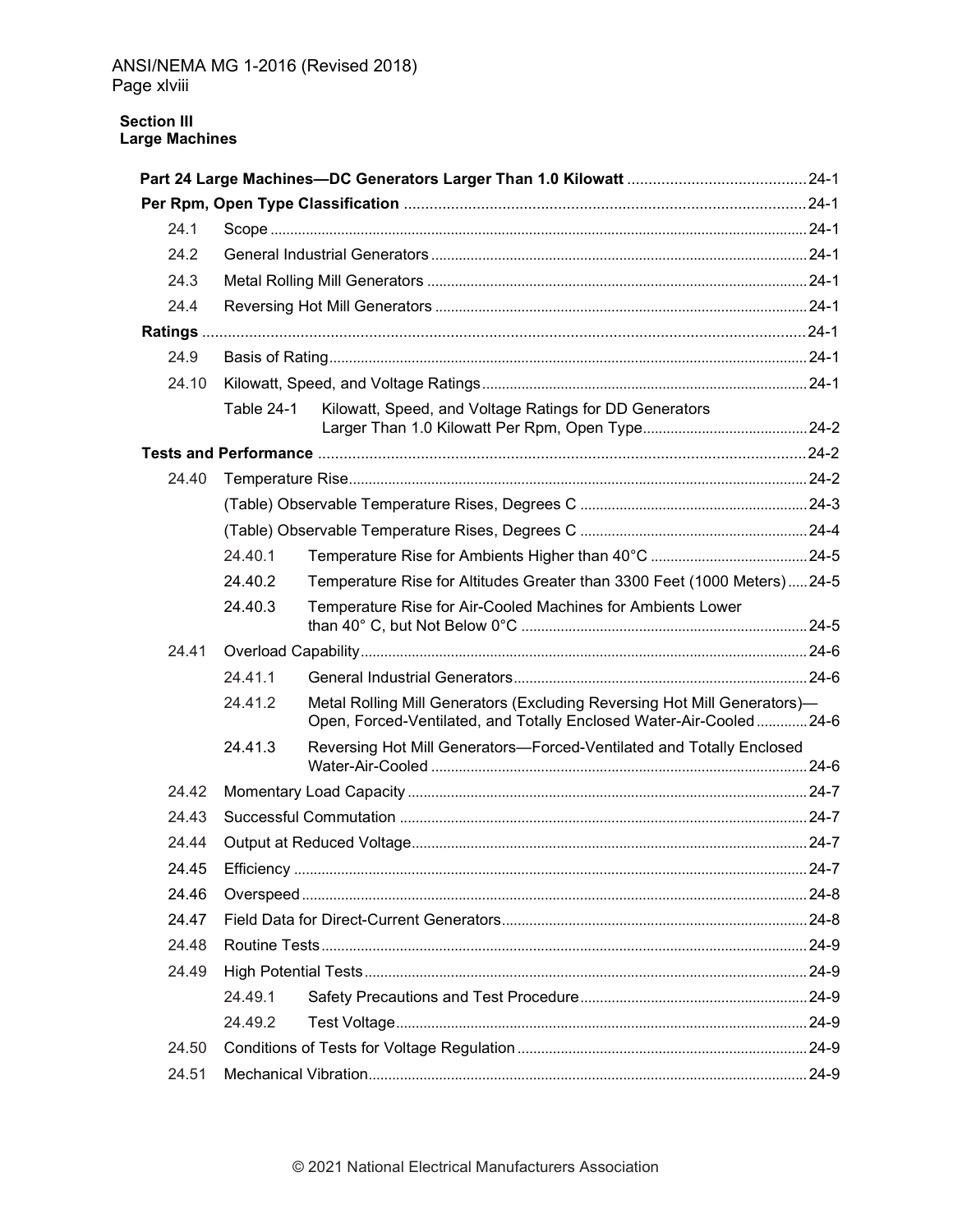**Section III**
**Large Machines**

| | | | |
|---|---|---|---|
| **Part 24 Large Machines—DC Generators Larger Than 1.0 Kilowatt** | | | 24-1 |
| **Per Rpm, Open Type Classification** | | | 24-1 |
| 24.1 | Scope | | 24-1 |
| 24.2 | General Industrial Generators | | 24-1 |
| 24.3 | Metal Rolling Mill Generators | | 24-1 |
| 24.4 | Reversing Hot Mill Generators | | 24-1 |
| **Ratings** | | | 24-1 |
| 24.9 | Basis of Rating | | 24-1 |
| 24.10 | Kilowatt, Speed, and Voltage Ratings | | 24-1 |
| | Table 24-1 | Kilowatt, Speed, and Voltage Ratings for DD Generators Larger Than 1.0 Kilowatt Per Rpm, Open Type | 24-2 |
| **Tests and Performance** | | | 24-2 |
| 24.40 | Temperature Rise | | 24-2 |
| | (Table) Observable Temperature Rises, Degrees C | | 24-3 |
| | (Table) Observable Temperature Rises, Degrees C | | 24-4 |
| | 24.40.1 | Temperature Rise for Ambients Higher than 40°C | 24-5 |
| | 24.40.2 | Temperature Rise for Altitudes Greater than 3300 Feet (1000 Meters) | 24-5 |
| | 24.40.3 | Temperature Rise for Air-Cooled Machines for Ambients Lower than 40° C, but Not Below 0°C | 24-5 |
| 24.41 | Overload Capability | | 24-6 |
| | 24.41.1 | General Industrial Generators | 24-6 |
| | 24.41.2 | Metal Rolling Mill Generators (Excluding Reversing Hot Mill Generators)—Open, Forced-Ventilated, and Totally Enclosed Water-Air-Cooled | 24-6 |
| | 24.41.3 | Reversing Hot Mill Generators—Forced-Ventilated and Totally Enclosed Water-Air-Cooled | 24-6 |
| 24.42 | Momentary Load Capacity | | 24-7 |
| 24.43 | Successful Commutation | | 24-7 |
| 24.44 | Output at Reduced Voltage | | 24-7 |
| 24.45 | Efficiency | | 24-7 |
| 24.46 | Overspeed | | 24-8 |
| 24.47 | Field Data for Direct-Current Generators | | 24-8 |
| 24.48 | Routine Tests | | 24-9 |
| 24.49 | High Potential Tests | | 24-9 |
| | 24.49.1 | Safety Precautions and Test Procedure | 24-9 |
| | 24.49.2 | Test Voltage | 24-9 |
| 24.50 | Conditions of Tests for Voltage Regulation | | 24-9 |
| 24.51 | Mechanical Vibration | | 24-9 |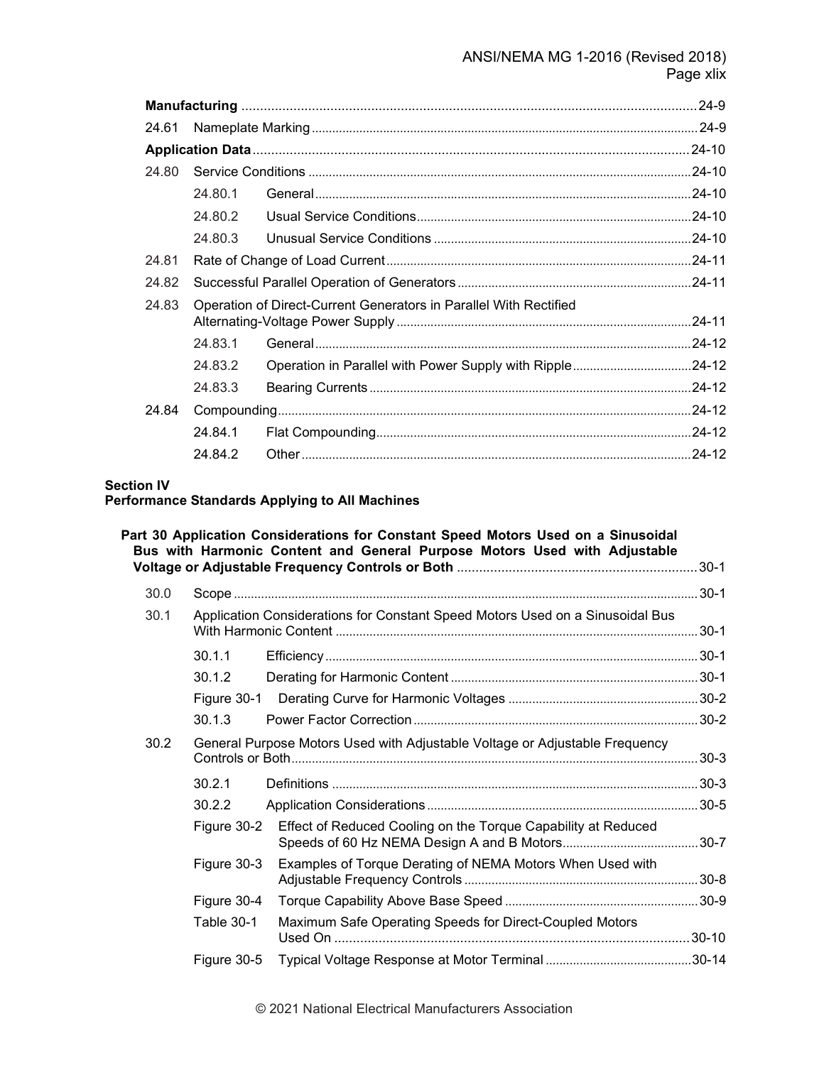| | | | |
|---|---|---|---|
| **Manufacturing** | | | 24-9 |
| 24.61 | Nameplate Marking | | 24-9 |
| **Application Data** | | | 24-10 |
| 24.80 | Service Conditions | | 24-10 |
| | 24.80.1 | General | 24-10 |
| | 24.80.2 | Usual Service Conditions | 24-10 |
| | 24.80.3 | Unusual Service Conditions | 24-10 |
| 24.81 | Rate of Change of Load Current | | 24-11 |
| 24.82 | Successful Parallel Operation of Generators | | 24-11 |
| 24.83 | Operation of Direct-Current Generators in Parallel With Rectified Alternating-Voltage Power Supply | | 24-11 |
| | 24.83.1 | General | 24-12 |
| | 24.83.2 | Operation in Parallel with Power Supply with Ripple | 24-12 |
| | 24.83.3 | Bearing Currents | 24-12 |
| 24.84 | Compounding | | 24-12 |
| | 24.84.1 | Flat Compounding | 24-12 |
| | 24.84.2 | Other | 24-12 |

**Section IV**
**Performance Standards Applying to All Machines**

| | | | |
|---|---|---|---|
| **Part 30 Application Considerations for Constant Speed Motors Used on a Sinusoidal Bus with Harmonic Content and General Purpose Motors Used with Adjustable Voltage or Adjustable Frequency Controls or Both** | | | 30-1 |
| 30.0 | Scope | | 30-1 |
| 30.1 | Application Considerations for Constant Speed Motors Used on a Sinusoidal Bus With Harmonic Content | | 30-1 |
| | 30.1.1 | Efficiency | 30-1 |
| | 30.1.2 | Derating for Harmonic Content | 30-1 |
| | Figure 30-1 | Derating Curve for Harmonic Voltages | 30-2 |
| | 30.1.3 | Power Factor Correction | 30-2 |
| 30.2 | General Purpose Motors Used with Adjustable Voltage or Adjustable Frequency Controls or Both | | 30-3 |
| | 30.2.1 | Definitions | 30-3 |
| | 30.2.2 | Application Considerations | 30-5 |
| | Figure 30-2 | Effect of Reduced Cooling on the Torque Capability at Reduced Speeds of 60 Hz NEMA Design A and B Motors | 30-7 |
| | Figure 30-3 | Examples of Torque Derating of NEMA Motors When Used with Adjustable Frequency Controls | 30-8 |
| | Figure 30-4 | Torque Capability Above Base Speed | 30-9 |
| | Table 30-1 | Maximum Safe Operating Speeds for Direct-Coupled Motors Used On | 30-10 |
| | Figure 30-5 | Typical Voltage Response at Motor Terminal | 30-14 |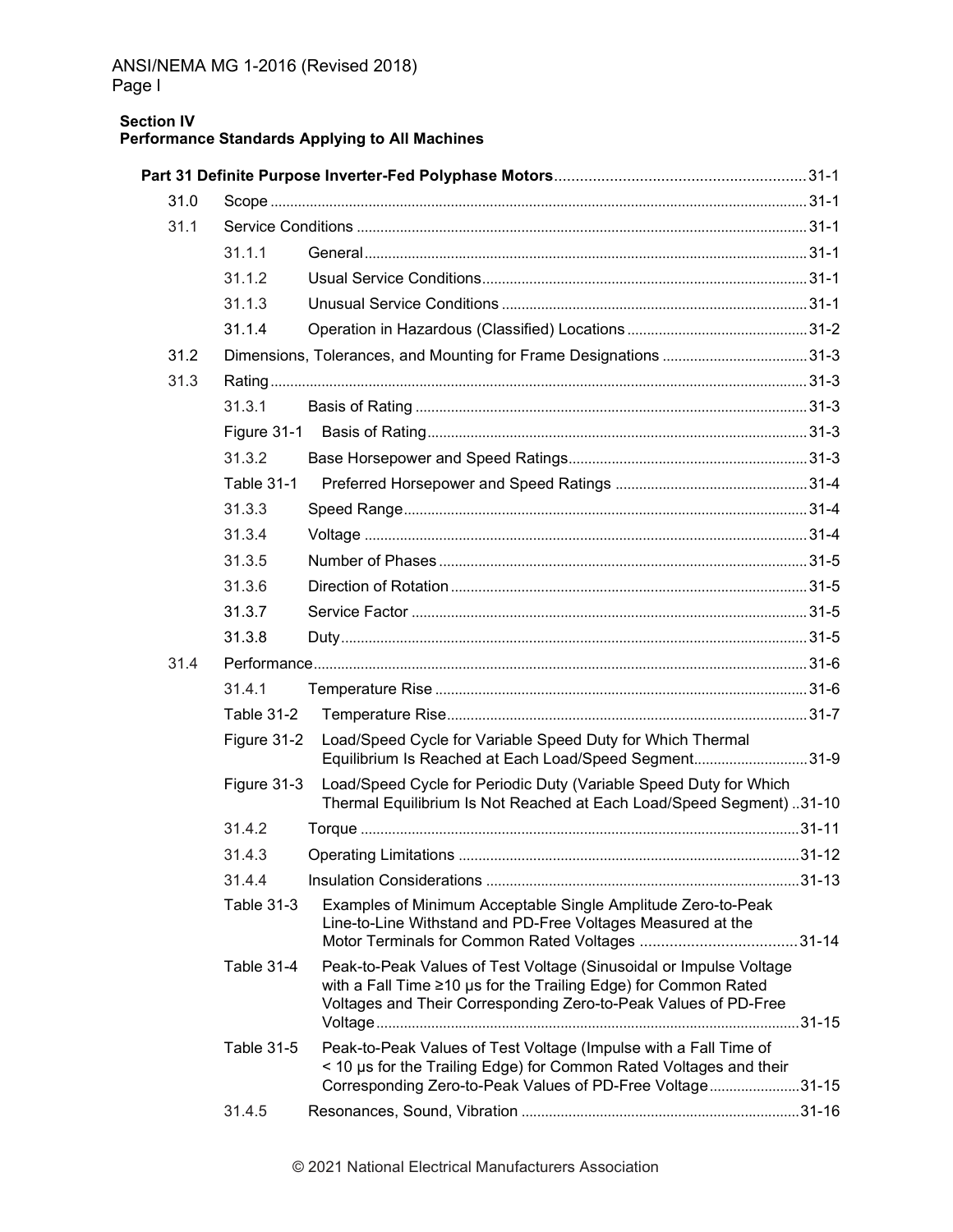**Section IV**
**Performance Standards Applying to All Machines**

| | | | |
|---|---|---|---|
| **Part 31 Definite Purpose Inverter-Fed Polyphase Motors** | | | 31-1 |
| 31.0 | Scope | | 31-1 |
| 31.1 | Service Conditions | | 31-1 |
| | 31.1.1 | General | 31-1 |
| | 31.1.2 | Usual Service Conditions | 31-1 |
| | 31.1.3 | Unusual Service Conditions | 31-1 |
| | 31.1.4 | Operation in Hazardous (Classified) Locations | 31-2 |
| 31.2 | Dimensions, Tolerances, and Mounting for Frame Designations | | 31-3 |
| 31.3 | Rating | | 31-3 |
| | 31.3.1 | Basis of Rating | 31-3 |
| | Figure 31-1 | Basis of Rating | 31-3 |
| | 31.3.2 | Base Horsepower and Speed Ratings | 31-3 |
| | Table 31-1 | Preferred Horsepower and Speed Ratings | 31-4 |
| | 31.3.3 | Speed Range | 31-4 |
| | 31.3.4 | Voltage | 31-4 |
| | 31.3.5 | Number of Phases | 31-5 |
| | 31.3.6 | Direction of Rotation | 31-5 |
| | 31.3.7 | Service Factor | 31-5 |
| | 31.3.8 | Duty | 31-5 |
| 31.4 | Performance | | 31-6 |
| | 31.4.1 | Temperature Rise | 31-6 |
| | Table 31-2 | Temperature Rise | 31-7 |
| | Figure 31-2 | Load/Speed Cycle for Variable Speed Duty for Which Thermal Equilibrium Is Reached at Each Load/Speed Segment | 31-9 |
| | Figure 31-3 | Load/Speed Cycle for Periodic Duty (Variable Speed Duty for Which Thermal Equilibrium Is Not Reached at Each Load/Speed Segment) | 31-10 |
| | 31.4.2 | Torque | 31-11 |
| | 31.4.3 | Operating Limitations | 31-12 |
| | 31.4.4 | Insulation Considerations | 31-13 |
| | Table 31-3 | Examples of Minimum Acceptable Single Amplitude Zero-to-Peak Line-to-Line Withstand and PD-Free Voltages Measured at the Motor Terminals for Common Rated Voltages | 31-14 |
| | Table 31-4 | Peak-to-Peak Values of Test Voltage (Sinusoidal or Impulse Voltage with a Fall Time ≥10 μs for the Trailing Edge) for Common Rated Voltages and Their Corresponding Zero-to-Peak Values of PD-Free Voltage | 31-15 |
| | Table 31-5 | Peak-to-Peak Values of Test Voltage (Impulse with a Fall Time of < 10 μs for the Trailing Edge) for Common Rated Voltages and their Corresponding Zero-to-Peak Values of PD-Free Voltage | 31-15 |
| | 31.4.5 | Resonances, Sound, Vibration | 31-16 |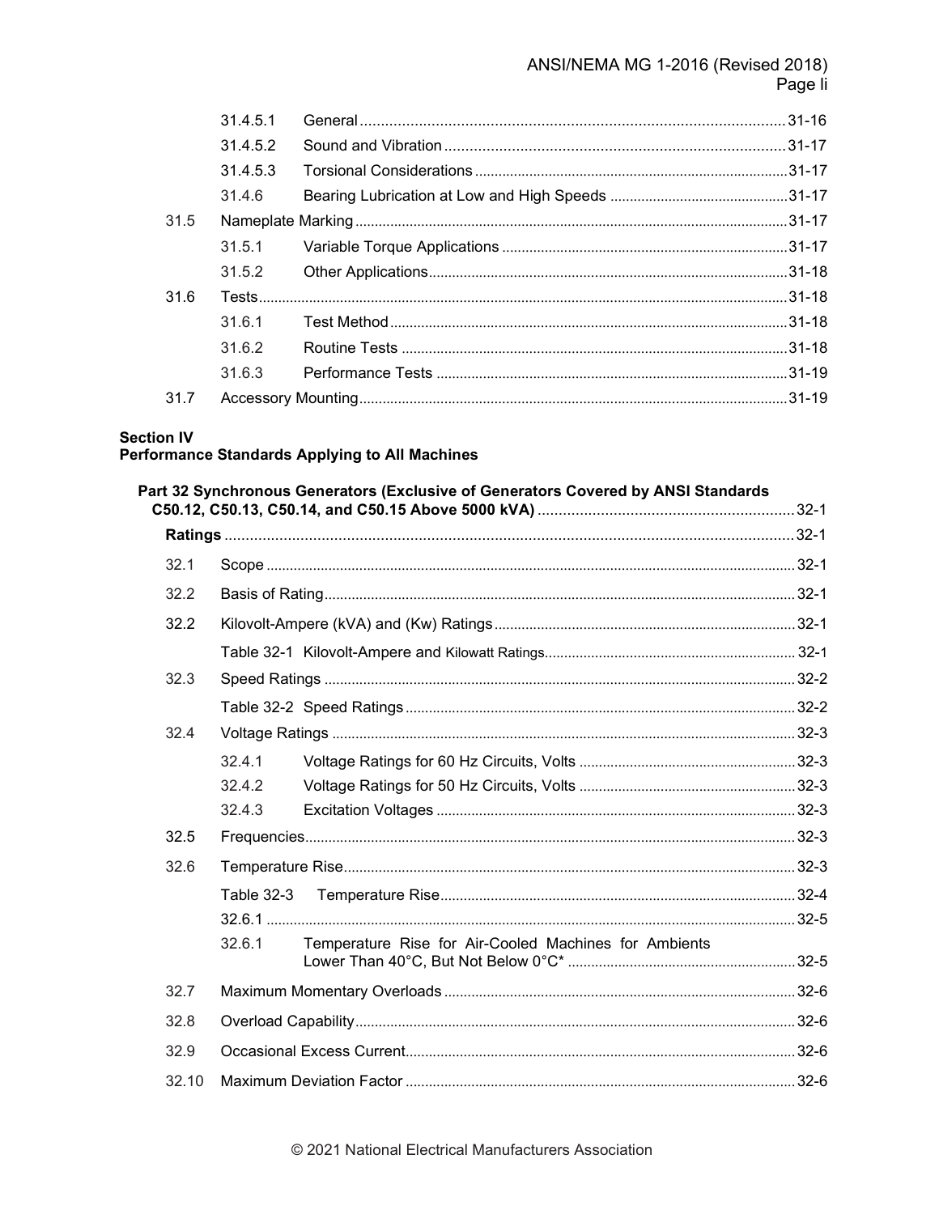| | | | |
|---|---|---|---|
| | 31.4.5.1 | General | 31-16 |
| | 31.4.5.2 | Sound and Vibration | 31-17 |
| | 31.4.5.3 | Torsional Considerations | 31-17 |
| | 31.4.6 | Bearing Lubrication at Low and High Speeds | 31-17 |
| 31.5 | Nameplate Marking | | 31-17 |
| | 31.5.1 | Variable Torque Applications | 31-17 |
| | 31.5.2 | Other Applications | 31-18 |
| 31.6 | Tests | | 31-18 |
| | 31.6.1 | Test Method | 31-18 |
| | 31.6.2 | Routine Tests | 31-18 |
| | 31.6.3 | Performance Tests | 31-19 |
| 31.7 | Accessory Mounting | | 31-19 |

**Section IV**
**Performance Standards Applying to All Machines**

**Part 32 Synchronous Generators (Exclusive of Generators Covered by ANSI Standards C50.12, C50.13, C50.14, and C50.15 Above 5000 kVA)** ........ 32-1

**Ratings** ........ 32-1

| | | | |
|---|---|---|---|
| 32.1 | Scope | | 32-1 |
| 32.2 | Basis of Rating | | 32-1 |
| 32.2 | Kilovolt-Ampere (kVA) and (Kw) Ratings | | 32-1 |
| | Table 32-1 Kilovolt-Ampere and Kilowatt Ratings | | 32-1 |
| 32.3 | Speed Ratings | | 32-2 |
| | Table 32-2 Speed Ratings | | 32-2 |
| 32.4 | Voltage Ratings | | 32-3 |
| | 32.4.1 | Voltage Ratings for 60 Hz Circuits, Volts | 32-3 |
| | 32.4.2 | Voltage Ratings for 50 Hz Circuits, Volts | 32-3 |
| | 32.4.3 | Excitation Voltages | 32-3 |
| 32.5 | Frequencies | | 32-3 |
| 32.6 | Temperature Rise | | 32-3 |
| | Table 32-3 | Temperature Rise | 32-4 |
| | 32.6.1 | | 32-5 |
| | 32.6.1 | Temperature Rise for Air-Cooled Machines for Ambients Lower Than 40°C, But Not Below 0°C* | 32-5 |
| 32.7 | Maximum Momentary Overloads | | 32-6 |
| 32.8 | Overload Capability | | 32-6 |
| 32.9 | Occasional Excess Current | | 32-6 |
| 32.10 | Maximum Deviation Factor | | 32-6 |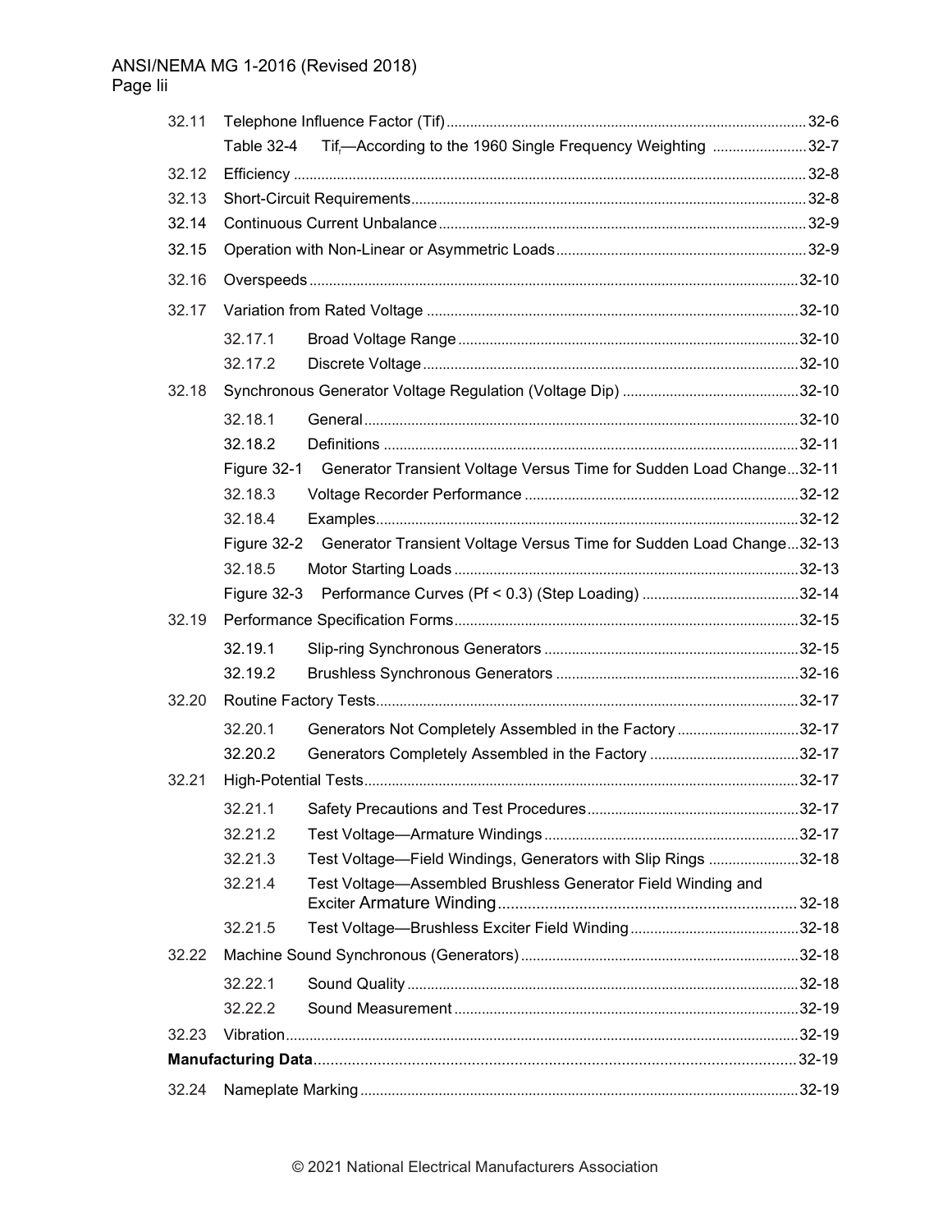| | | | |
|---|---|---|---|
| 32.11 | Telephone Influence Factor (Tif) | | 32-6 |
| | Table 32-4 | $Tif_r$—According to the 1960 Single Frequency Weighting | 32-7 |
| 32.12 | Efficiency | | 32-8 |
| 32.13 | Short-Circuit Requirements | | 32-8 |
| 32.14 | Continuous Current Unbalance | | 32-9 |
| 32.15 | Operation with Non-Linear or Asymmetric Loads | | 32-9 |
| 32.16 | Overspeeds | | 32-10 |
| 32.17 | Variation from Rated Voltage | | 32-10 |
| | 32.17.1 | Broad Voltage Range | 32-10 |
| | 32.17.2 | Discrete Voltage | 32-10 |
| 32.18 | Synchronous Generator Voltage Regulation (Voltage Dip) | | 32-10 |
| | 32.18.1 | General | 32-10 |
| | 32.18.2 | Definitions | 32-11 |
| | Figure 32-1 | Generator Transient Voltage Versus Time for Sudden Load Change | 32-11 |
| | 32.18.3 | Voltage Recorder Performance | 32-12 |
| | 32.18.4 | Examples | 32-12 |
| | Figure 32-2 | Generator Transient Voltage Versus Time for Sudden Load Change | 32-13 |
| | 32.18.5 | Motor Starting Loads | 32-13 |
| | Figure 32-3 | Performance Curves (Pf < 0.3) (Step Loading) | 32-14 |
| 32.19 | Performance Specification Forms | | 32-15 |
| | 32.19.1 | Slip-ring Synchronous Generators | 32-15 |
| | 32.19.2 | Brushless Synchronous Generators | 32-16 |
| 32.20 | Routine Factory Tests | | 32-17 |
| | 32.20.1 | Generators Not Completely Assembled in the Factory | 32-17 |
| | 32.20.2 | Generators Completely Assembled in the Factory | 32-17 |
| 32.21 | High-Potential Tests | | 32-17 |
| | 32.21.1 | Safety Precautions and Test Procedures | 32-17 |
| | 32.21.2 | Test Voltage—Armature Windings | 32-17 |
| | 32.21.3 | Test Voltage—Field Windings, Generators with Slip Rings | 32-18 |
| | 32.21.4 | Test Voltage—Assembled Brushless Generator Field Winding and Exciter Armature Winding | 32-18 |
| | 32.21.5 | Test Voltage—Brushless Exciter Field Winding | 32-18 |
| 32.22 | Machine Sound Synchronous (Generators) | | 32-18 |
| | 32.22.1 | Sound Quality | 32-18 |
| | 32.22.2 | Sound Measurement | 32-19 |
| 32.23 | Vibration | | 32-19 |
| **Manufacturing Data** | | | 32-19 |
| 32.24 | Nameplate Marking | | 32-19 |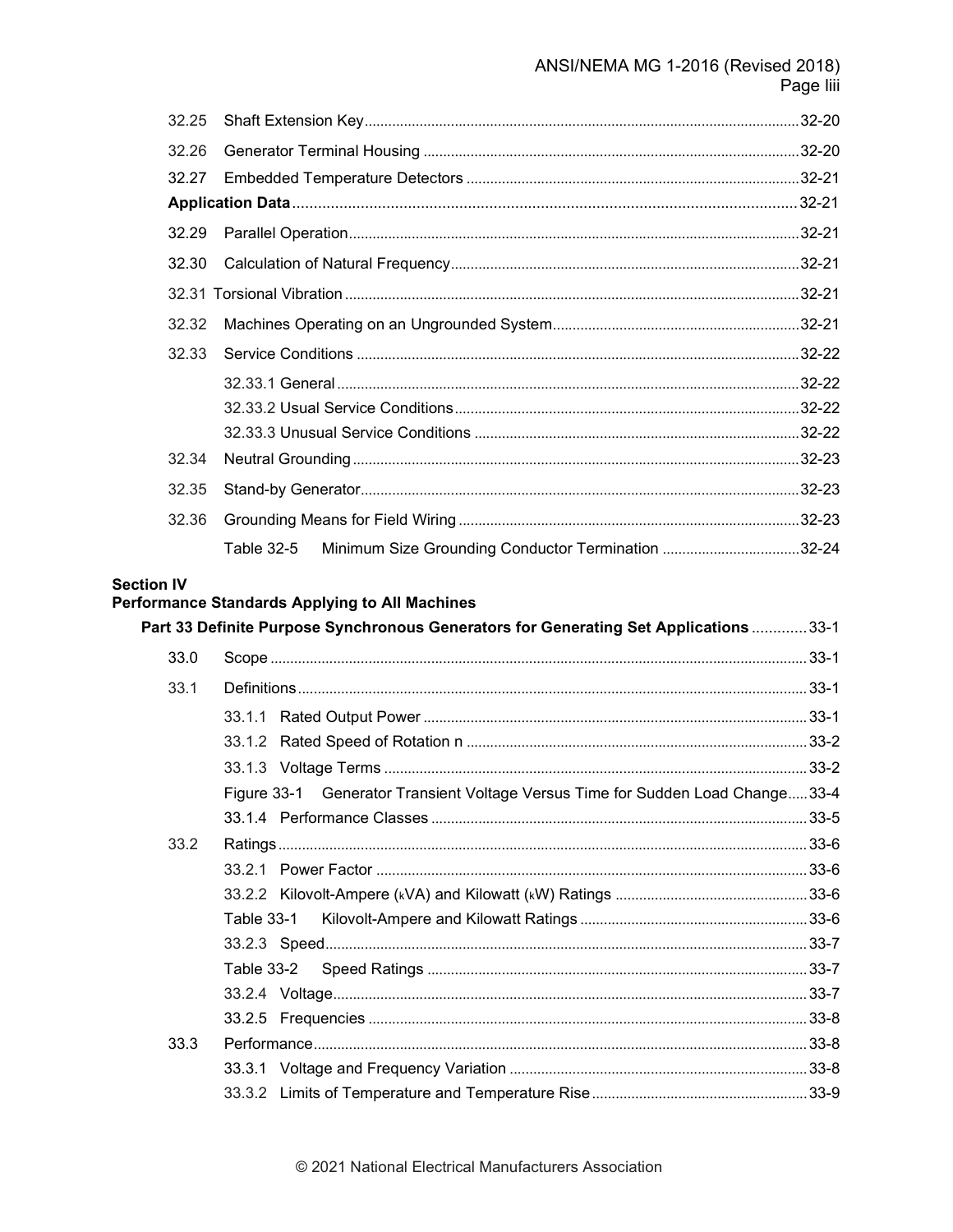32.25 Shaft Extension Key ... 32-20

32.26 Generator Terminal Housing ... 32-20

32.27 Embedded Temperature Detectors ... 32-21

**Application Data** ... 32-21

32.29 Parallel Operation ... 32-21

32.30 Calculation of Natural Frequency ... 32-21

32.31 Torsional Vibration ... 32-21

32.32 Machines Operating on an Ungrounded System ... 32-21

32.33 Service Conditions ... 32-22

- 32.33.1 General ... 32-22
- 32.33.2 Usual Service Conditions ... 32-22
- 32.33.3 Unusual Service Conditions ... 32-22

32.34 Neutral Grounding ... 32-23

32.35 Stand-by Generator ... 32-23

32.36 Grounding Means for Field Wiring ... 32-23

- Table 32-5 Minimum Size Grounding Conductor Termination ... 32-24

**Section IV**
**Performance Standards Applying to All Machines**

**Part 33 Definite Purpose Synchronous Generators for Generating Set Applications** ... 33-1

33.0 Scope ... 33-1

33.1 Definitions ... 33-1

- 33.1.1 Rated Output Power ... 33-1
- 33.1.2 Rated Speed of Rotation n ... 33-2
- 33.1.3 Voltage Terms ... 33-2
- Figure 33-1 Generator Transient Voltage Versus Time for Sudden Load Change ... 33-4
- 33.1.4 Performance Classes ... 33-5

33.2 Ratings ... 33-6

- 33.2.1 Power Factor ... 33-6
- 33.2.2 Kilovolt-Ampere (kVA) and Kilowatt (kW) Ratings ... 33-6
- Table 33-1 Kilovolt-Ampere and Kilowatt Ratings ... 33-6
- 33.2.3 Speed ... 33-7
- Table 33-2 Speed Ratings ... 33-7
- 33.2.4 Voltage ... 33-7
- 33.2.5 Frequencies ... 33-8

33.3 Performance ... 33-8

- 33.3.1 Voltage and Frequency Variation ... 33-8
- 33.3.2 Limits of Temperature and Temperature Rise ... 33-9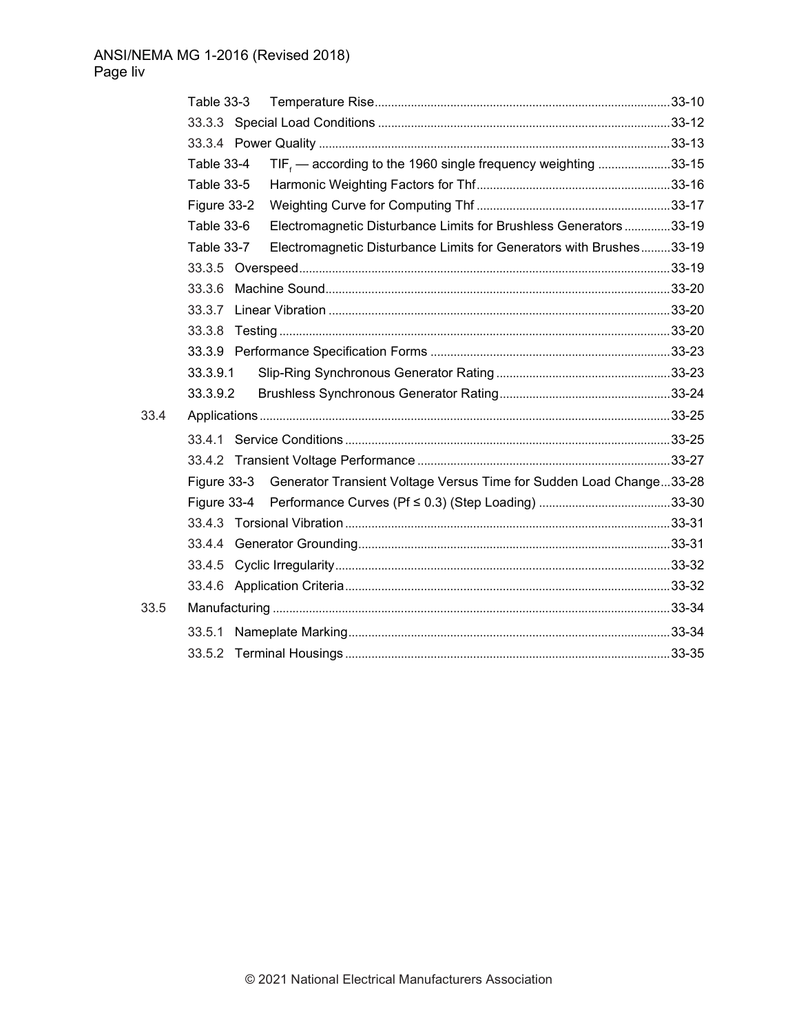Table 33-3 Temperature Rise.........................................................................................33-10

33.3.3 Special Load Conditions .........................................................................................33-12

33.3.4 Power Quality ..........................................................................................................33-13

Table 33-4 $TIF_f$ — according to the 1960 single frequency weighting ......................33-15

Table 33-5 Harmonic Weighting Factors for Thf...........................................................33-16

Figure 33-2 Weighting Curve for Computing Thf ...........................................................33-17

Table 33-6 Electromagnetic Disturbance Limits for Brushless Generators ..............33-19

Table 33-7 Electromagnetic Disturbance Limits for Generators with Brushes.........33-19

33.3.5 Overspeed................................................................................................................33-19

33.3.6 Machine Sound........................................................................................................33-20

33.3.7 Linear Vibration .......................................................................................................33-20

33.3.8 Testing .....................................................................................................................33-20

33.3.9 Performance Specification Forms .........................................................................33-23

33.3.9.1 Slip-Ring Synchronous Generator Rating .....................................................33-23

33.3.9.2 Brushless Synchronous Generator Rating....................................................33-24

33.4 Applications............................................................................................................33-25

33.4.1 Service Conditions ..................................................................................................33-25

33.4.2 Transient Voltage Performance .............................................................................33-27

Figure 33-3 Generator Transient Voltage Versus Time for Sudden Load Change...33-28

Figure 33-4 Performance Curves (Pf ≤ 0.3) (Step Loading) ........................................33-30

33.4.3 Torsional Vibration ..................................................................................................33-31

33.4.4 Generator Grounding..............................................................................................33-31

33.4.5 Cyclic Irregularity.....................................................................................................33-32

33.4.6 Application Criteria..................................................................................................33-32

33.5 Manufacturing ........................................................................................................33-34

33.5.1 Nameplate Marking.................................................................................................33-34

33.5.2 Terminal Housings ..................................................................................................33-35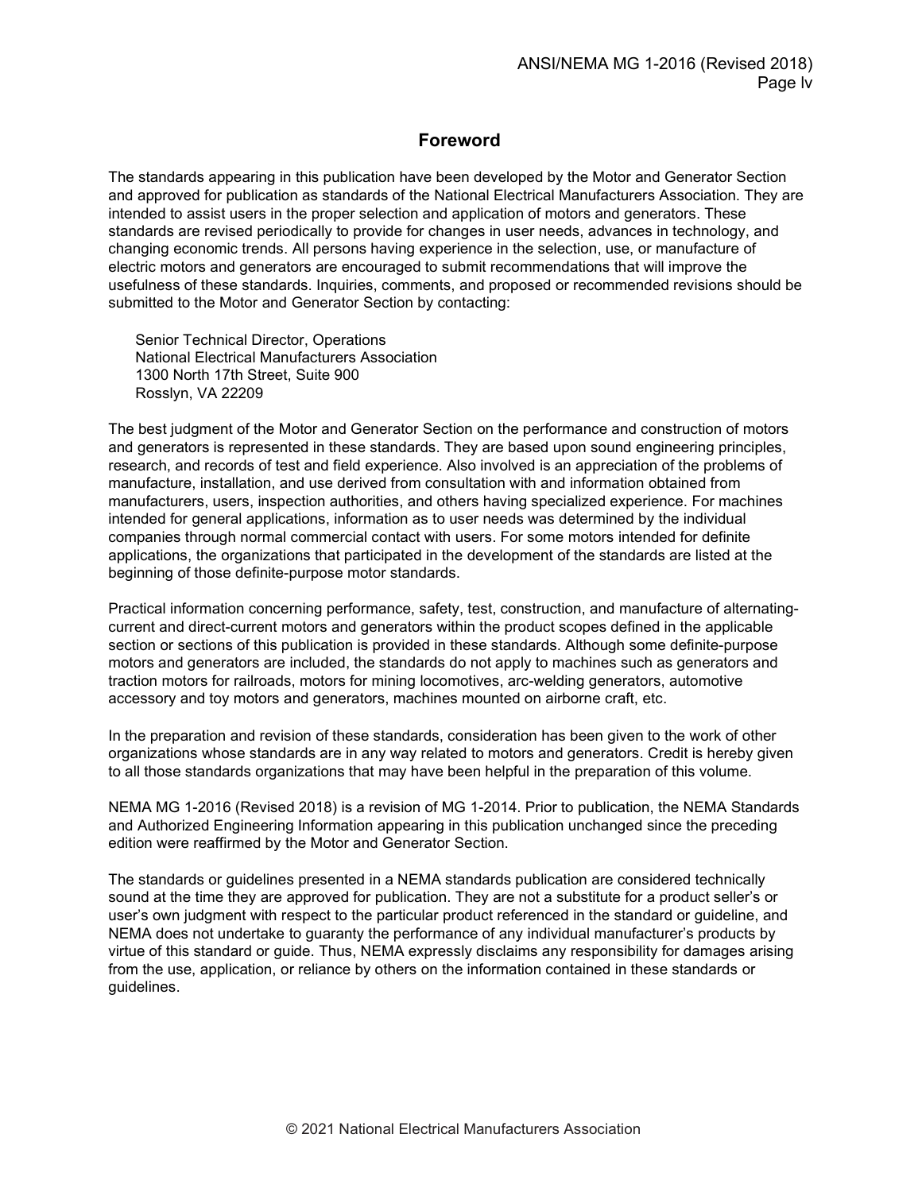## Foreword

The standards appearing in this publication have been developed by the Motor and Generator Section and approved for publication as standards of the National Electrical Manufacturers Association. They are intended to assist users in the proper selection and application of motors and generators. These standards are revised periodically to provide for changes in user needs, advances in technology, and changing economic trends. All persons having experience in the selection, use, or manufacture of electric motors and generators are encouraged to submit recommendations that will improve the usefulness of these standards. Inquiries, comments, and proposed or recommended revisions should be submitted to the Motor and Generator Section by contacting:

Senior Technical Director, Operations
National Electrical Manufacturers Association
1300 North 17th Street, Suite 900
Rosslyn, VA 22209

The best judgment of the Motor and Generator Section on the performance and construction of motors and generators is represented in these standards. They are based upon sound engineering principles, research, and records of test and field experience. Also involved is an appreciation of the problems of manufacture, installation, and use derived from consultation with and information obtained from manufacturers, users, inspection authorities, and others having specialized experience. For machines intended for general applications, information as to user needs was determined by the individual companies through normal commercial contact with users. For some motors intended for definite applications, the organizations that participated in the development of the standards are listed at the beginning of those definite-purpose motor standards.

Practical information concerning performance, safety, test, construction, and manufacture of alternating-current and direct-current motors and generators within the product scopes defined in the applicable section or sections of this publication is provided in these standards. Although some definite-purpose motors and generators are included, the standards do not apply to machines such as generators and traction motors for railroads, motors for mining locomotives, arc-welding generators, automotive accessory and toy motors and generators, machines mounted on airborne craft, etc.

In the preparation and revision of these standards, consideration has been given to the work of other organizations whose standards are in any way related to motors and generators. Credit is hereby given to all those standards organizations that may have been helpful in the preparation of this volume.

NEMA MG 1-2016 (Revised 2018) is a revision of MG 1-2014. Prior to publication, the NEMA Standards and Authorized Engineering Information appearing in this publication unchanged since the preceding edition were reaffirmed by the Motor and Generator Section.

The standards or guidelines presented in a NEMA standards publication are considered technically sound at the time they are approved for publication. They are not a substitute for a product seller's or user's own judgment with respect to the particular product referenced in the standard or guideline, and NEMA does not undertake to guaranty the performance of any individual manufacturer's products by virtue of this standard or guide. Thus, NEMA expressly disclaims any responsibility for damages arising from the use, application, or reliance by others on the information contained in these standards or guidelines.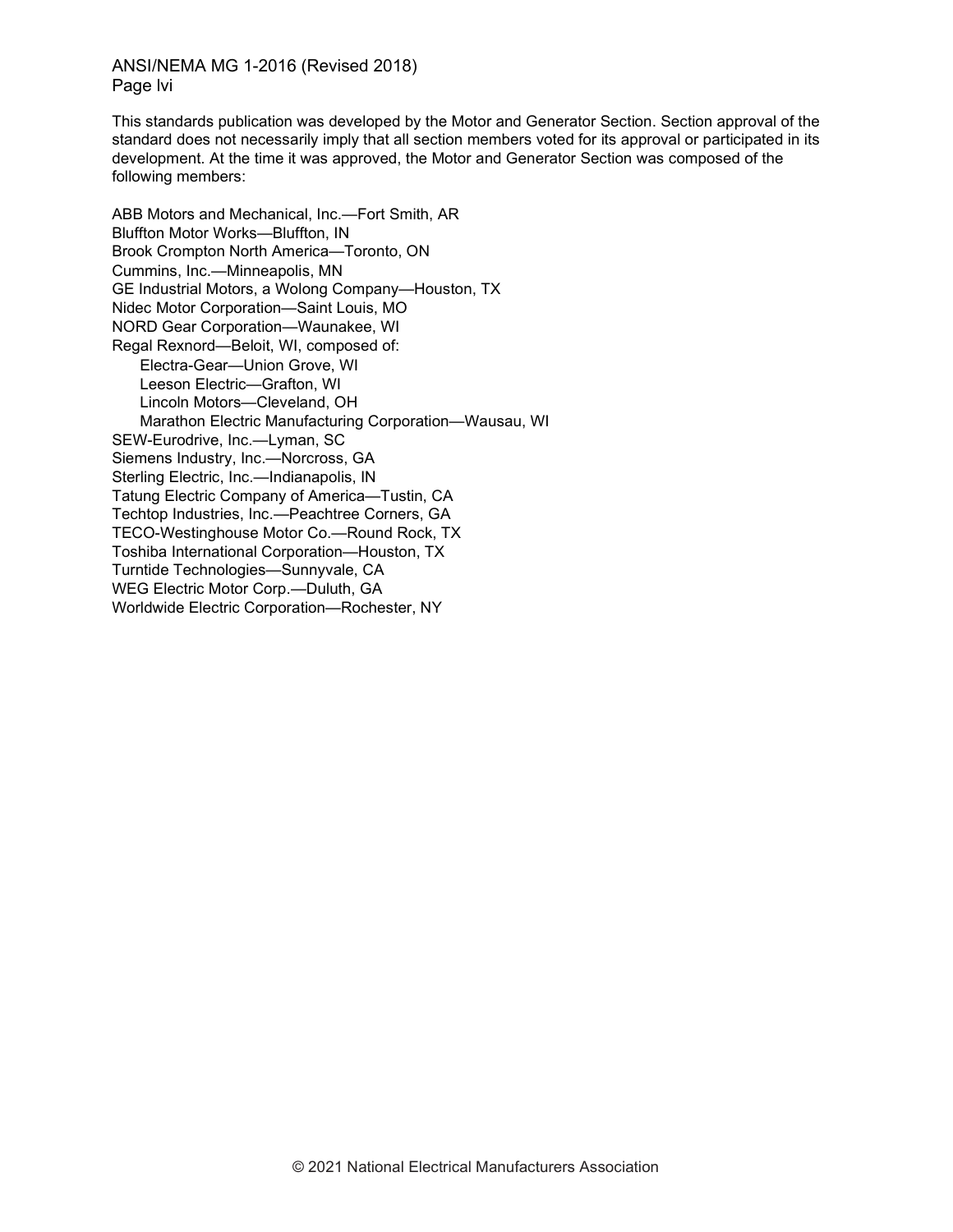This standards publication was developed by the Motor and Generator Section. Section approval of the standard does not necessarily imply that all section members voted for its approval or participated in its development. At the time it was approved, the Motor and Generator Section was composed of the following members:

ABB Motors and Mechanical, Inc.—Fort Smith, AR
Bluffton Motor Works—Bluffton, IN
Brook Crompton North America—Toronto, ON
Cummins, Inc.—Minneapolis, MN
GE Industrial Motors, a Wolong Company—Houston, TX
Nidec Motor Corporation—Saint Louis, MO
NORD Gear Corporation—Waunakee, WI
Regal Rexnord—Beloit, WI, composed of:
- Electra-Gear—Union Grove, WI
- Leeson Electric—Grafton, WI
- Lincoln Motors—Cleveland, OH
- Marathon Electric Manufacturing Corporation—Wausau, WI

SEW-Eurodrive, Inc.—Lyman, SC
Siemens Industry, Inc.—Norcross, GA
Sterling Electric, Inc.—Indianapolis, IN
Tatung Electric Company of America—Tustin, CA
Techtop Industries, Inc.—Peachtree Corners, GA
TECO-Westinghouse Motor Co.—Round Rock, TX
Toshiba International Corporation—Houston, TX
Turntide Technologies—Sunnyvale, CA
WEG Electric Motor Corp.—Duluth, GA
Worldwide Electric Corporation—Rochester, NY